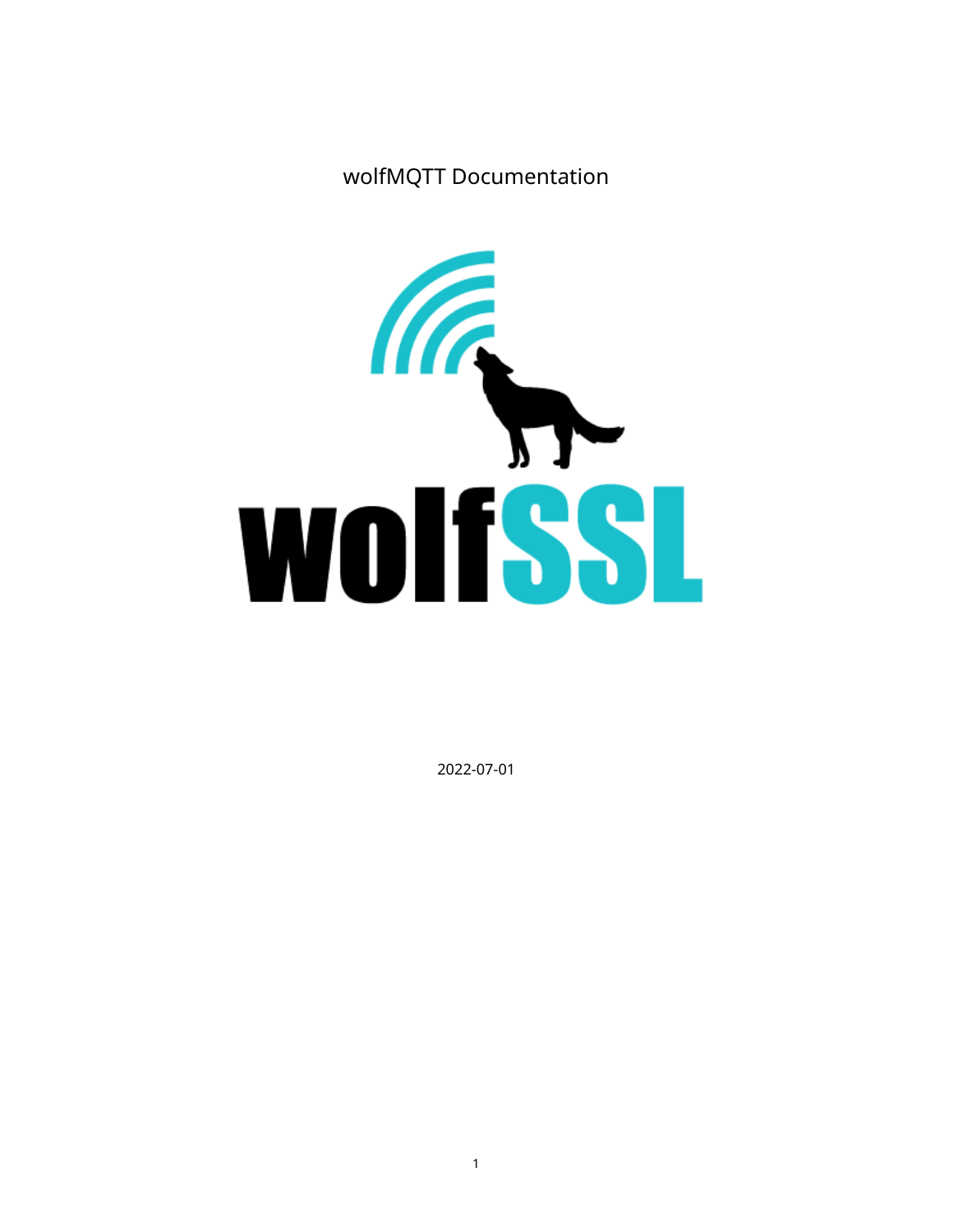# wolfMQTT Documentation

2022-07-01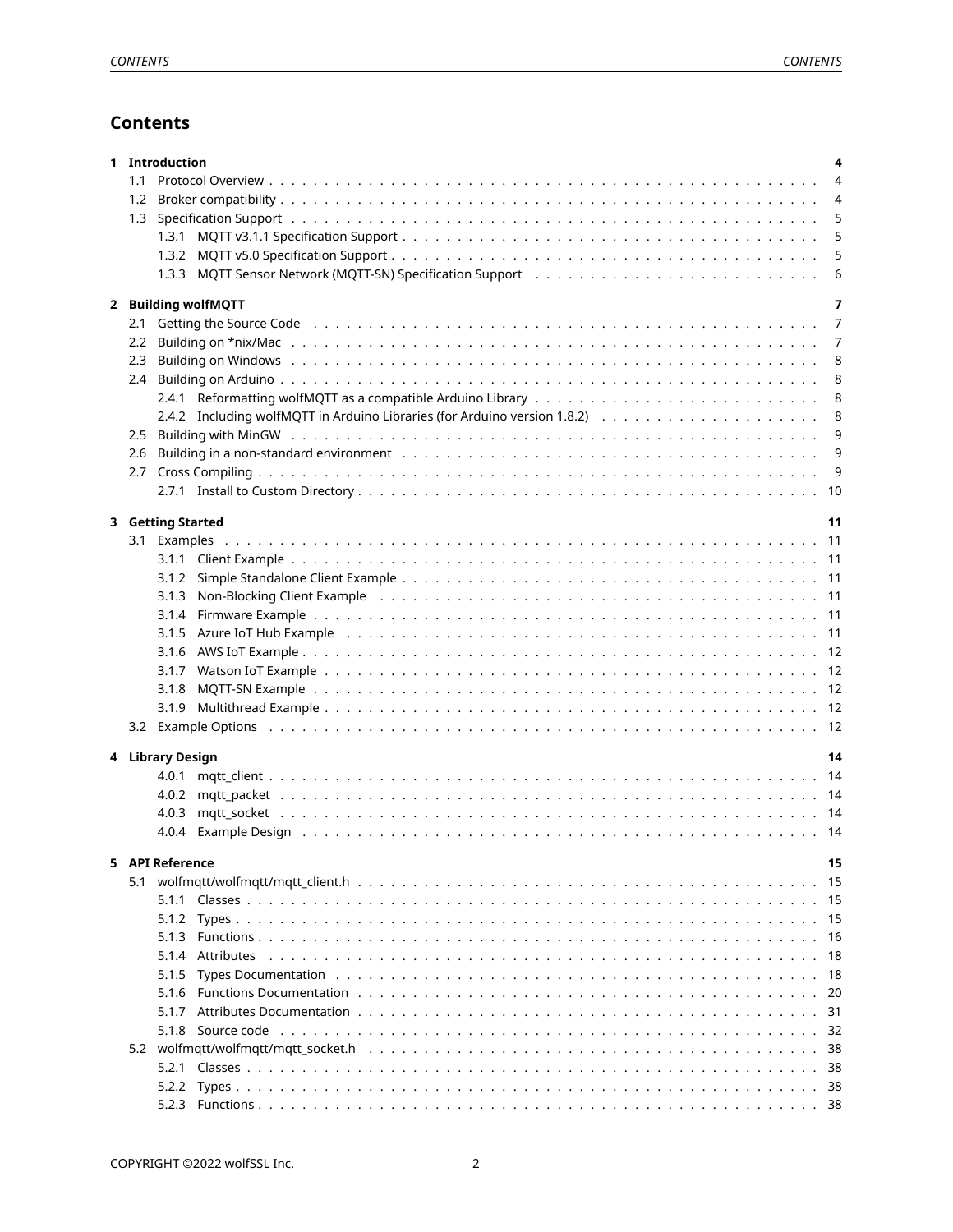# Contents

**1 Introduction** **4**

- 1.1 Protocol Overview 4
- 1.2 Broker compatibility 4
- 1.3 Specification Support 5
  - 1.3.1 MQTT v3.1.1 Specification Support 5
  - 1.3.2 MQTT v5.0 Specification Support 5
  - 1.3.3 MQTT Sensor Network (MQTT-SN) Specification Support 6

**2 Building wolfMQTT** **7**

- 2.1 Getting the Source Code 7
- 2.2 Building on *nix/Mac 7
- 2.3 Building on Windows 8
- 2.4 Building on Arduino 8
  - 2.4.1 Reformatting wolfMQTT as a compatible Arduino Library 8
  - 2.4.2 Including wolfMQTT in Arduino Libraries (for Arduino version 1.8.2) 8
- 2.5 Building with MinGW 9
- 2.6 Building in a non-standard environment 9
- 2.7 Cross Compiling 9
  - 2.7.1 Install to Custom Directory 10

**3 Getting Started** **11**

- 3.1 Examples 11
  - 3.1.1 Client Example 11
  - 3.1.2 Simple Standalone Client Example 11
  - 3.1.3 Non-Blocking Client Example 11
  - 3.1.4 Firmware Example 11
  - 3.1.5 Azure IoT Hub Example 11
  - 3.1.6 AWS IoT Example 12
  - 3.1.7 Watson IoT Example 12
  - 3.1.8 MQTT-SN Example 12
  - 3.1.9 Multithread Example 12
- 3.2 Example Options 12

**4 Library Design** **14**

- 4.0.1 mqtt_client 14
- 4.0.2 mqtt_packet 14
- 4.0.3 mqtt_socket 14
- 4.0.4 Example Design 14

**5 API Reference** **15**

- 5.1 wolfmqtt/wolfmqtt/mqtt_client.h 15
  - 5.1.1 Classes 15
  - 5.1.2 Types 15
  - 5.1.3 Functions 16
  - 5.1.4 Attributes 18
  - 5.1.5 Types Documentation 18
  - 5.1.6 Functions Documentation 20
  - 5.1.7 Attributes Documentation 31
  - 5.1.8 Source code 32
- 5.2 wolfmqtt/wolfmqtt/mqtt_socket.h 38
  - 5.2.1 Classes 38
  - 5.2.2 Types 38
  - 5.2.3 Functions 38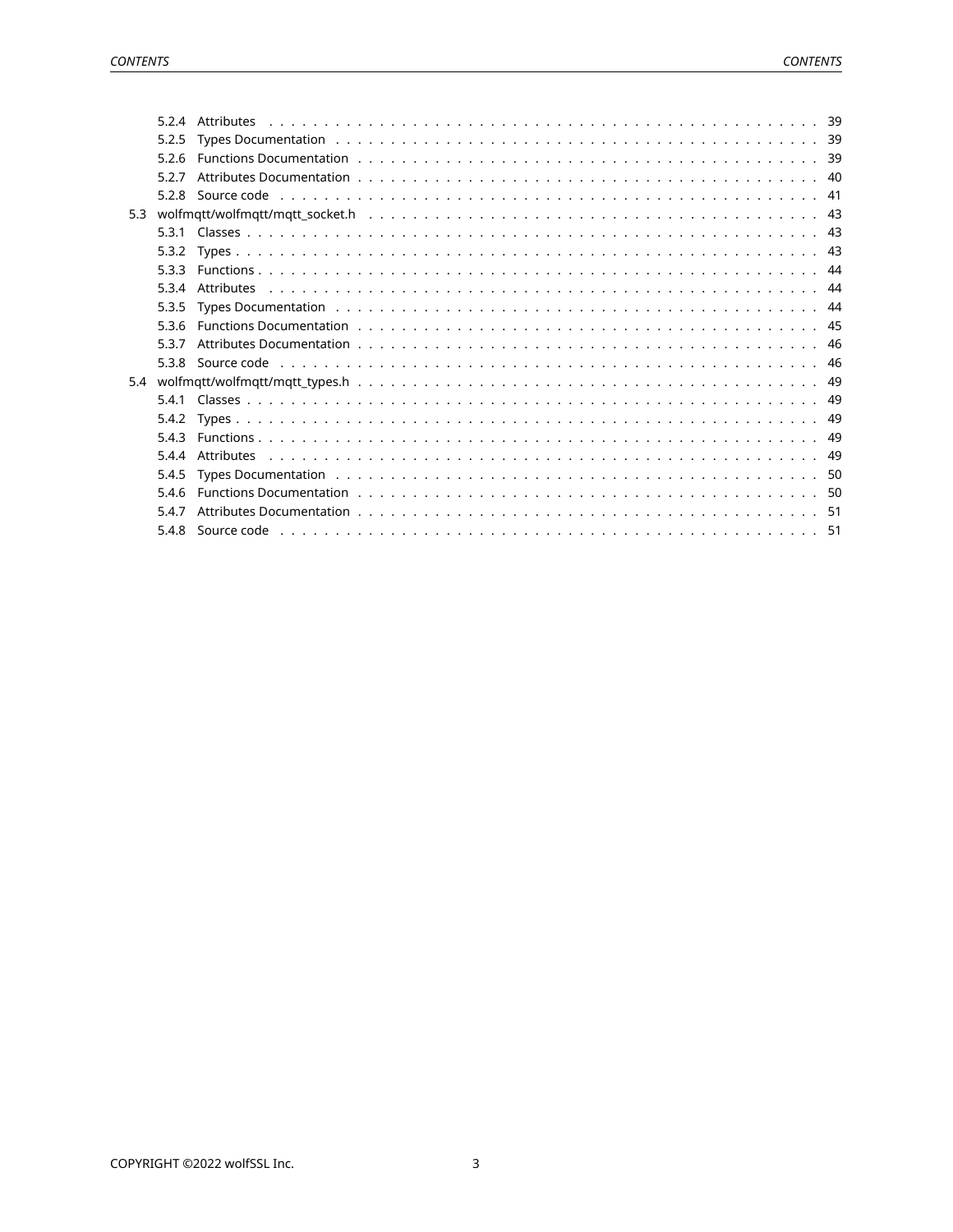- 5.2.4 Attributes . . . 39
- 5.2.5 Types Documentation . . . 39
- 5.2.6 Functions Documentation . . . 39
- 5.2.7 Attributes Documentation . . . 40
- 5.2.8 Source code . . . 41
- 5.3 wolfmqtt/wolfmqtt/mqtt_socket.h . . . 43
  - 5.3.1 Classes . . . 43
  - 5.3.2 Types . . . 43
  - 5.3.3 Functions . . . 44
  - 5.3.4 Attributes . . . 44
  - 5.3.5 Types Documentation . . . 44
  - 5.3.6 Functions Documentation . . . 45
  - 5.3.7 Attributes Documentation . . . 46
  - 5.3.8 Source code . . . 46
- 5.4 wolfmqtt/wolfmqtt/mqtt_types.h . . . 49
  - 5.4.1 Classes . . . 49
  - 5.4.2 Types . . . 49
  - 5.4.3 Functions . . . 49
  - 5.4.4 Attributes . . . 49
  - 5.4.5 Types Documentation . . . 50
  - 5.4.6 Functions Documentation . . . 50
  - 5.4.7 Attributes Documentation . . . 51
  - 5.4.8 Source code . . . 51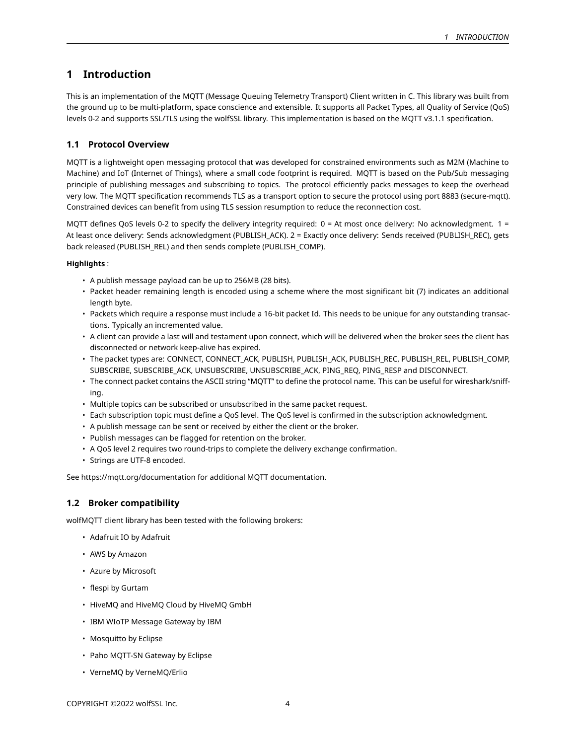# 1 Introduction

This is an implementation of the MQTT (Message Queuing Telemetry Transport) Client written in C. This library was built from the ground up to be multi-platform, space conscience and extensible. It supports all Packet Types, all Quality of Service (QoS) levels 0-2 and supports SSL/TLS using the wolfSSL library. This implementation is based on the MQTT v3.1.1 specification.

## 1.1 Protocol Overview

MQTT is a lightweight open messaging protocol that was developed for constrained environments such as M2M (Machine to Machine) and IoT (Internet of Things), where a small code footprint is required. MQTT is based on the Pub/Sub messaging principle of publishing messages and subscribing to topics. The protocol efficiently packs messages to keep the overhead very low. The MQTT specification recommends TLS as a transport option to secure the protocol using port 8883 (secure-mqtt). Constrained devices can benefit from using TLS session resumption to reduce the reconnection cost.

MQTT defines QoS levels 0-2 to specify the delivery integrity required: 0 = At most once delivery: No acknowledgment. 1 = At least once delivery: Sends acknowledgment (PUBLISH_ACK). 2 = Exactly once delivery: Sends received (PUBLISH_REC), gets back released (PUBLISH_REL) and then sends complete (PUBLISH_COMP).

**Highlights** :

- A publish message payload can be up to 256MB (28 bits).
- Packet header remaining length is encoded using a scheme where the most significant bit (7) indicates an additional length byte.
- Packets which require a response must include a 16-bit packet Id. This needs to be unique for any outstanding transactions. Typically an incremented value.
- A client can provide a last will and testament upon connect, which will be delivered when the broker sees the client has disconnected or network keep-alive has expired.
- The packet types are: CONNECT, CONNECT_ACK, PUBLISH, PUBLISH_ACK, PUBLISH_REC, PUBLISH_REL, PUBLISH_COMP, SUBSCRIBE, SUBSCRIBE_ACK, UNSUBSCRIBE, UNSUBSCRIBE_ACK, PING_REQ, PING_RESP and DISCONNECT.
- The connect packet contains the ASCII string "MQTT" to define the protocol name. This can be useful for wireshark/sniffing.
- Multiple topics can be subscribed or unsubscribed in the same packet request.
- Each subscription topic must define a QoS level. The QoS level is confirmed in the subscription acknowledgment.
- A publish message can be sent or received by either the client or the broker.
- Publish messages can be flagged for retention on the broker.
- A QoS level 2 requires two round-trips to complete the delivery exchange confirmation.
- Strings are UTF-8 encoded.

See https://mqtt.org/documentation for additional MQTT documentation.

## 1.2 Broker compatibility

wolfMQTT client library has been tested with the following brokers:

- Adafruit IO by Adafruit
- AWS by Amazon
- Azure by Microsoft
- flespi by Gurtam
- HiveMQ and HiveMQ Cloud by HiveMQ GmbH
- IBM WIoTP Message Gateway by IBM
- Mosquitto by Eclipse
- Paho MQTT-SN Gateway by Eclipse
- VerneMQ by VerneMQ/Erlio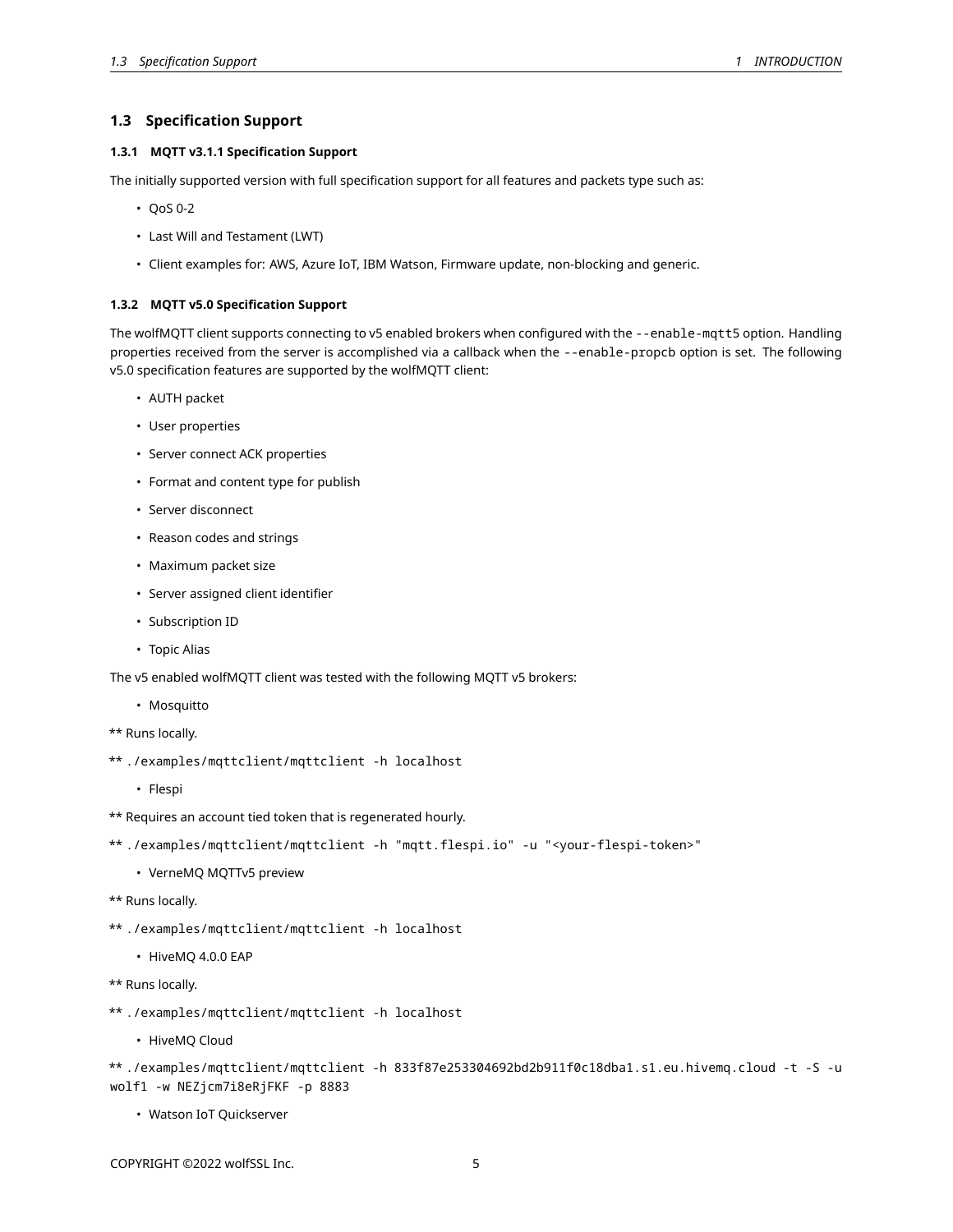## 1.3 Specification Support

### 1.3.1 MQTT v3.1.1 Specification Support

The initially supported version with full specification support for all features and packets type such as:

- QoS 0-2
- Last Will and Testament (LWT)
- Client examples for: AWS, Azure IoT, IBM Watson, Firmware update, non-blocking and generic.

### 1.3.2 MQTT v5.0 Specification Support

The wolfMQTT client supports connecting to v5 enabled brokers when configured with the `--enable-mqtt5` option. Handling properties received from the server is accomplished via a callback when the `--enable-propcb` option is set. The following v5.0 specification features are supported by the wolfMQTT client:

- AUTH packet
- User properties
- Server connect ACK properties
- Format and content type for publish
- Server disconnect
- Reason codes and strings
- Maximum packet size
- Server assigned client identifier
- Subscription ID
- Topic Alias

The v5 enabled wolfMQTT client was tested with the following MQTT v5 brokers:

- Mosquitto

** Runs locally.

** `./examples/mqttclient/mqttclient -h localhost`

- Flespi

** Requires an account tied token that is regenerated hourly.

** `./examples/mqttclient/mqttclient -h "mqtt.flespi.io" -u "<your-flespi-token>"`

- VerneMQ MQTTv5 preview

** Runs locally.

** `./examples/mqttclient/mqttclient -h localhost`

- HiveMQ 4.0.0 EAP

** Runs locally.

** `./examples/mqttclient/mqttclient -h localhost`

- HiveMQ Cloud

** `./examples/mqttclient/mqttclient -h 833f87e253304692bd2b911f0c18dba1.s1.eu.hivemq.cloud -t -S -u wolf1 -w NEZjcm7i8eRjFKF -p 8883`

- Watson IoT Quickserver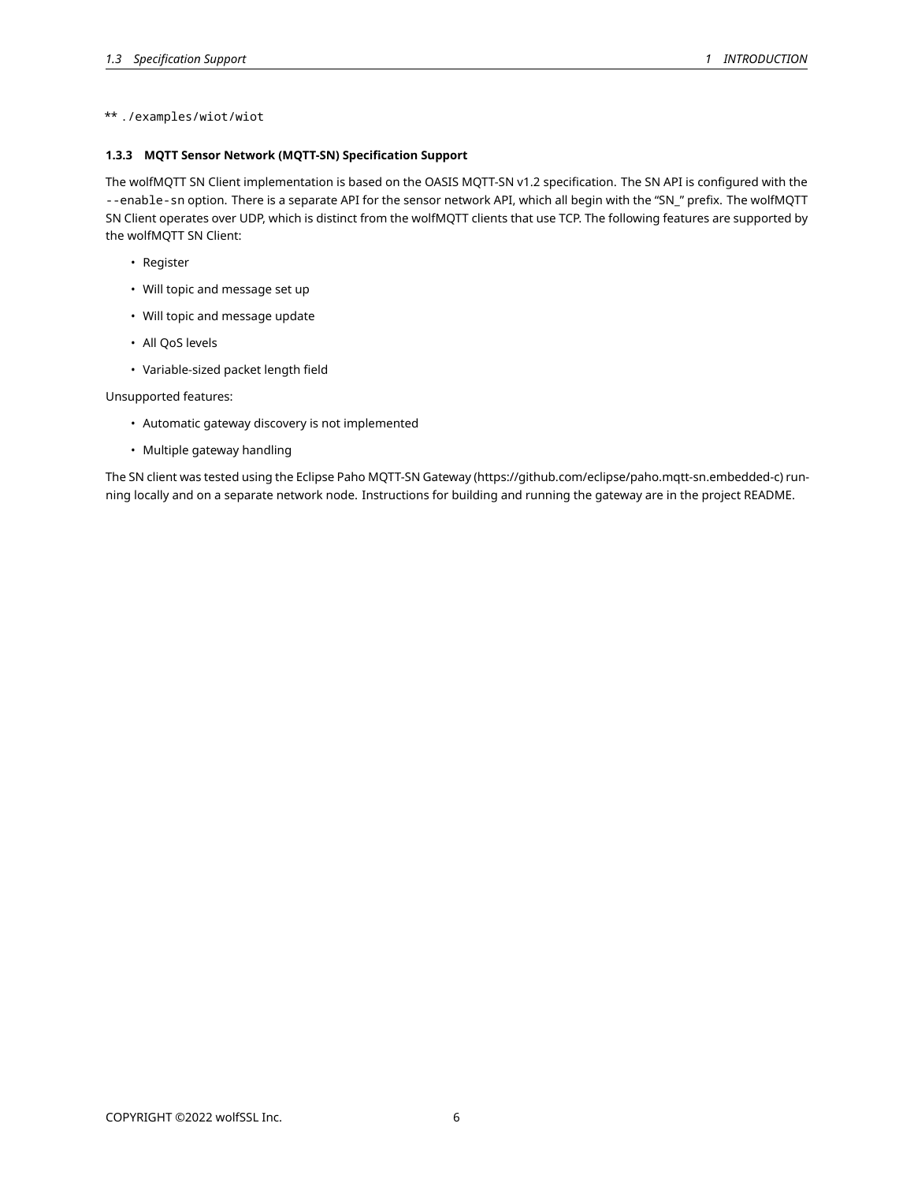** `./examples/wiot/wiot`

### 1.3.3 MQTT Sensor Network (MQTT-SN) Specification Support

The wolfMQTT SN Client implementation is based on the OASIS MQTT-SN v1.2 specification. The SN API is configured with the `--enable-sn` option. There is a separate API for the sensor network API, which all begin with the "SN_" prefix. The wolfMQTT SN Client operates over UDP, which is distinct from the wolfMQTT clients that use TCP. The following features are supported by the wolfMQTT SN Client:

- Register
- Will topic and message set up
- Will topic and message update
- All QoS levels
- Variable-sized packet length field

Unsupported features:

- Automatic gateway discovery is not implemented
- Multiple gateway handling

The SN client was tested using the Eclipse Paho MQTT-SN Gateway (https://github.com/eclipse/paho.mqtt-sn.embedded-c) running locally and on a separate network node. Instructions for building and running the gateway are in the project README.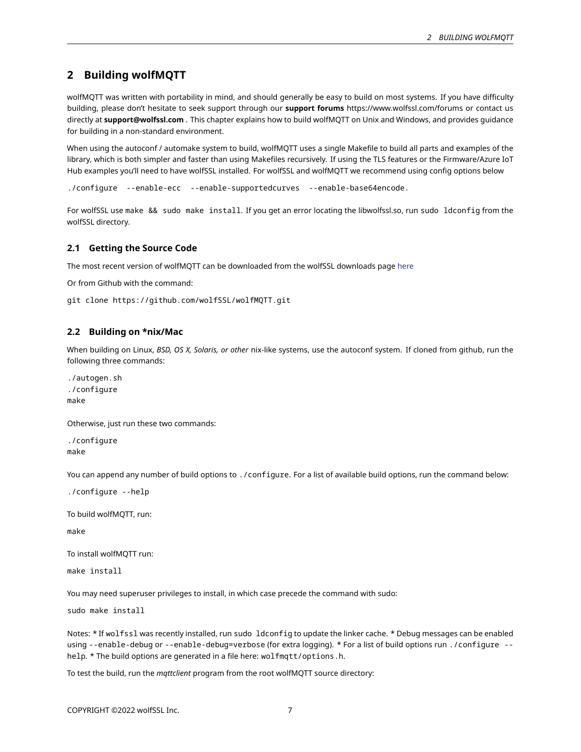# 2 Building wolfMQTT

wolfMQTT was written with portability in mind, and should generally be easy to build on most systems. If you have difficulty building, please don't hesitate to seek support through our **support forums** https://www.wolfssl.com/forums or contact us directly at **support@wolfssl.com** . This chapter explains how to build wolfMQTT on Unix and Windows, and provides guidance for building in a non-standard environment.

When using the autoconf / automake system to build, wolfMQTT uses a single Makefile to build all parts and examples of the library, which is both simpler and faster than using Makefiles recursively. If using the TLS features or the Firmware/Azure IoT Hub examples you'll need to have wolfSSL installed. For wolfSSL and wolfMQTT we recommend using config options below

`./configure --enable-ecc --enable-supportedcurves --enable-base64encode.`

For wolfSSL use `make && sudo make install`. If you get an error locating the libwolfssl.so, run `sudo ldconfig` from the wolfSSL directory.

## 2.1 Getting the Source Code

The most recent version of wolfMQTT can be downloaded from the wolfSSL downloads page here

Or from Github with the command:

```
git clone https://github.com/wolfSSL/wolfMQTT.git
```

## 2.2 Building on *nix/Mac

When building on Linux, *BSD, OS X, Solaris, or other* nix-like systems, use the autoconf system. If cloned from github, run the following three commands:

```
./autogen.sh
./configure
make
```

Otherwise, just run these two commands:

```
./configure
make
```

You can append any number of build options to `./configure`. For a list of available build options, run the command below:

```
./configure --help
```

To build wolfMQTT, run:

```
make
```

To install wolfMQTT run:

```
make install
```

You may need superuser privileges to install, in which case precede the command with sudo:

```
sudo make install
```

Notes: * If `wolfssl` was recently installed, run `sudo ldconfig` to update the linker cache. * Debug messages can be enabled using `--enable-debug` or `--enable-debug=verbose` (for extra logging). * For a list of build options run `./configure --help`. * The build options are generated in a file here: `wolfmqtt/options.h`.

To test the build, run the *mqttclient* program from the root wolfMQTT source directory: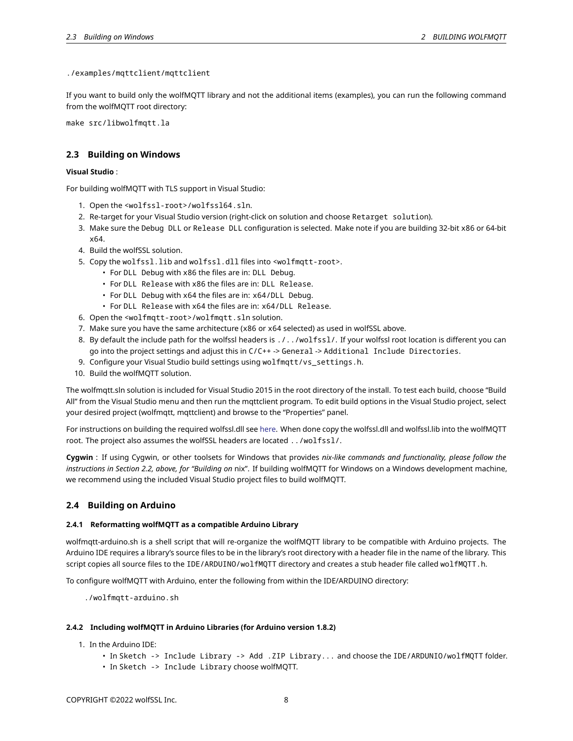```
./examples/mqttclient/mqttclient
```

If you want to build only the wolfMQTT library and not the additional items (examples), you can run the following command from the wolfMQTT root directory:

```
make src/libwolfmqtt.la
```

## 2.3 Building on Windows

**Visual Studio** :

For building wolfMQTT with TLS support in Visual Studio:

1. Open the `<wolfssl-root>/wolfssl64.sln`.
2. Re-target for your Visual Studio version (right-click on solution and choose `Retarget solution`).
3. Make sure the `Debug DLL` or `Release DLL` configuration is selected. Make note if you are building 32-bit x86 or 64-bit x64.
4. Build the wolfSSL solution.
5. Copy the `wolfssl.lib` and `wolfssl.dll` files into `<wolfmqtt-root>`.
   - For `DLL Debug` with x86 the files are in: `DLL Debug`.
   - For `DLL Release` with x86 the files are in: `DLL Release`.
   - For `DLL Debug` with x64 the files are in: `x64/DLL Debug`.
   - For `DLL Release` with x64 the files are in: `x64/DLL Release`.
6. Open the `<wolfmqtt-root>/wolfmqtt.sln` solution.
7. Make sure you have the same architecture (x86 or x64 selected) as used in wolfSSL above.
8. By default the include path for the wolfssl headers is `./../wolfssl/`. If your wolfssl root location is different you can go into the project settings and adjust this in `C/C++` -> `General` -> `Additional Include Directories`.
9. Configure your Visual Studio build settings using `wolfmqtt/vs_settings.h`.
10. Build the wolfMQTT solution.

The wolfmqtt.sln solution is included for Visual Studio 2015 in the root directory of the install. To test each build, choose "Build All" from the Visual Studio menu and then run the mqttclient program. To edit build options in the Visual Studio project, select your desired project (wolfmqtt, mqttclient) and browse to the "Properties" panel.

For instructions on building the required wolfssl.dll see here. When done copy the wolfssl.dll and wolfssl.lib into the wolfMQTT root. The project also assumes the wolfSSL headers are located `../wolfssl/`.

**Cygwin** : If using Cygwin, or other toolsets for Windows that provides *nix-like commands and functionality, please follow the instructions in Section 2.2, above, for "Building on* nix". If building wolfMQTT for Windows on a Windows development machine, we recommend using the included Visual Studio project files to build wolfMQTT.

## 2.4 Building on Arduino

### 2.4.1 Reformatting wolfMQTT as a compatible Arduino Library

wolfmqtt-arduino.sh is a shell script that will re-organize the wolfMQTT library to be compatible with Arduino projects. The Arduino IDE requires a library's source files to be in the library's root directory with a header file in the name of the library. This script copies all source files to the `IDE/ARDUINO/wolfMQTT` directory and creates a stub header file called `wolfMQTT.h`.

To configure wolfMQTT with Arduino, enter the following from within the IDE/ARDUINO directory:

```
./wolfmqtt-arduino.sh
```

### 2.4.2 Including wolfMQTT in Arduino Libraries (for Arduino version 1.8.2)

1. In the Arduino IDE:
   - In `Sketch -> Include Library -> Add .ZIP Library...` and choose the `IDE/ARDUNIO/wolfMQTT` folder.
   - In `Sketch -> Include Library` choose wolfMQTT.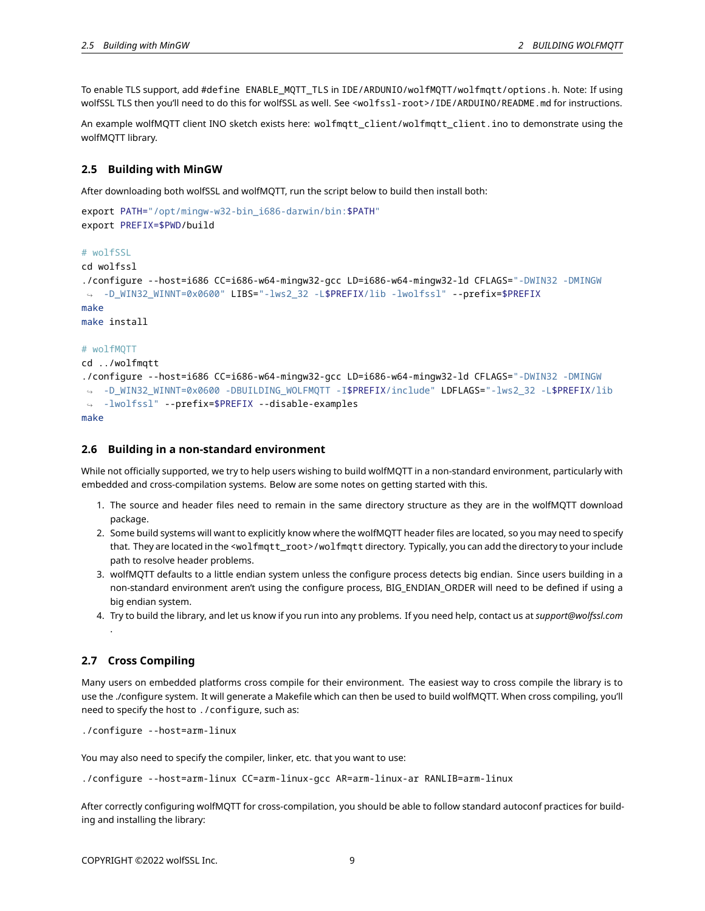To enable TLS support, add `#define ENABLE_MQTT_TLS` in `IDE/ARDUNIO/wolfMQTT/wolfmqtt/options.h`. Note: If using wolfSSL TLS then you'll need to do this for wolfSSL as well. See `<wolfssl-root>/IDE/ARDUINO/README.md` for instructions.

An example wolfMQTT client INO sketch exists here: `wolfmqtt_client/wolfmqtt_client.ino` to demonstrate using the wolfMQTT library.

### 2.5 Building with MinGW

After downloading both wolfSSL and wolfMQTT, run the script below to build then install both:

```
export PATH="/opt/mingw-w32-bin_i686-darwin/bin:$PATH"
export PREFIX=$PWD/build

# wolfSSL
cd wolfssl
./configure --host=i686 CC=i686-w64-mingw32-gcc LD=i686-w64-mingw32-ld CFLAGS="-DWIN32 -DMINGW
  -D_WIN32_WINNT=0x0600" LIBS="-lws2_32 -L$PREFIX/lib -lwolfssl" --prefix=$PREFIX
make
make install

# wolfMQTT
cd ../wolfmqtt
./configure --host=i686 CC=i686-w64-mingw32-gcc LD=i686-w64-mingw32-ld CFLAGS="-DWIN32 -DMINGW
  -D_WIN32_WINNT=0x0600 -DBUILDING_WOLFMQTT -I$PREFIX/include" LDFLAGS="-lws2_32 -L$PREFIX/lib
  -lwolfssl" --prefix=$PREFIX --disable-examples
make
```

### 2.6 Building in a non-standard environment

While not officially supported, we try to help users wishing to build wolfMQTT in a non-standard environment, particularly with embedded and cross-compilation systems. Below are some notes on getting started with this.

1. The source and header files need to remain in the same directory structure as they are in the wolfMQTT download package.
2. Some build systems will want to explicitly know where the wolfMQTT header files are located, so you may need to specify that. They are located in the `<wolfmqtt_root>/wolfmqtt` directory. Typically, you can add the directory to your include path to resolve header problems.
3. wolfMQTT defaults to a little endian system unless the configure process detects big endian. Since users building in a non-standard environment aren't using the configure process, BIG_ENDIAN_ORDER will need to be defined if using a big endian system.
4. Try to build the library, and let us know if you run into any problems. If you need help, contact us at *support@wolfssl.com* .

### 2.7 Cross Compiling

Many users on embedded platforms cross compile for their environment. The easiest way to cross compile the library is to use the ./configure system. It will generate a Makefile which can then be used to build wolfMQTT. When cross compiling, you'll need to specify the host to `./configure`, such as:

```
./configure --host=arm-linux
```

You may also need to specify the compiler, linker, etc. that you want to use:

```
./configure --host=arm-linux CC=arm-linux-gcc AR=arm-linux-ar RANLIB=arm-linux
```

After correctly configuring wolfMQTT for cross-compilation, you should be able to follow standard autoconf practices for building and installing the library: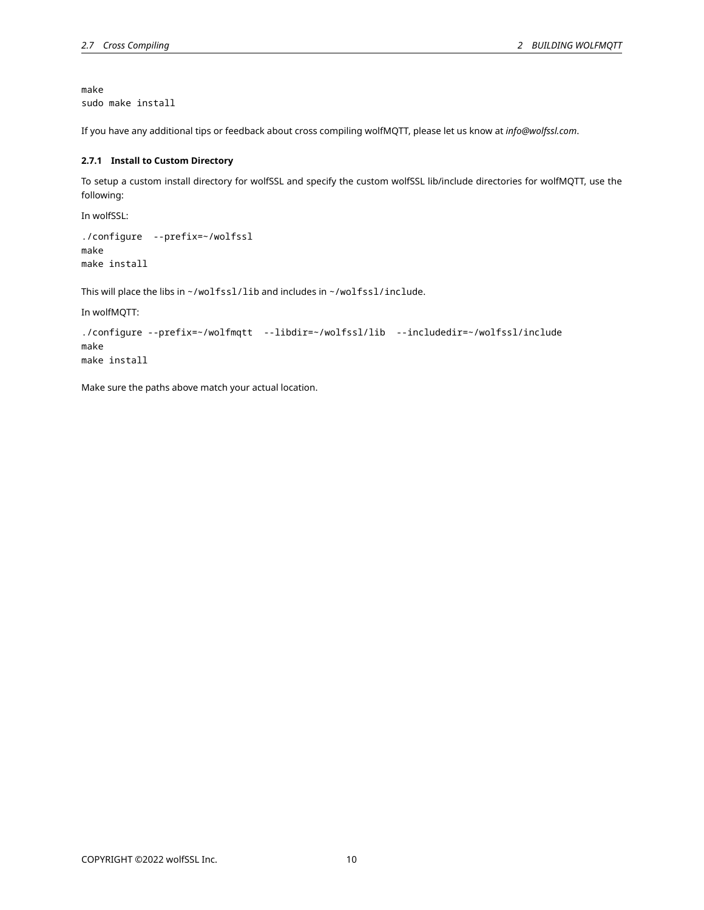```
make
sudo make install
```

If you have any additional tips or feedback about cross compiling wolfMQTT, please let us know at *info@wolfssl.com*.

#### 2.7.1 Install to Custom Directory

To setup a custom install directory for wolfSSL and specify the custom wolfSSL lib/include directories for wolfMQTT, use the following:

In wolfSSL:

```
./configure  --prefix=~/wolfssl
make
make install
```

This will place the libs in `~/wolfssl/lib` and includes in `~/wolfssl/include`.

In wolfMQTT:

```
./configure --prefix=~/wolfmqtt  --libdir=~/wolfssl/lib  --includedir=~/wolfssl/include
make
make install
```

Make sure the paths above match your actual location.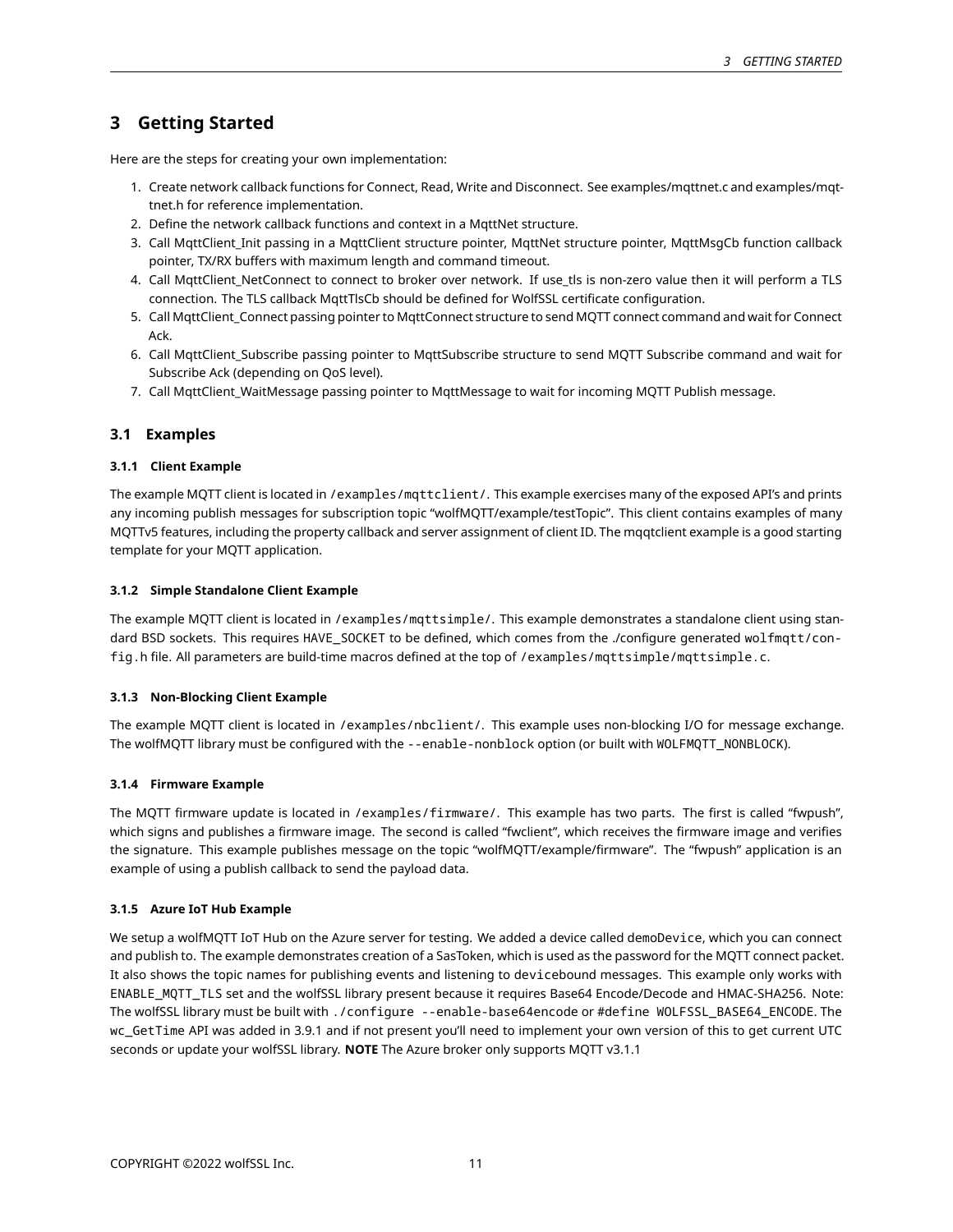# 3 Getting Started

Here are the steps for creating your own implementation:

1. Create network callback functions for Connect, Read, Write and Disconnect. See examples/mqttnet.c and examples/mqttnet.h for reference implementation.
2. Define the network callback functions and context in a MqttNet structure.
3. Call MqttClient_Init passing in a MqttClient structure pointer, MqttNet structure pointer, MqttMsgCb function callback pointer, TX/RX buffers with maximum length and command timeout.
4. Call MqttClient_NetConnect to connect to broker over network. If use_tls is non-zero value then it will perform a TLS connection. The TLS callback MqttTlsCb should be defined for WolfSSL certificate configuration.
5. Call MqttClient_Connect passing pointer to MqttConnect structure to send MQTT connect command and wait for Connect Ack.
6. Call MqttClient_Subscribe passing pointer to MqttSubscribe structure to send MQTT Subscribe command and wait for Subscribe Ack (depending on QoS level).
7. Call MqttClient_WaitMessage passing pointer to MqttMessage to wait for incoming MQTT Publish message.

## 3.1 Examples

### 3.1.1 Client Example

The example MQTT client is located in `/examples/mqttclient/`. This example exercises many of the exposed API's and prints any incoming publish messages for subscription topic "wolfMQTT/example/testTopic". This client contains examples of many MQTTv5 features, including the property callback and server assignment of client ID. The mqqtclient example is a good starting template for your MQTT application.

### 3.1.2 Simple Standalone Client Example

The example MQTT client is located in `/examples/mqttsimple/`. This example demonstrates a standalone client using standard BSD sockets. This requires `HAVE_SOCKET` to be defined, which comes from the ./configure generated `wolfmqtt/config.h` file. All parameters are build-time macros defined at the top of `/examples/mqttsimple/mqttsimple.c`.

### 3.1.3 Non-Blocking Client Example

The example MQTT client is located in `/examples/nbclient/`. This example uses non-blocking I/O for message exchange. The wolfMQTT library must be configured with the `--enable-nonblock` option (or built with `WOLFMQTT_NONBLOCK`).

### 3.1.4 Firmware Example

The MQTT firmware update is located in `/examples/firmware/`. This example has two parts. The first is called "fwpush", which signs and publishes a firmware image. The second is called "fwclient", which receives the firmware image and verifies the signature. This example publishes message on the topic "wolfMQTT/example/firmware". The "fwpush" application is an example of using a publish callback to send the payload data.

### 3.1.5 Azure IoT Hub Example

We setup a wolfMQTT IoT Hub on the Azure server for testing. We added a device called `demoDevice`, which you can connect and publish to. The example demonstrates creation of a SasToken, which is used as the password for the MQTT connect packet. It also shows the topic names for publishing events and listening to `devicebound` messages. This example only works with `ENABLE_MQTT_TLS` set and the wolfSSL library present because it requires Base64 Encode/Decode and HMAC-SHA256. Note: The wolfSSL library must be built with `./configure --enable-base64encode` or `#define WOLFSSL_BASE64_ENCODE`. The `wc_GetTime` API was added in 3.9.1 and if not present you'll need to implement your own version of this to get current UTC seconds or update your wolfSSL library. **NOTE** The Azure broker only supports MQTT v3.1.1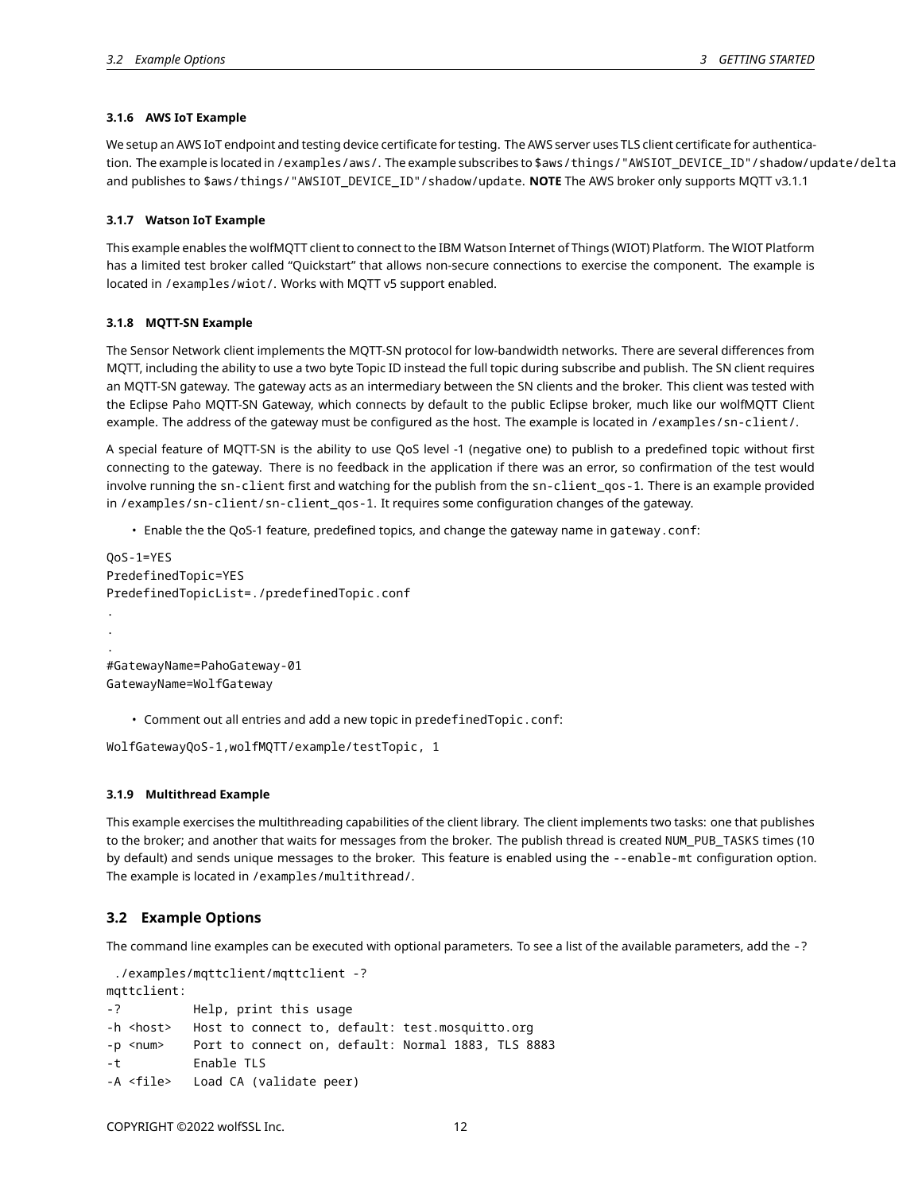#### 3.1.6 AWS IoT Example

We setup an AWS IoT endpoint and testing device certificate for testing. The AWS server uses TLS client certificate for authentication. The example is located in `/examples/aws/`. The example subscribes to `$aws/things/"AWSIOT_DEVICE_ID"/shadow/update/delta` and publishes to `$aws/things/"AWSIOT_DEVICE_ID"/shadow/update`. **NOTE** The AWS broker only supports MQTT v3.1.1

#### 3.1.7 Watson IoT Example

This example enables the wolfMQTT client to connect to the IBM Watson Internet of Things (WIOT) Platform. The WIOT Platform has a limited test broker called "Quickstart" that allows non-secure connections to exercise the component. The example is located in `/examples/wiot/`. Works with MQTT v5 support enabled.

#### 3.1.8 MQTT-SN Example

The Sensor Network client implements the MQTT-SN protocol for low-bandwidth networks. There are several differences from MQTT, including the ability to use a two byte Topic ID instead the full topic during subscribe and publish. The SN client requires an MQTT-SN gateway. The gateway acts as an intermediary between the SN clients and the broker. This client was tested with the Eclipse Paho MQTT-SN Gateway, which connects by default to the public Eclipse broker, much like our wolfMQTT Client example. The address of the gateway must be configured as the host. The example is located in `/examples/sn-client/`.

A special feature of MQTT-SN is the ability to use QoS level -1 (negative one) to publish to a predefined topic without first connecting to the gateway. There is no feedback in the application if there was an error, so confirmation of the test would involve running the `sn-client` first and watching for the publish from the `sn-client_qos-1`. There is an example provided in `/examples/sn-client/sn-client_qos-1`. It requires some configuration changes of the gateway.

- Enable the the QoS-1 feature, predefined topics, and change the gateway name in `gateway.conf`:

```
QoS-1=YES
PredefinedTopic=YES
PredefinedTopicList=./predefinedTopic.conf
.
.
.
#GatewayName=PahoGateway-01
GatewayName=WolfGateway
```

- Comment out all entries and add a new topic in `predefinedTopic.conf`:

```
WolfGatewayQoS-1,wolfMQTT/example/testTopic, 1
```

#### 3.1.9 Multithread Example

This example exercises the multithreading capabilities of the client library. The client implements two tasks: one that publishes to the broker; and another that waits for messages from the broker. The publish thread is created `NUM_PUB_TASKS` times (10 by default) and sends unique messages to the broker. This feature is enabled using the `--enable-mt` configuration option. The example is located in `/examples/multithread/`.

### 3.2 Example Options

The command line examples can be executed with optional parameters. To see a list of the available parameters, add the `-?`

```
 ./examples/mqttclient/mqttclient -?
mqttclient:
-?          Help, print this usage
-h <host>   Host to connect to, default: test.mosquitto.org
-p <num>    Port to connect on, default: Normal 1883, TLS 8883
-t          Enable TLS
-A <file>   Load CA (validate peer)
```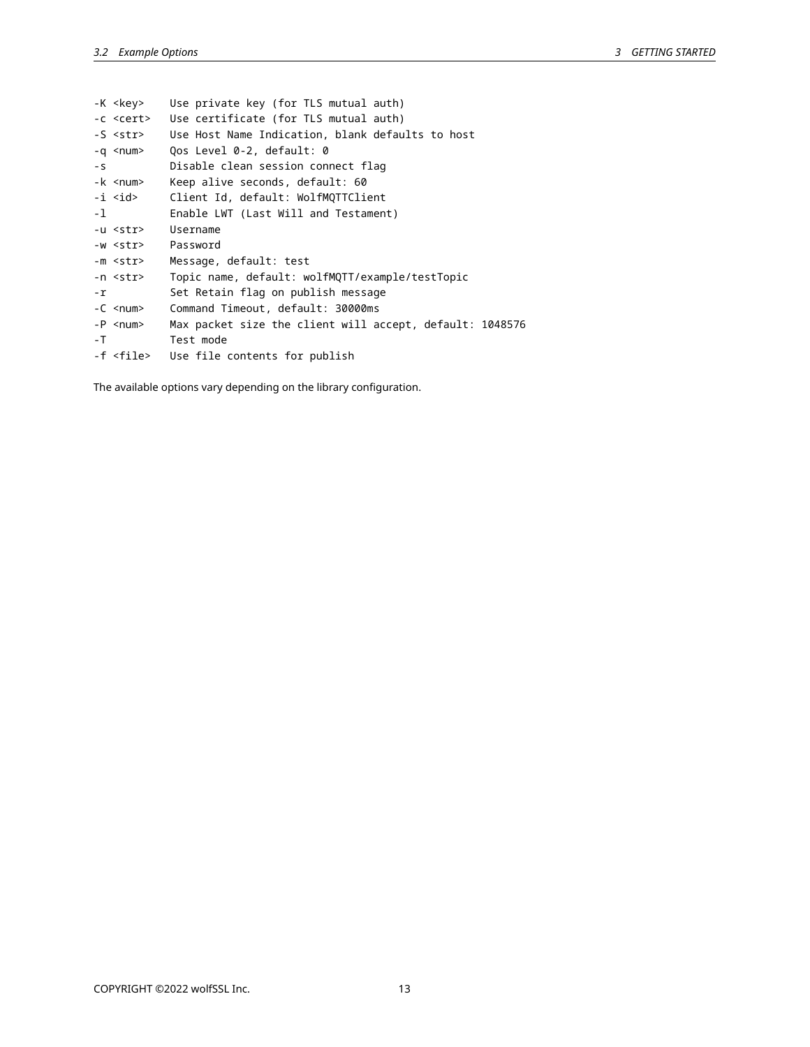```
-K <key>    Use private key (for TLS mutual auth)
-c <cert>   Use certificate (for TLS mutual auth)
-S <str>    Use Host Name Indication, blank defaults to host
-q <num>    Qos Level 0-2, default: 0
-s          Disable clean session connect flag
-k <num>    Keep alive seconds, default: 60
-i <id>     Client Id, default: WolfMQTTClient
-l          Enable LWT (Last Will and Testament)
-u <str>    Username
-w <str>    Password
-m <str>    Message, default: test
-n <str>    Topic name, default: wolfMQTT/example/testTopic
-r          Set Retain flag on publish message
-C <num>    Command Timeout, default: 30000ms
-P <num>    Max packet size the client will accept, default: 1048576
-T          Test mode
-f <file>   Use file contents for publish
```

The available options vary depending on the library configuration.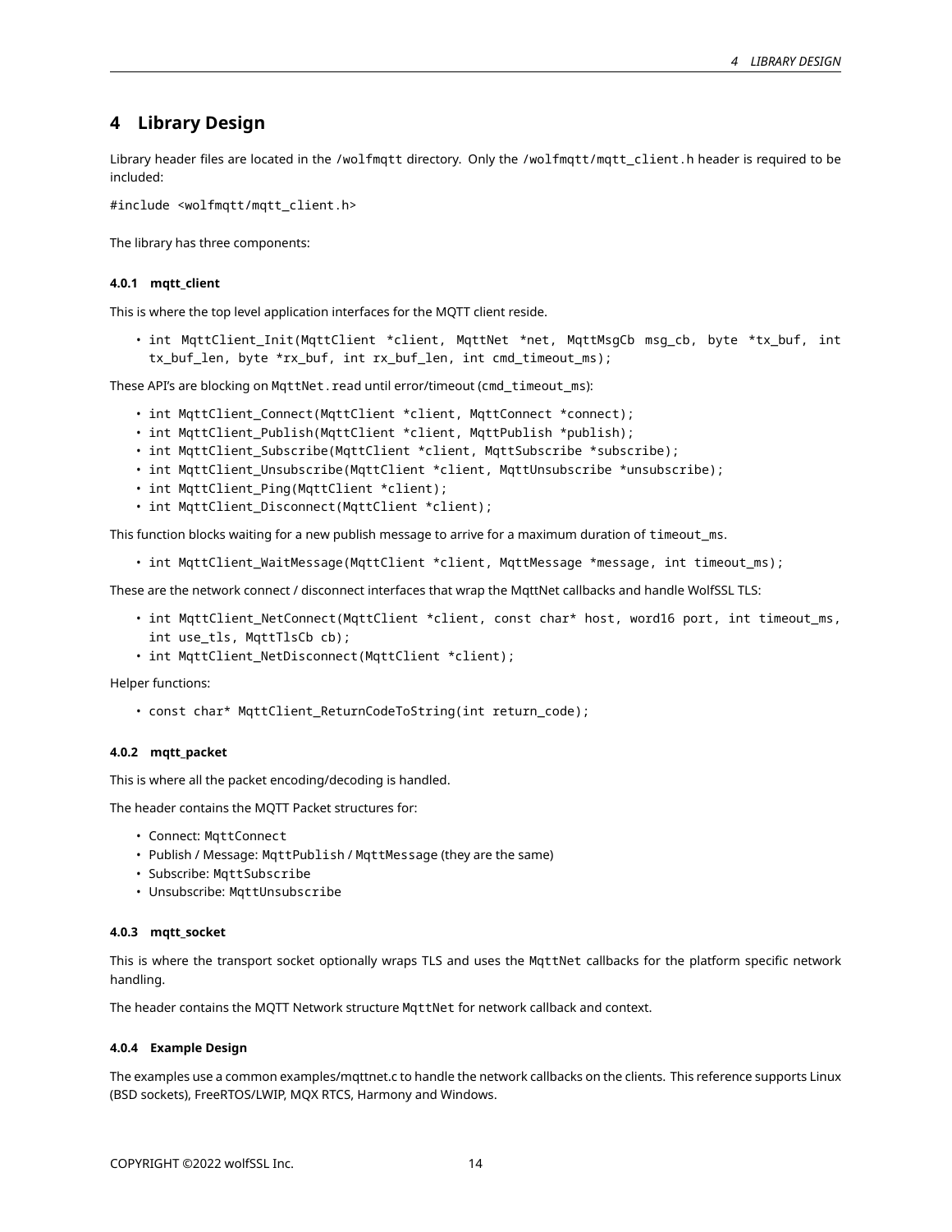# 4 Library Design

Library header files are located in the `/wolfmqtt` directory. Only the `/wolfmqtt/mqtt_client.h` header is required to be included:

```
#include <wolfmqtt/mqtt_client.h>
```

The library has three components:

#### 4.0.1 mqtt_client

This is where the top level application interfaces for the MQTT client reside.

- `int MqttClient_Init(MqttClient *client, MqttNet *net, MqttMsgCb msg_cb, byte *tx_buf, int tx_buf_len, byte *rx_buf, int rx_buf_len, int cmd_timeout_ms);`

These API's are blocking on `MqttNet.read` until error/timeout (`cmd_timeout_ms`):

- `int MqttClient_Connect(MqttClient *client, MqttConnect *connect);`
- `int MqttClient_Publish(MqttClient *client, MqttPublish *publish);`
- `int MqttClient_Subscribe(MqttClient *client, MqttSubscribe *subscribe);`
- `int MqttClient_Unsubscribe(MqttClient *client, MqttUnsubscribe *unsubscribe);`
- `int MqttClient_Ping(MqttClient *client);`
- `int MqttClient_Disconnect(MqttClient *client);`

This function blocks waiting for a new publish message to arrive for a maximum duration of `timeout_ms`.

- `int MqttClient_WaitMessage(MqttClient *client, MqttMessage *message, int timeout_ms);`

These are the network connect / disconnect interfaces that wrap the MqttNet callbacks and handle WolfSSL TLS:

- `int MqttClient_NetConnect(MqttClient *client, const char* host, word16 port, int timeout_ms, int use_tls, MqttTlsCb cb);`
- `int MqttClient_NetDisconnect(MqttClient *client);`

Helper functions:

- `const char* MqttClient_ReturnCodeToString(int return_code);`

#### 4.0.2 mqtt_packet

This is where all the packet encoding/decoding is handled.

The header contains the MQTT Packet structures for:

- Connect: `MqttConnect`
- Publish / Message: `MqttPublish` / `MqttMessage` (they are the same)
- Subscribe: `MqttSubscribe`
- Unsubscribe: `MqttUnsubscribe`

#### 4.0.3 mqtt_socket

This is where the transport socket optionally wraps TLS and uses the `MqttNet` callbacks for the platform specific network handling.

The header contains the MQTT Network structure `MqttNet` for network callback and context.

#### 4.0.4 Example Design

The examples use a common examples/mqttnet.c to handle the network callbacks on the clients. This reference supports Linux (BSD sockets), FreeRTOS/LWIP, MQX RTCS, Harmony and Windows.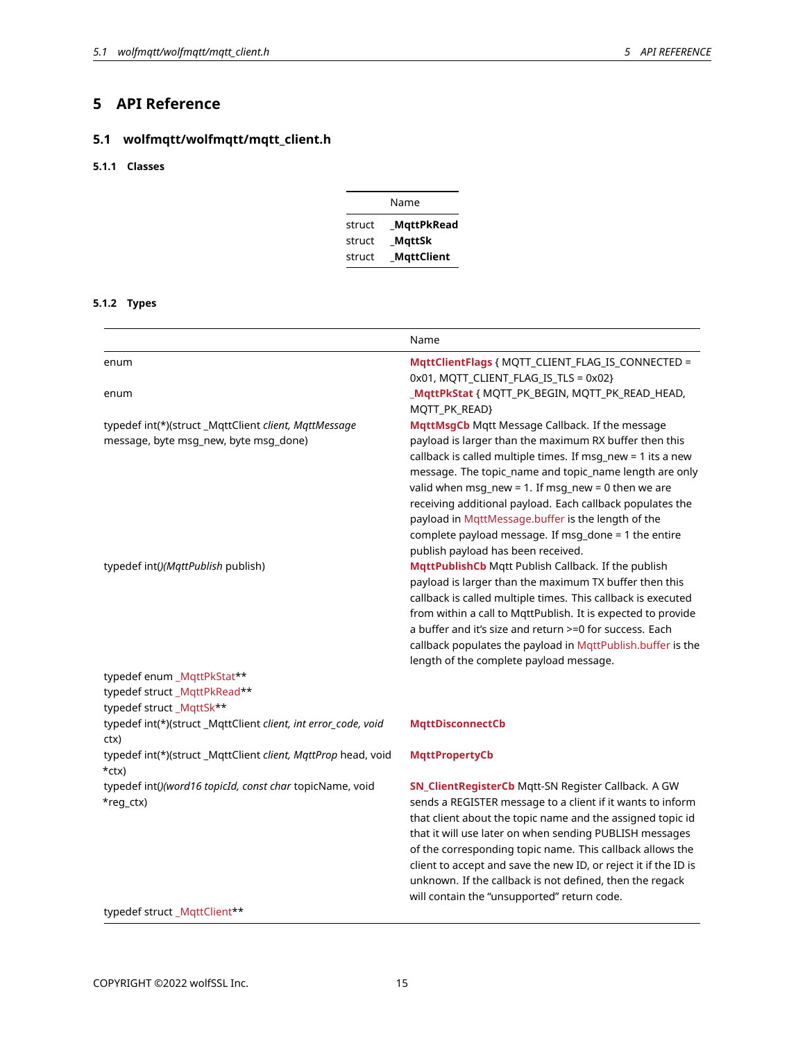# 5 API Reference

## 5.1 wolfmqtt/wolfmqtt/mqtt_client.h

### 5.1.1 Classes

| | Name |
|---|---|
| struct | **_MqttPkRead** |
| struct | **_MqttSk** |
| struct | **_MqttClient** |

### 5.1.2 Types

| | Name |
|---|---|
| enum | **MqttClientFlags** { MQTT_CLIENT_FLAG_IS_CONNECTED = 0x01, MQTT_CLIENT_FLAG_IS_TLS = 0x02} |
| enum | **_MqttPkStat** { MQTT_PK_BEGIN, MQTT_PK_READ_HEAD, MQTT_PK_READ} |
| typedef int(*)(struct _MqttClient *client, MqttMessage* message, byte msg_new, byte msg_done) | **MqttMsgCb** Mqtt Message Callback. If the message payload is larger than the maximum RX buffer then this callback is called multiple times. If msg_new = 1 its a new message. The topic_name and topic_name length are only valid when msg_new = 1. If msg_new = 0 then we are receiving additional payload. Each callback populates the payload in MqttMessage.buffer is the length of the complete payload message. If msg_done = 1 the entire publish payload has been received. |
| typedef int(*)(MqttPublish* publish) | **MqttPublishCb** Mqtt Publish Callback. If the publish payload is larger than the maximum TX buffer then this callback is called multiple times. This callback is executed from within a call to MqttPublish. It is expected to provide a buffer and it's size and return >=0 for success. Each callback populates the payload in MqttPublish.buffer is the length of the complete payload message. |
| typedef enum _MqttPkStat** | |
| typedef struct _MqttPkRead** | |
| typedef struct _MqttSk** | |
| typedef int(*)(struct _MqttClient *client, int error_code, void* ctx) | **MqttDisconnectCb** |
| typedef int(*)(struct _MqttClient *client, MqttProp* head, void *ctx) | **MqttPropertyCb** |
| typedef int(*)(word16 topicId, const char* topicName, void *reg_ctx) | **SN_ClientRegisterCb** Mqtt-SN Register Callback. A GW sends a REGISTER message to a client if it wants to inform that client about the topic name and the assigned topic id that it will use later on when sending PUBLISH messages of the corresponding topic name. This callback allows the client to accept and save the new ID, or reject it if the ID is unknown. If the callback is not defined, then the regack will contain the "unsupported" return code. |
| typedef struct _MqttClient** | |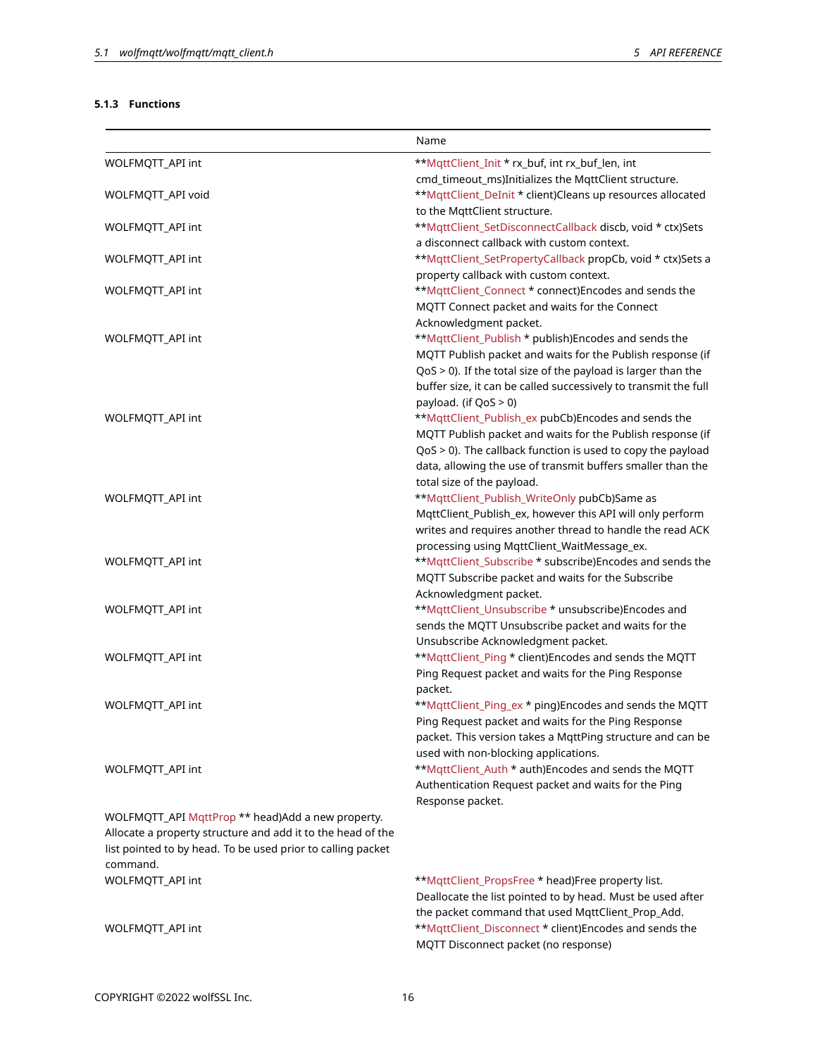#### 5.1.3 Functions

| | Name |
|---|---|
| WOLFMQTT_API int | **MqttClient_Init * rx_buf, int rx_buf_len, int cmd_timeout_ms)Initializes the MqttClient structure. |
| WOLFMQTT_API void | **MqttClient_DeInit * client)Cleans up resources allocated to the MqttClient structure. |
| WOLFMQTT_API int | **MqttClient_SetDisconnectCallback discb, void * ctx)Sets a disconnect callback with custom context. |
| WOLFMQTT_API int | **MqttClient_SetPropertyCallback propCb, void * ctx)Sets a property callback with custom context. |
| WOLFMQTT_API int | **MqttClient_Connect * connect)Encodes and sends the MQTT Connect packet and waits for the Connect Acknowledgment packet. |
| WOLFMQTT_API int | **MqttClient_Publish * publish)Encodes and sends the MQTT Publish packet and waits for the Publish response (if QoS > 0). If the total size of the payload is larger than the buffer size, it can be called successively to transmit the full payload. (if QoS > 0) |
| WOLFMQTT_API int | **MqttClient_Publish_ex pubCb)Encodes and sends the MQTT Publish packet and waits for the Publish response (if QoS > 0). The callback function is used to copy the payload data, allowing the use of transmit buffers smaller than the total size of the payload. |
| WOLFMQTT_API int | **MqttClient_Publish_WriteOnly pubCb)Same as MqttClient_Publish_ex, however this API will only perform writes and requires another thread to handle the read ACK processing using MqttClient_WaitMessage_ex. |
| WOLFMQTT_API int | **MqttClient_Subscribe * subscribe)Encodes and sends the MQTT Subscribe packet and waits for the Subscribe Acknowledgment packet. |
| WOLFMQTT_API int | **MqttClient_Unsubscribe * unsubscribe)Encodes and sends the MQTT Unsubscribe packet and waits for the Unsubscribe Acknowledgment packet. |
| WOLFMQTT_API int | **MqttClient_Ping * client)Encodes and sends the MQTT Ping Request packet and waits for the Ping Response packet. |
| WOLFMQTT_API int | **MqttClient_Ping_ex * ping)Encodes and sends the MQTT Ping Request packet and waits for the Ping Response packet. This version takes a MqttPing structure and can be used with non-blocking applications. |
| WOLFMQTT_API int | **MqttClient_Auth * auth)Encodes and sends the MQTT Authentication Request packet and waits for the Ping Response packet. |
| WOLFMQTT_API MqttProp ** head)Add a new property. Allocate a property structure and add it to the head of the list pointed to by head. To be used prior to calling packet command. | |
| WOLFMQTT_API int | **MqttClient_PropsFree * head)Free property list. Deallocate the list pointed to by head. Must be used after the packet command that used MqttClient_Prop_Add. |
| WOLFMQTT_API int | **MqttClient_Disconnect * client)Encodes and sends the MQTT Disconnect packet (no response) |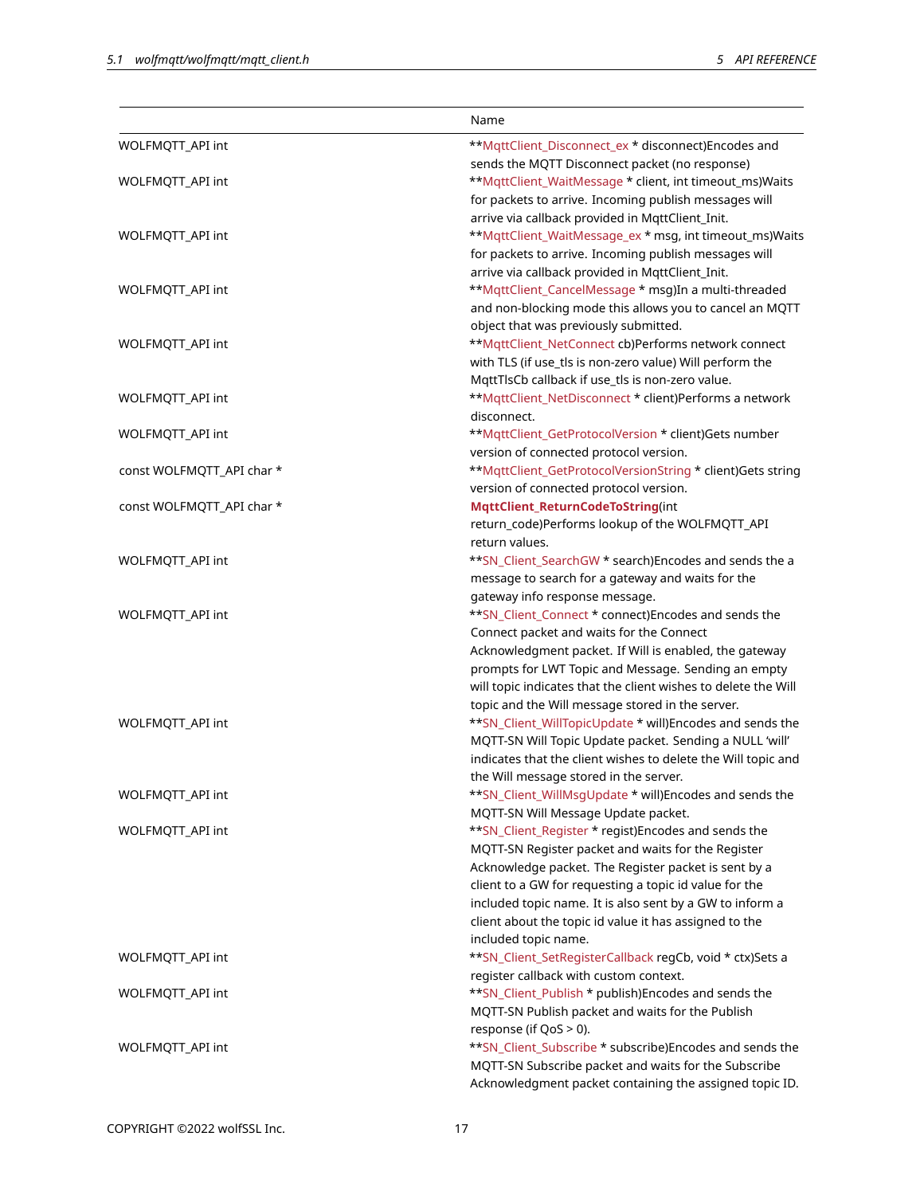| | Name |
|---|---|
| WOLFMQTT_API int | **MqttClient_Disconnect_ex * disconnect)Encodes and sends the MQTT Disconnect packet (no response) |
| WOLFMQTT_API int | **MqttClient_WaitMessage * client, int timeout_ms)Waits for packets to arrive. Incoming publish messages will arrive via callback provided in MqttClient_Init. |
| WOLFMQTT_API int | **MqttClient_WaitMessage_ex * msg, int timeout_ms)Waits for packets to arrive. Incoming publish messages will arrive via callback provided in MqttClient_Init. |
| WOLFMQTT_API int | **MqttClient_CancelMessage * msg)In a multi-threaded and non-blocking mode this allows you to cancel an MQTT object that was previously submitted. |
| WOLFMQTT_API int | **MqttClient_NetConnect cb)Performs network connect with TLS (if use_tls is non-zero value) Will perform the MqttTlsCb callback if use_tls is non-zero value. |
| WOLFMQTT_API int | **MqttClient_NetDisconnect * client)Performs a network disconnect. |
| WOLFMQTT_API int | **MqttClient_GetProtocolVersion * client)Gets number version of connected protocol version. |
| const WOLFMQTT_API char * | **MqttClient_GetProtocolVersionString * client)Gets string version of connected protocol version. |
| const WOLFMQTT_API char * | **MqttClient_ReturnCodeToString**(int return_code)Performs lookup of the WOLFMQTT_API return values. |
| WOLFMQTT_API int | **SN_Client_SearchGW * search)Encodes and sends the a message to search for a gateway and waits for the gateway info response message. |
| WOLFMQTT_API int | **SN_Client_Connect * connect)Encodes and sends the Connect packet and waits for the Connect Acknowledgment packet. If Will is enabled, the gateway prompts for LWT Topic and Message. Sending an empty will topic indicates that the client wishes to delete the Will topic and the Will message stored in the server. |
| WOLFMQTT_API int | **SN_Client_WillTopicUpdate * will)Encodes and sends the MQTT-SN Will Topic Update packet. Sending a NULL 'will' indicates that the client wishes to delete the Will topic and the Will message stored in the server. |
| WOLFMQTT_API int | **SN_Client_WillMsgUpdate * will)Encodes and sends the MQTT-SN Will Message Update packet. |
| WOLFMQTT_API int | **SN_Client_Register * regist)Encodes and sends the MQTT-SN Register packet and waits for the Register Acknowledge packet. The Register packet is sent by a client to a GW for requesting a topic id value for the included topic name. It is also sent by a GW to inform a client about the topic id value it has assigned to the included topic name. |
| WOLFMQTT_API int | **SN_Client_SetRegisterCallback regCb, void * ctx)Sets a register callback with custom context. |
| WOLFMQTT_API int | **SN_Client_Publish * publish)Encodes and sends the MQTT-SN Publish packet and waits for the Publish response (if QoS > 0). |
| WOLFMQTT_API int | **SN_Client_Subscribe * subscribe)Encodes and sends the MQTT-SN Subscribe packet and waits for the Subscribe Acknowledgment packet containing the assigned topic ID. |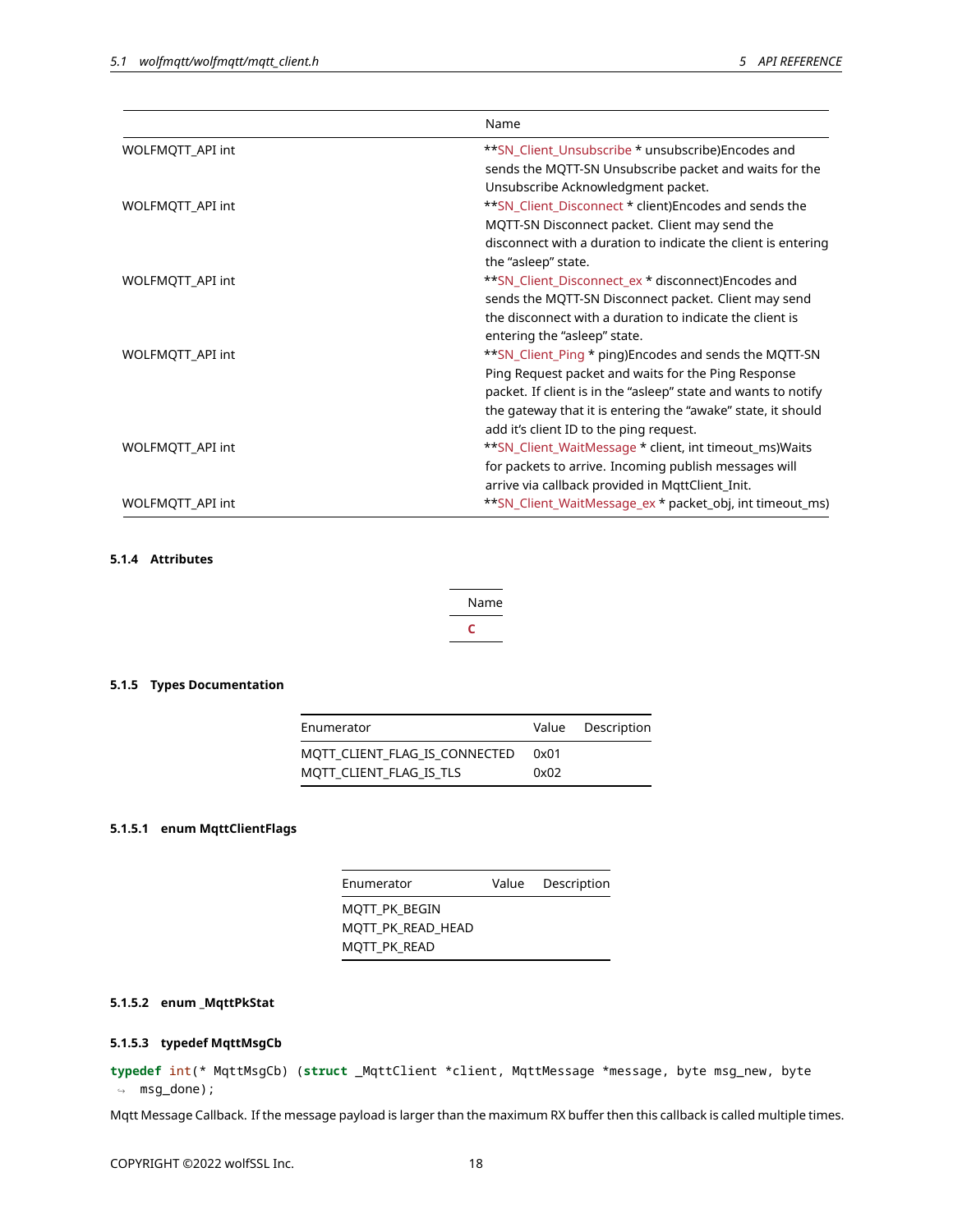| | Name |
|---|---|
| WOLFMQTT_API int | **SN_Client_Unsubscribe * unsubscribe)Encodes and sends the MQTT-SN Unsubscribe packet and waits for the Unsubscribe Acknowledgment packet. |
| WOLFMQTT_API int | **SN_Client_Disconnect * client)Encodes and sends the MQTT-SN Disconnect packet. Client may send the disconnect with a duration to indicate the client is entering the "asleep" state. |
| WOLFMQTT_API int | **SN_Client_Disconnect_ex * disconnect)Encodes and sends the MQTT-SN Disconnect packet. Client may send the disconnect with a duration to indicate the client is entering the "asleep" state. |
| WOLFMQTT_API int | **SN_Client_Ping * ping)Encodes and sends the MQTT-SN Ping Request packet and waits for the Ping Response packet. If client is in the "asleep" state and wants to notify the gateway that it is entering the "awake" state, it should add it's client ID to the ping request. |
| WOLFMQTT_API int | **SN_Client_WaitMessage * client, int timeout_ms)Waits for packets to arrive. Incoming publish messages will arrive via callback provided in MqttClient_Init. |
| WOLFMQTT_API int | **SN_Client_WaitMessage_ex * packet_obj, int timeout_ms) |

#### 5.1.4 Attributes

| Name |
|---|
| **C** |

#### 5.1.5 Types Documentation

| Enumerator | Value | Description |
|---|---|---|
| MQTT_CLIENT_FLAG_IS_CONNECTED | 0x01 | |
| MQTT_CLIENT_FLAG_IS_TLS | 0x02 | |

##### 5.1.5.1 enum MqttClientFlags

| Enumerator | Value | Description |
|---|---|---|
| MQTT_PK_BEGIN | | |
| MQTT_PK_READ_HEAD | | |
| MQTT_PK_READ | | |

##### 5.1.5.2 enum _MqttPkStat

##### 5.1.5.3 typedef MqttMsgCb

```
typedef int(* MqttMsgCb) (struct _MqttClient *client, MqttMessage *message, byte msg_new, byte
    msg_done);
```

Mqtt Message Callback. If the message payload is larger than the maximum RX buffer then this callback is called multiple times.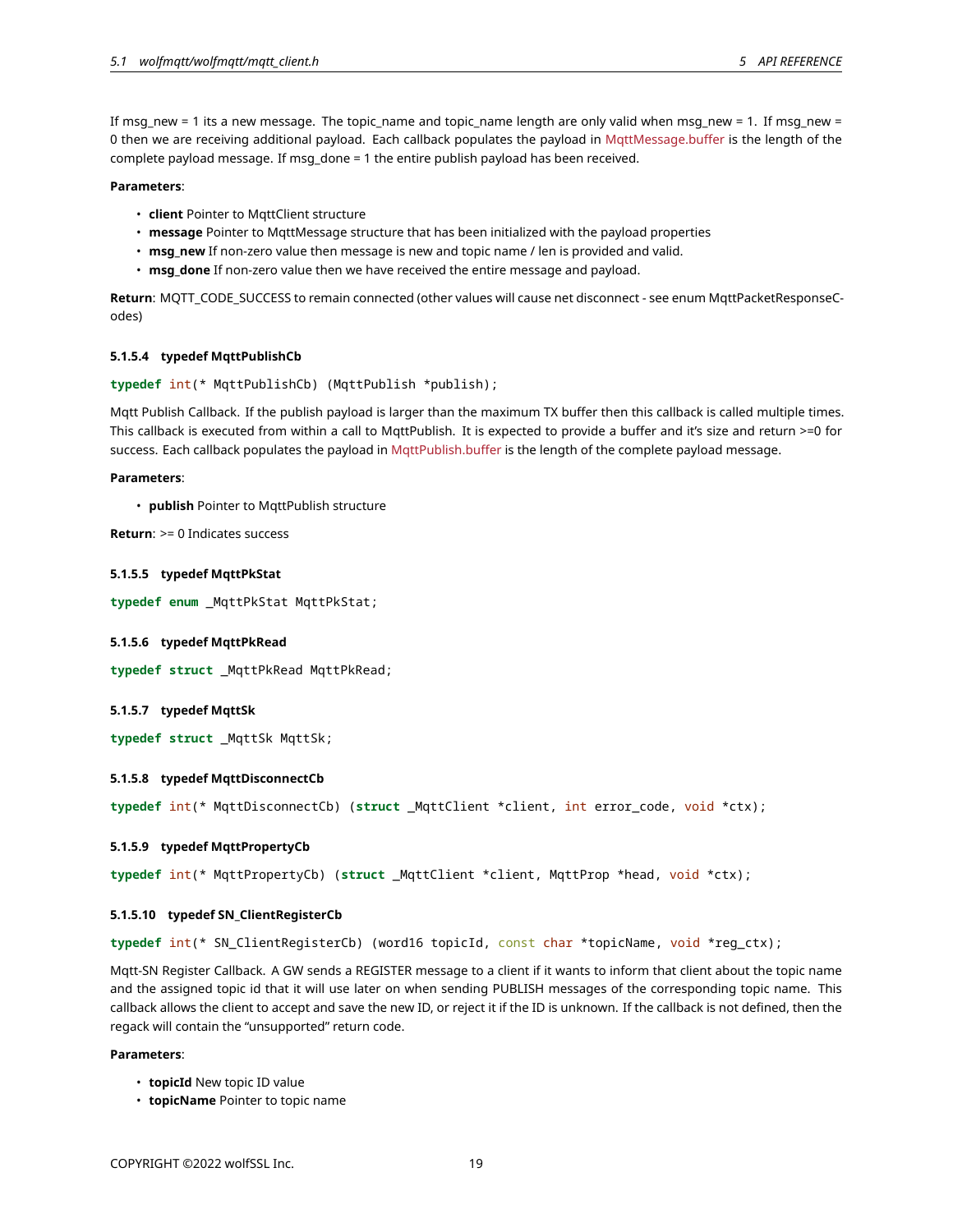If msg_new = 1 its a new message. The topic_name and topic_name length are only valid when msg_new = 1. If msg_new = 0 then we are receiving additional payload. Each callback populates the payload in MqttMessage.buffer is the length of the complete payload message. If msg_done = 1 the entire publish payload has been received.

**Parameters**:

- **client** Pointer to MqttClient structure
- **message** Pointer to MqttMessage structure that has been initialized with the payload properties
- **msg_new** If non-zero value then message is new and topic name / len is provided and valid.
- **msg_done** If non-zero value then we have received the entire message and payload.

**Return**: MQTT_CODE_SUCCESS to remain connected (other values will cause net disconnect - see enum MqttPacketResponseCodes)

#### 5.1.5.4 typedef MqttPublishCb

```
typedef int(* MqttPublishCb) (MqttPublish *publish);
```

Mqtt Publish Callback. If the publish payload is larger than the maximum TX buffer then this callback is called multiple times. This callback is executed from within a call to MqttPublish. It is expected to provide a buffer and it's size and return >=0 for success. Each callback populates the payload in MqttPublish.buffer is the length of the complete payload message.

**Parameters**:

- **publish** Pointer to MqttPublish structure

**Return**: >= 0 Indicates success

#### 5.1.5.5 typedef MqttPkStat

```
typedef enum _MqttPkStat MqttPkStat;
```

#### 5.1.5.6 typedef MqttPkRead

```
typedef struct _MqttPkRead MqttPkRead;
```

#### 5.1.5.7 typedef MqttSk

```
typedef struct _MqttSk MqttSk;
```

#### 5.1.5.8 typedef MqttDisconnectCb

```
typedef int(* MqttDisconnectCb) (struct _MqttClient *client, int error_code, void *ctx);
```

#### 5.1.5.9 typedef MqttPropertyCb

```
typedef int(* MqttPropertyCb) (struct _MqttClient *client, MqttProp *head, void *ctx);
```

#### 5.1.5.10 typedef SN_ClientRegisterCb

```
typedef int(* SN_ClientRegisterCb) (word16 topicId, const char *topicName, void *reg_ctx);
```

Mqtt-SN Register Callback. A GW sends a REGISTER message to a client if it wants to inform that client about the topic name and the assigned topic id that it will use later on when sending PUBLISH messages of the corresponding topic name. This callback allows the client to accept and save the new ID, or reject it if the ID is unknown. If the callback is not defined, then the regack will contain the "unsupported" return code.

**Parameters**:

- **topicId** New topic ID value
- **topicName** Pointer to topic name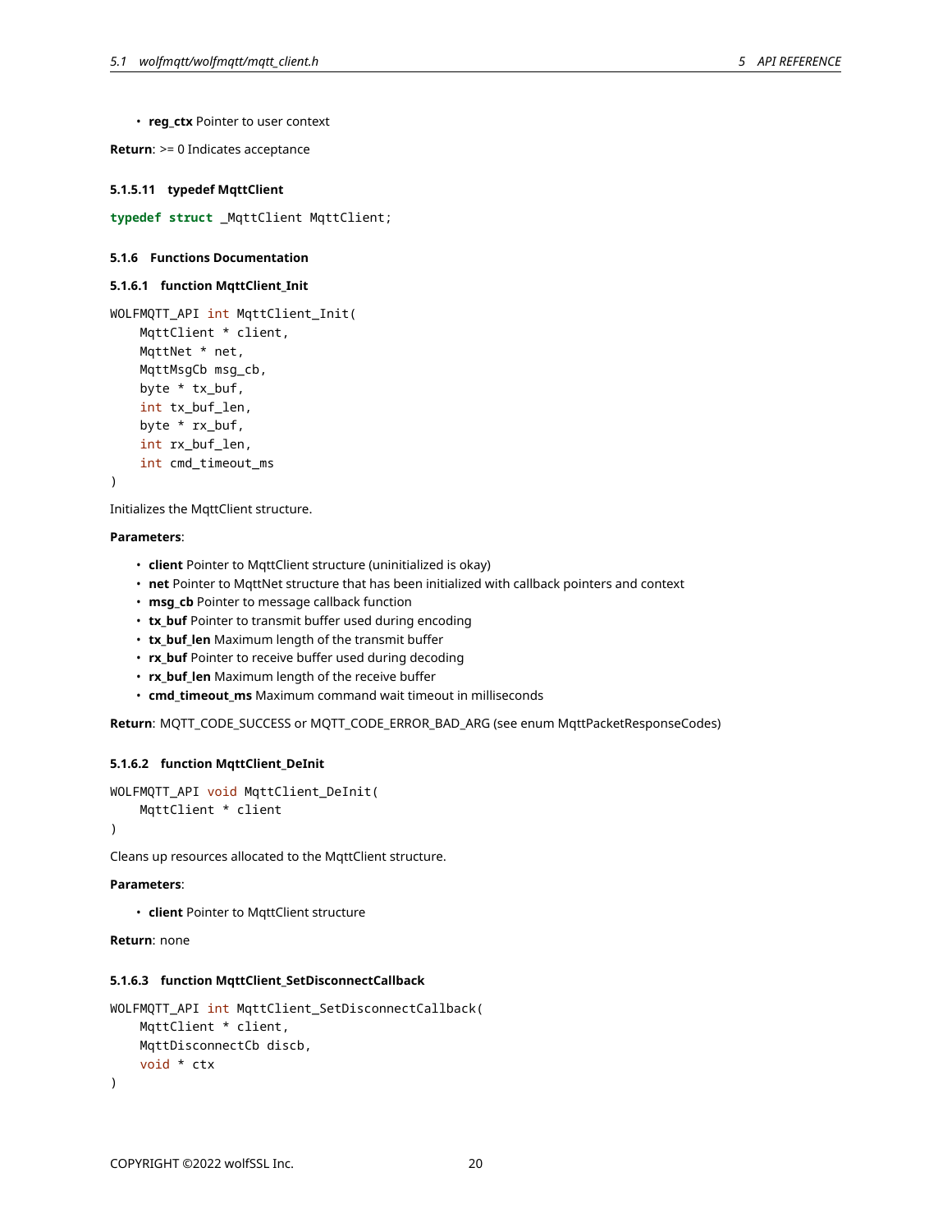- **reg_ctx** Pointer to user context

**Return**: >= 0 Indicates acceptance

#### 5.1.5.11 typedef MqttClient

```
typedef struct _MqttClient MqttClient;
```

### 5.1.6 Functions Documentation

#### 5.1.6.1 function MqttClient_Init

```
WOLFMQTT_API int MqttClient_Init(
    MqttClient * client,
    MqttNet * net,
    MqttMsgCb msg_cb,
    byte * tx_buf,
    int tx_buf_len,
    byte * rx_buf,
    int rx_buf_len,
    int cmd_timeout_ms
)
```

Initializes the MqttClient structure.

**Parameters**:

- **client** Pointer to MqttClient structure (uninitialized is okay)
- **net** Pointer to MqttNet structure that has been initialized with callback pointers and context
- **msg_cb** Pointer to message callback function
- **tx_buf** Pointer to transmit buffer used during encoding
- **tx_buf_len** Maximum length of the transmit buffer
- **rx_buf** Pointer to receive buffer used during decoding
- **rx_buf_len** Maximum length of the receive buffer
- **cmd_timeout_ms** Maximum command wait timeout in milliseconds

**Return**: MQTT_CODE_SUCCESS or MQTT_CODE_ERROR_BAD_ARG (see enum MqttPacketResponseCodes)

#### 5.1.6.2 function MqttClient_DeInit

```
WOLFMQTT_API void MqttClient_DeInit(
    MqttClient * client
)
```

Cleans up resources allocated to the MqttClient structure.

**Parameters**:

- **client** Pointer to MqttClient structure

**Return**: none

#### 5.1.6.3 function MqttClient_SetDisconnectCallback

```
WOLFMQTT_API int MqttClient_SetDisconnectCallback(
    MqttClient * client,
    MqttDisconnectCb discb,
    void * ctx
)
```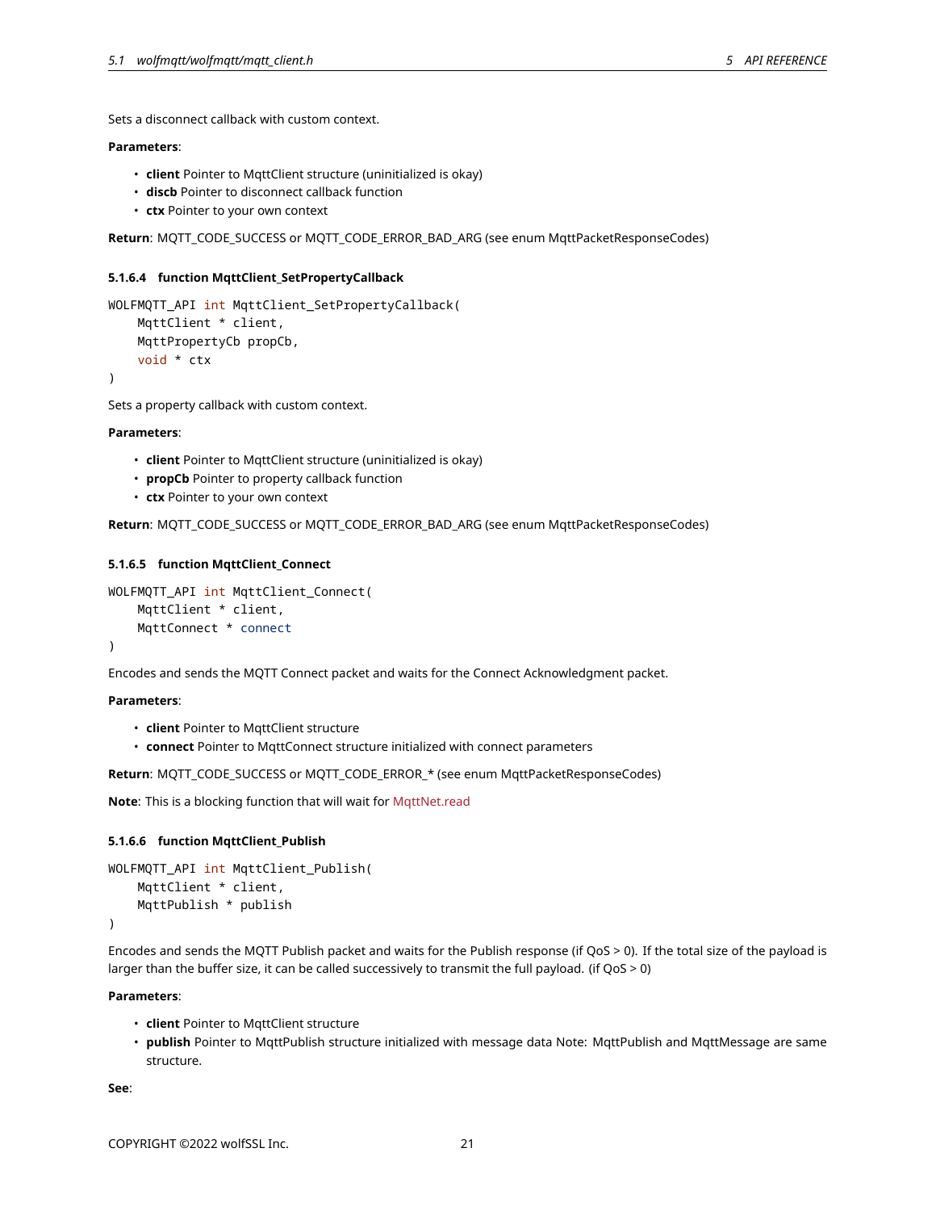Sets a disconnect callback with custom context.

**Parameters**:

- **client** Pointer to MqttClient structure (uninitialized is okay)
- **discb** Pointer to disconnect callback function
- **ctx** Pointer to your own context

**Return**: MQTT_CODE_SUCCESS or MQTT_CODE_ERROR_BAD_ARG (see enum MqttPacketResponseCodes)

#### 5.1.6.4 function MqttClient_SetPropertyCallback

```
WOLFMQTT_API int MqttClient_SetPropertyCallback(
    MqttClient * client,
    MqttPropertyCb propCb,
    void * ctx
)
```

Sets a property callback with custom context.

**Parameters**:

- **client** Pointer to MqttClient structure (uninitialized is okay)
- **propCb** Pointer to property callback function
- **ctx** Pointer to your own context

**Return**: MQTT_CODE_SUCCESS or MQTT_CODE_ERROR_BAD_ARG (see enum MqttPacketResponseCodes)

#### 5.1.6.5 function MqttClient_Connect

```
WOLFMQTT_API int MqttClient_Connect(
    MqttClient * client,
    MqttConnect * connect
)
```

Encodes and sends the MQTT Connect packet and waits for the Connect Acknowledgment packet.

**Parameters**:

- **client** Pointer to MqttClient structure
- **connect** Pointer to MqttConnect structure initialized with connect parameters

**Return**: MQTT_CODE_SUCCESS or MQTT_CODE_ERROR_* (see enum MqttPacketResponseCodes)

**Note**: This is a blocking function that will wait for MqttNet.read

#### 5.1.6.6 function MqttClient_Publish

```
WOLFMQTT_API int MqttClient_Publish(
    MqttClient * client,
    MqttPublish * publish
)
```

Encodes and sends the MQTT Publish packet and waits for the Publish response (if QoS > 0). If the total size of the payload is larger than the buffer size, it can be called successively to transmit the full payload. (if QoS > 0)

**Parameters**:

- **client** Pointer to MqttClient structure
- **publish** Pointer to MqttPublish structure initialized with message data Note: MqttPublish and MqttMessage are same structure.

**See**: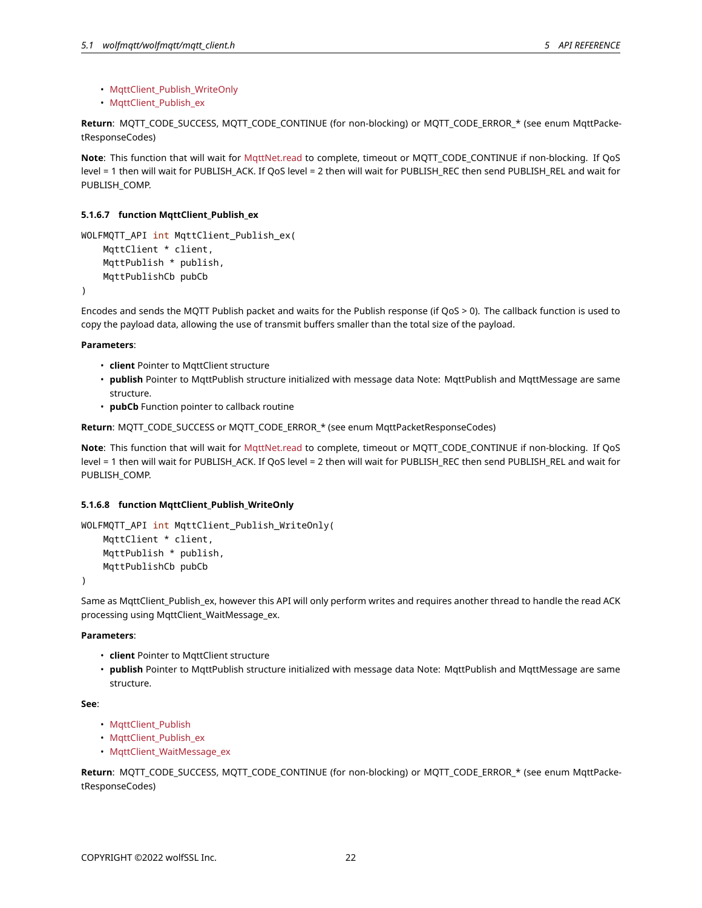- MqttClient_Publish_WriteOnly
- MqttClient_Publish_ex

**Return**: MQTT_CODE_SUCCESS, MQTT_CODE_CONTINUE (for non-blocking) or MQTT_CODE_ERROR_* (see enum MqttPacketResponseCodes)

**Note**: This function that will wait for MqttNet.read to complete, timeout or MQTT_CODE_CONTINUE if non-blocking. If QoS level = 1 then will wait for PUBLISH_ACK. If QoS level = 2 then will wait for PUBLISH_REC then send PUBLISH_REL and wait for PUBLISH_COMP.

#### 5.1.6.7 function MqttClient_Publish_ex

```
WOLFMQTT_API int MqttClient_Publish_ex(
    MqttClient * client,
    MqttPublish * publish,
    MqttPublishCb pubCb
)
```

Encodes and sends the MQTT Publish packet and waits for the Publish response (if QoS > 0). The callback function is used to copy the payload data, allowing the use of transmit buffers smaller than the total size of the payload.

**Parameters**:

- **client** Pointer to MqttClient structure
- **publish** Pointer to MqttPublish structure initialized with message data Note: MqttPublish and MqttMessage are same structure.
- **pubCb** Function pointer to callback routine

**Return**: MQTT_CODE_SUCCESS or MQTT_CODE_ERROR_* (see enum MqttPacketResponseCodes)

**Note**: This function that will wait for MqttNet.read to complete, timeout or MQTT_CODE_CONTINUE if non-blocking. If QoS level = 1 then will wait for PUBLISH_ACK. If QoS level = 2 then will wait for PUBLISH_REC then send PUBLISH_REL and wait for PUBLISH_COMP.

#### 5.1.6.8 function MqttClient_Publish_WriteOnly

```
WOLFMQTT_API int MqttClient_Publish_WriteOnly(
    MqttClient * client,
    MqttPublish * publish,
    MqttPublishCb pubCb
)
```

Same as MqttClient_Publish_ex, however this API will only perform writes and requires another thread to handle the read ACK processing using MqttClient_WaitMessage_ex.

**Parameters**:

- **client** Pointer to MqttClient structure
- **publish** Pointer to MqttPublish structure initialized with message data Note: MqttPublish and MqttMessage are same structure.

**See**:

- MqttClient_Publish
- MqttClient_Publish_ex
- MqttClient_WaitMessage_ex

**Return**: MQTT_CODE_SUCCESS, MQTT_CODE_CONTINUE (for non-blocking) or MQTT_CODE_ERROR_* (see enum MqttPacketResponseCodes)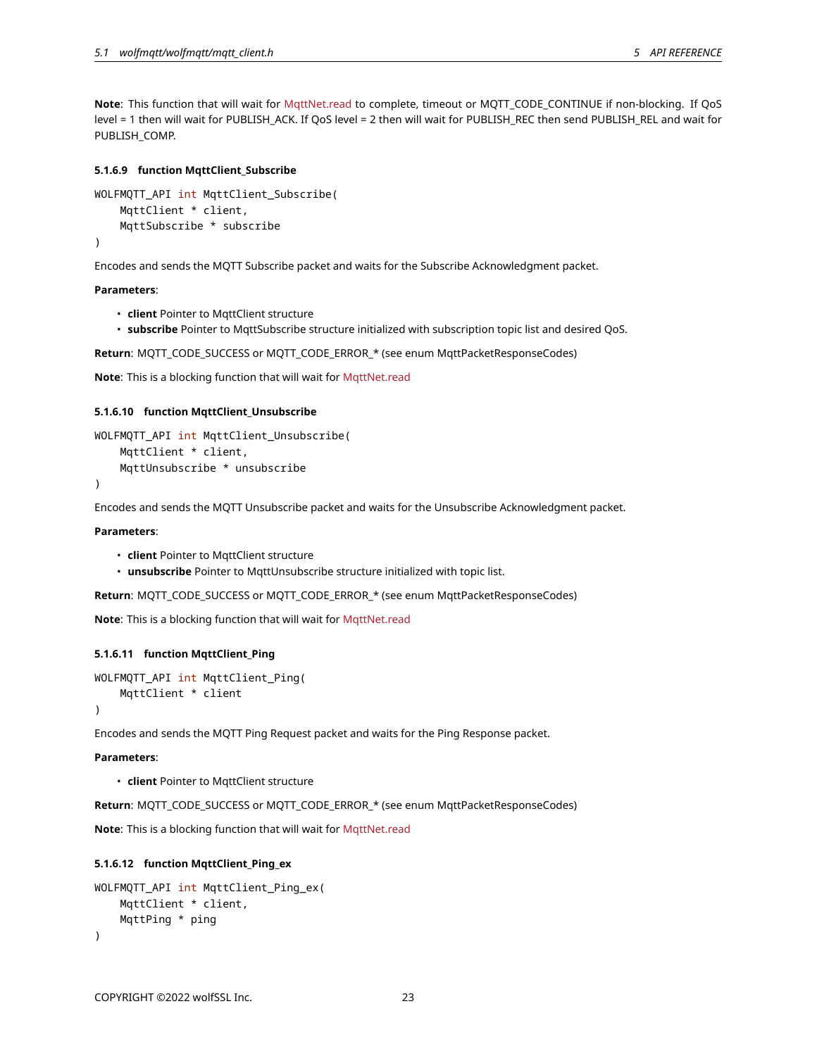**Note**: This function that will wait for MqttNet.read to complete, timeout or MQTT_CODE_CONTINUE if non-blocking. If QoS level = 1 then will wait for PUBLISH_ACK. If QoS level = 2 then will wait for PUBLISH_REC then send PUBLISH_REL and wait for PUBLISH_COMP.

#### 5.1.6.9 function MqttClient_Subscribe

```
WOLFMQTT_API int MqttClient_Subscribe(
    MqttClient * client,
    MqttSubscribe * subscribe
)
```

Encodes and sends the MQTT Subscribe packet and waits for the Subscribe Acknowledgment packet.

**Parameters**:

- **client** Pointer to MqttClient structure
- **subscribe** Pointer to MqttSubscribe structure initialized with subscription topic list and desired QoS.

**Return**: MQTT_CODE_SUCCESS or MQTT_CODE_ERROR_* (see enum MqttPacketResponseCodes)

**Note**: This is a blocking function that will wait for MqttNet.read

#### 5.1.6.10 function MqttClient_Unsubscribe

```
WOLFMQTT_API int MqttClient_Unsubscribe(
    MqttClient * client,
    MqttUnsubscribe * unsubscribe
)
```

Encodes and sends the MQTT Unsubscribe packet and waits for the Unsubscribe Acknowledgment packet.

**Parameters**:

- **client** Pointer to MqttClient structure
- **unsubscribe** Pointer to MqttUnsubscribe structure initialized with topic list.

**Return**: MQTT_CODE_SUCCESS or MQTT_CODE_ERROR_* (see enum MqttPacketResponseCodes)

**Note**: This is a blocking function that will wait for MqttNet.read

#### 5.1.6.11 function MqttClient_Ping

```
WOLFMQTT_API int MqttClient_Ping(
    MqttClient * client
)
```

Encodes and sends the MQTT Ping Request packet and waits for the Ping Response packet.

**Parameters**:

- **client** Pointer to MqttClient structure

**Return**: MQTT_CODE_SUCCESS or MQTT_CODE_ERROR_* (see enum MqttPacketResponseCodes)

**Note**: This is a blocking function that will wait for MqttNet.read

#### 5.1.6.12 function MqttClient_Ping_ex

```
WOLFMQTT_API int MqttClient_Ping_ex(
    MqttClient * client,
    MqttPing * ping
)
```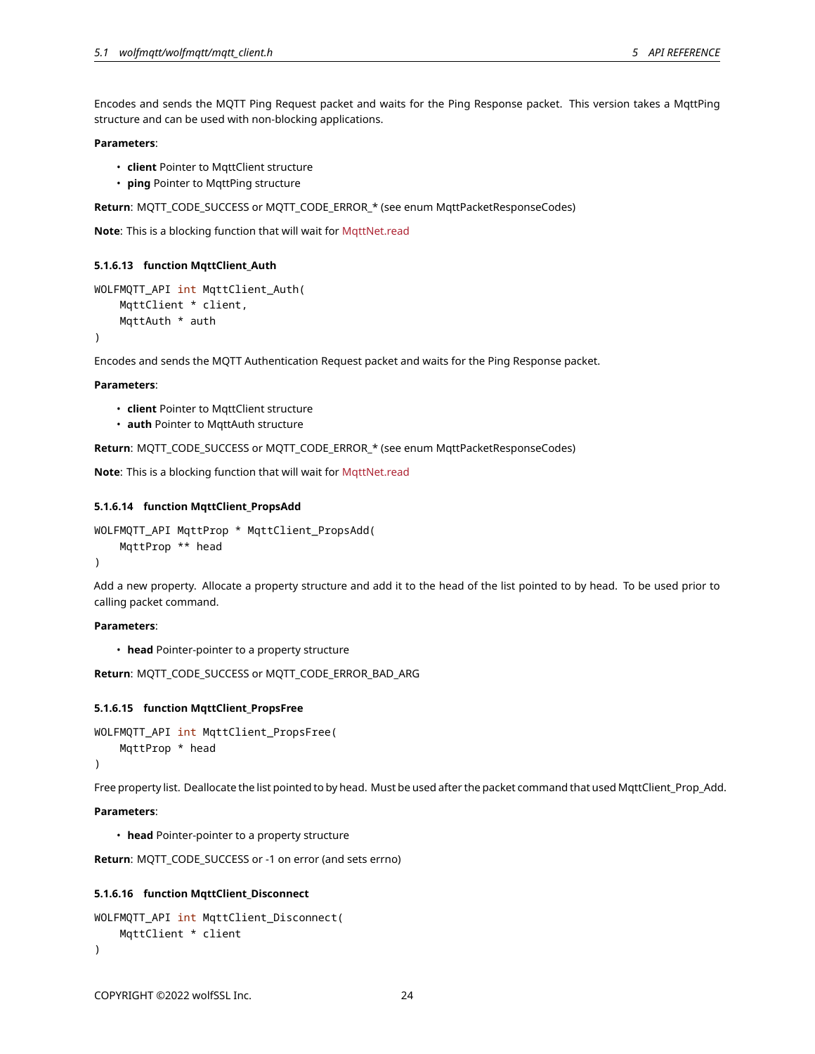Encodes and sends the MQTT Ping Request packet and waits for the Ping Response packet. This version takes a MqttPing structure and can be used with non-blocking applications.

**Parameters**:

- **client** Pointer to MqttClient structure
- **ping** Pointer to MqttPing structure

**Return**: MQTT_CODE_SUCCESS or MQTT_CODE_ERROR_* (see enum MqttPacketResponseCodes)

**Note**: This is a blocking function that will wait for MqttNet.read

#### 5.1.6.13 function MqttClient_Auth

```
WOLFMQTT_API int MqttClient_Auth(
    MqttClient * client,
    MqttAuth * auth
)
```

Encodes and sends the MQTT Authentication Request packet and waits for the Ping Response packet.

**Parameters**:

- **client** Pointer to MqttClient structure
- **auth** Pointer to MqttAuth structure

**Return**: MQTT_CODE_SUCCESS or MQTT_CODE_ERROR_* (see enum MqttPacketResponseCodes)

**Note**: This is a blocking function that will wait for MqttNet.read

#### 5.1.6.14 function MqttClient_PropsAdd

```
WOLFMQTT_API MqttProp * MqttClient_PropsAdd(
    MqttProp ** head
)
```

Add a new property. Allocate a property structure and add it to the head of the list pointed to by head. To be used prior to calling packet command.

**Parameters**:

- **head** Pointer-pointer to a property structure

**Return**: MQTT_CODE_SUCCESS or MQTT_CODE_ERROR_BAD_ARG

#### 5.1.6.15 function MqttClient_PropsFree

```
WOLFMQTT_API int MqttClient_PropsFree(
    MqttProp * head
)
```

Free property list. Deallocate the list pointed to by head. Must be used after the packet command that used MqttClient_Prop_Add.

**Parameters**:

- **head** Pointer-pointer to a property structure

**Return**: MQTT_CODE_SUCCESS or -1 on error (and sets errno)

#### 5.1.6.16 function MqttClient_Disconnect

```
WOLFMQTT_API int MqttClient_Disconnect(
    MqttClient * client
)
```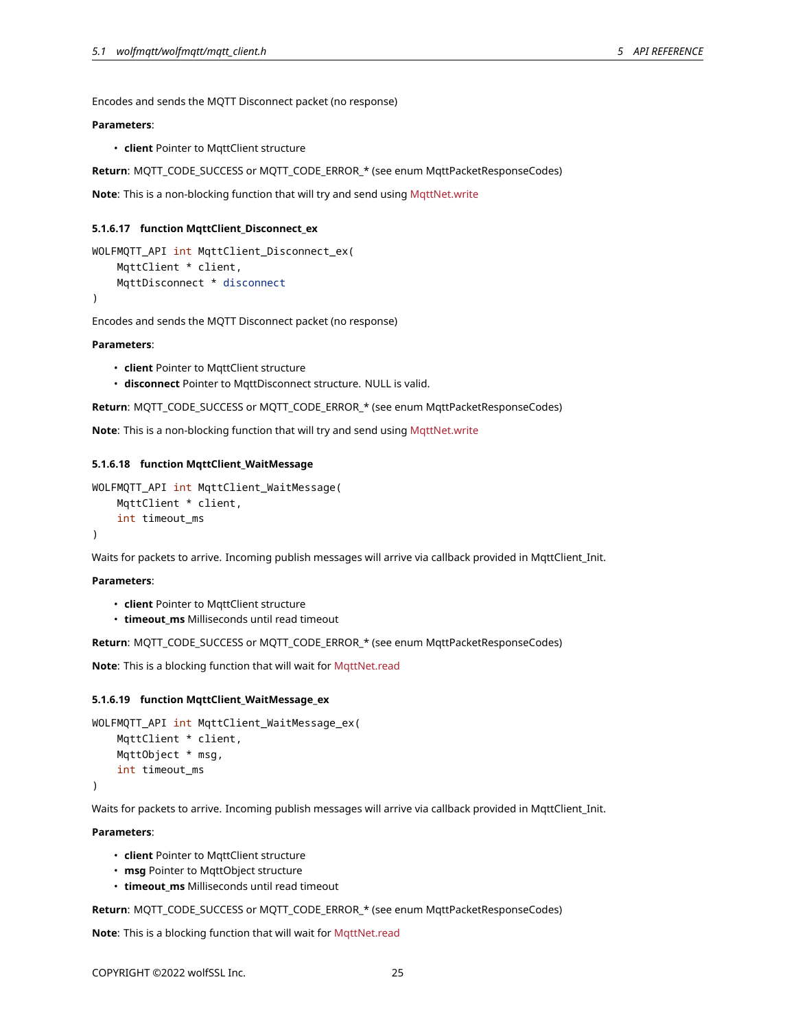Encodes and sends the MQTT Disconnect packet (no response)

**Parameters**:

- **client** Pointer to MqttClient structure

**Return**: MQTT_CODE_SUCCESS or MQTT_CODE_ERROR_* (see enum MqttPacketResponseCodes)

**Note**: This is a non-blocking function that will try and send using MqttNet.write

#### 5.1.6.17 function MqttClient_Disconnect_ex

```
WOLFMQTT_API int MqttClient_Disconnect_ex(
    MqttClient * client,
    MqttDisconnect * disconnect
)
```

Encodes and sends the MQTT Disconnect packet (no response)

**Parameters**:

- **client** Pointer to MqttClient structure
- **disconnect** Pointer to MqttDisconnect structure. NULL is valid.

**Return**: MQTT_CODE_SUCCESS or MQTT_CODE_ERROR_* (see enum MqttPacketResponseCodes)

**Note**: This is a non-blocking function that will try and send using MqttNet.write

#### 5.1.6.18 function MqttClient_WaitMessage

```
WOLFMQTT_API int MqttClient_WaitMessage(
    MqttClient * client,
    int timeout_ms
)
```

Waits for packets to arrive. Incoming publish messages will arrive via callback provided in MqttClient_Init.

**Parameters**:

- **client** Pointer to MqttClient structure
- **timeout_ms** Milliseconds until read timeout

**Return**: MQTT_CODE_SUCCESS or MQTT_CODE_ERROR_* (see enum MqttPacketResponseCodes)

**Note**: This is a blocking function that will wait for MqttNet.read

#### 5.1.6.19 function MqttClient_WaitMessage_ex

```
WOLFMQTT_API int MqttClient_WaitMessage_ex(
    MqttClient * client,
    MqttObject * msg,
    int timeout_ms
)
```

Waits for packets to arrive. Incoming publish messages will arrive via callback provided in MqttClient_Init.

**Parameters**:

- **client** Pointer to MqttClient structure
- **msg** Pointer to MqttObject structure
- **timeout_ms** Milliseconds until read timeout

**Return**: MQTT_CODE_SUCCESS or MQTT_CODE_ERROR_* (see enum MqttPacketResponseCodes)

**Note**: This is a blocking function that will wait for MqttNet.read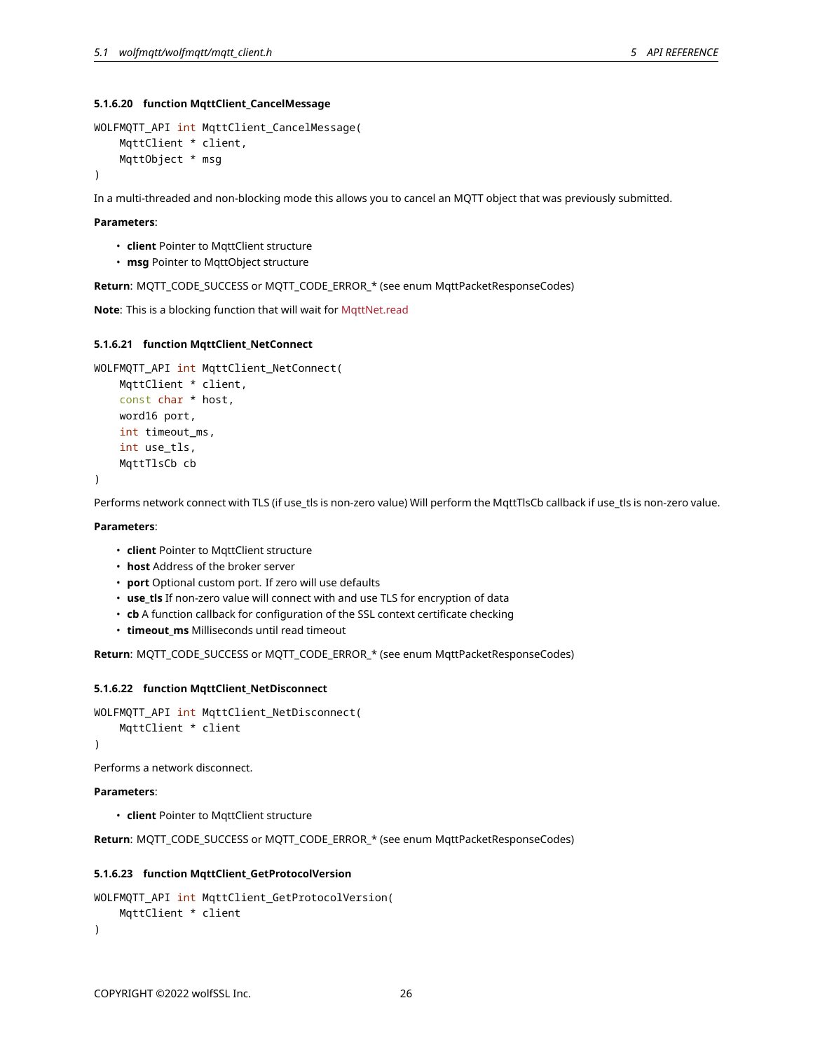#### 5.1.6.20 function MqttClient_CancelMessage

```
WOLFMQTT_API int MqttClient_CancelMessage(
    MqttClient * client,
    MqttObject * msg
)
```

In a multi-threaded and non-blocking mode this allows you to cancel an MQTT object that was previously submitted.

**Parameters**:

- **client** Pointer to MqttClient structure
- **msg** Pointer to MqttObject structure

**Return**: MQTT_CODE_SUCCESS or MQTT_CODE_ERROR_* (see enum MqttPacketResponseCodes)

**Note**: This is a blocking function that will wait for MqttNet.read

#### 5.1.6.21 function MqttClient_NetConnect

```
WOLFMQTT_API int MqttClient_NetConnect(
    MqttClient * client,
    const char * host,
    word16 port,
    int timeout_ms,
    int use_tls,
    MqttTlsCb cb
)
```

Performs network connect with TLS (if use_tls is non-zero value) Will perform the MqttTlsCb callback if use_tls is non-zero value.

**Parameters**:

- **client** Pointer to MqttClient structure
- **host** Address of the broker server
- **port** Optional custom port. If zero will use defaults
- **use_tls** If non-zero value will connect with and use TLS for encryption of data
- **cb** A function callback for configuration of the SSL context certificate checking
- **timeout_ms** Milliseconds until read timeout

**Return**: MQTT_CODE_SUCCESS or MQTT_CODE_ERROR_* (see enum MqttPacketResponseCodes)

#### 5.1.6.22 function MqttClient_NetDisconnect

```
WOLFMQTT_API int MqttClient_NetDisconnect(
    MqttClient * client
)
```

Performs a network disconnect.

**Parameters**:

- **client** Pointer to MqttClient structure

**Return**: MQTT_CODE_SUCCESS or MQTT_CODE_ERROR_* (see enum MqttPacketResponseCodes)

#### 5.1.6.23 function MqttClient_GetProtocolVersion

```
WOLFMQTT_API int MqttClient_GetProtocolVersion(
    MqttClient * client
)
```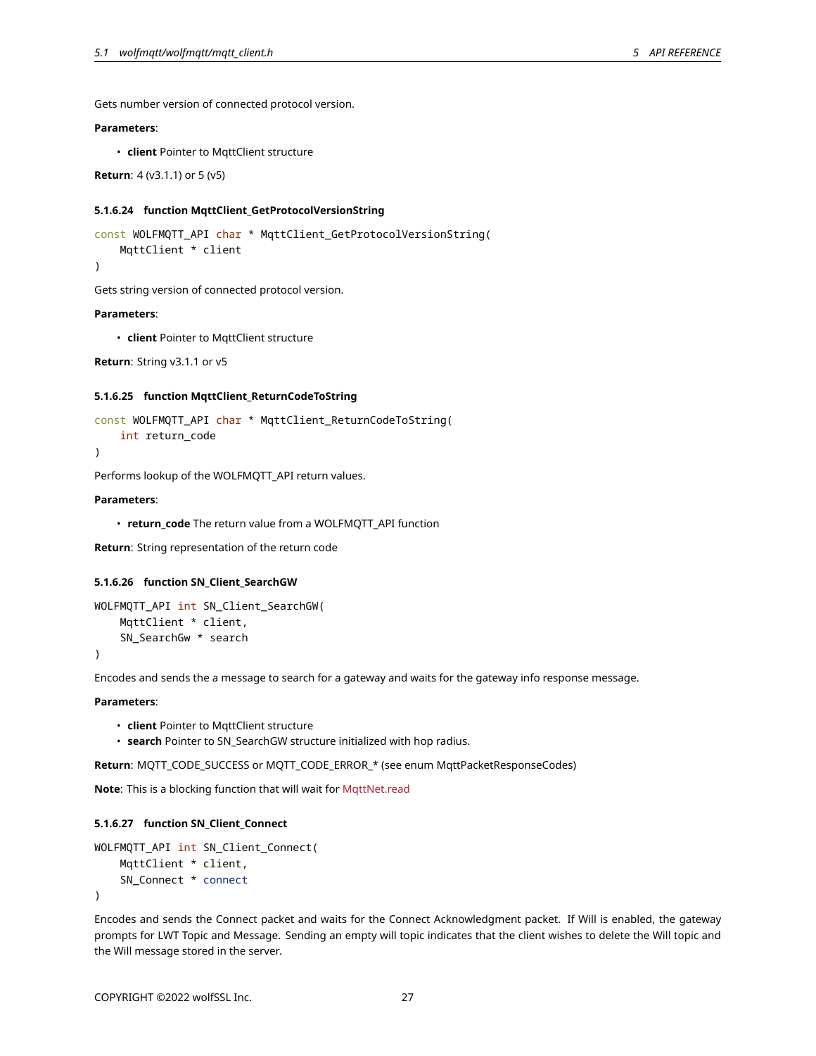Gets number version of connected protocol version.

**Parameters**:

- **client** Pointer to MqttClient structure

**Return**: 4 (v3.1.1) or 5 (v5)

#### 5.1.6.24 function MqttClient_GetProtocolVersionString

```
const WOLFMQTT_API char * MqttClient_GetProtocolVersionString(
    MqttClient * client
)
```

Gets string version of connected protocol version.

**Parameters**:

- **client** Pointer to MqttClient structure

**Return**: String v3.1.1 or v5

#### 5.1.6.25 function MqttClient_ReturnCodeToString

```
const WOLFMQTT_API char * MqttClient_ReturnCodeToString(
    int return_code
)
```

Performs lookup of the WOLFMQTT_API return values.

**Parameters**:

- **return_code** The return value from a WOLFMQTT_API function

**Return**: String representation of the return code

#### 5.1.6.26 function SN_Client_SearchGW

```
WOLFMQTT_API int SN_Client_SearchGW(
    MqttClient * client,
    SN_SearchGw * search
)
```

Encodes and sends the a message to search for a gateway and waits for the gateway info response message.

**Parameters**:

- **client** Pointer to MqttClient structure
- **search** Pointer to SN_SearchGW structure initialized with hop radius.

**Return**: MQTT_CODE_SUCCESS or MQTT_CODE_ERROR_* (see enum MqttPacketResponseCodes)

**Note**: This is a blocking function that will wait for MqttNet.read

#### 5.1.6.27 function SN_Client_Connect

```
WOLFMQTT_API int SN_Client_Connect(
    MqttClient * client,
    SN_Connect * connect
)
```

Encodes and sends the Connect packet and waits for the Connect Acknowledgment packet. If Will is enabled, the gateway prompts for LWT Topic and Message. Sending an empty will topic indicates that the client wishes to delete the Will topic and the Will message stored in the server.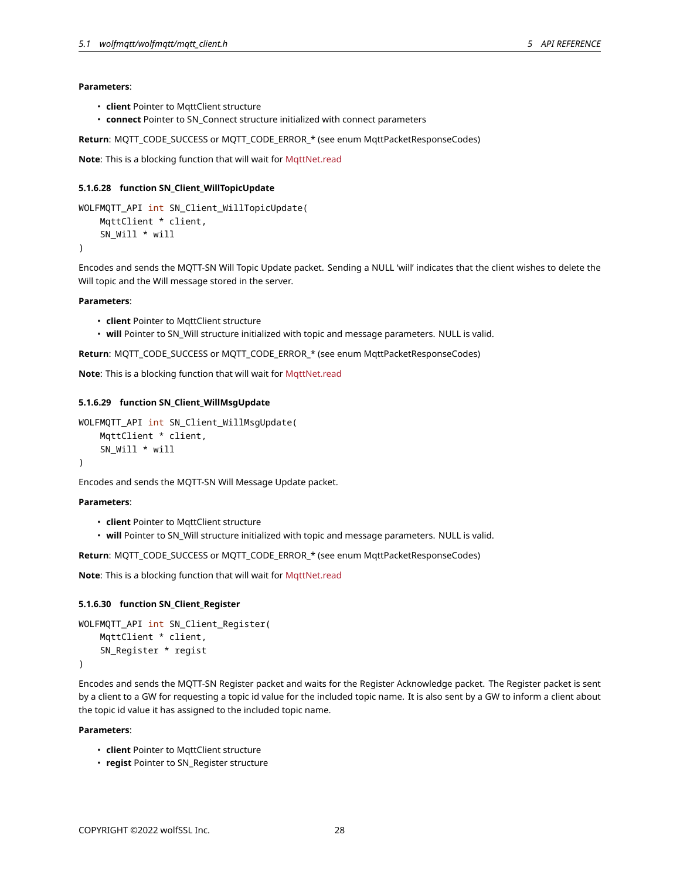**Parameters**:

- **client** Pointer to MqttClient structure
- **connect** Pointer to SN_Connect structure initialized with connect parameters

**Return**: MQTT_CODE_SUCCESS or MQTT_CODE_ERROR_* (see enum MqttPacketResponseCodes)

**Note**: This is a blocking function that will wait for MqttNet.read

#### 5.1.6.28 function SN_Client_WillTopicUpdate

```
WOLFMQTT_API int SN_Client_WillTopicUpdate(
    MqttClient * client,
    SN_Will * will
)
```

Encodes and sends the MQTT-SN Will Topic Update packet. Sending a NULL 'will' indicates that the client wishes to delete the Will topic and the Will message stored in the server.

**Parameters**:

- **client** Pointer to MqttClient structure
- **will** Pointer to SN_Will structure initialized with topic and message parameters. NULL is valid.

**Return**: MQTT_CODE_SUCCESS or MQTT_CODE_ERROR_* (see enum MqttPacketResponseCodes)

**Note**: This is a blocking function that will wait for MqttNet.read

#### 5.1.6.29 function SN_Client_WillMsgUpdate

```
WOLFMQTT_API int SN_Client_WillMsgUpdate(
    MqttClient * client,
    SN_Will * will
)
```

Encodes and sends the MQTT-SN Will Message Update packet.

**Parameters**:

- **client** Pointer to MqttClient structure
- **will** Pointer to SN_Will structure initialized with topic and message parameters. NULL is valid.

**Return**: MQTT_CODE_SUCCESS or MQTT_CODE_ERROR_* (see enum MqttPacketResponseCodes)

**Note**: This is a blocking function that will wait for MqttNet.read

#### 5.1.6.30 function SN_Client_Register

```
WOLFMQTT_API int SN_Client_Register(
    MqttClient * client,
    SN_Register * regist
)
```

Encodes and sends the MQTT-SN Register packet and waits for the Register Acknowledge packet. The Register packet is sent by a client to a GW for requesting a topic id value for the included topic name. It is also sent by a GW to inform a client about the topic id value it has assigned to the included topic name.

**Parameters**:

- **client** Pointer to MqttClient structure
- **regist** Pointer to SN_Register structure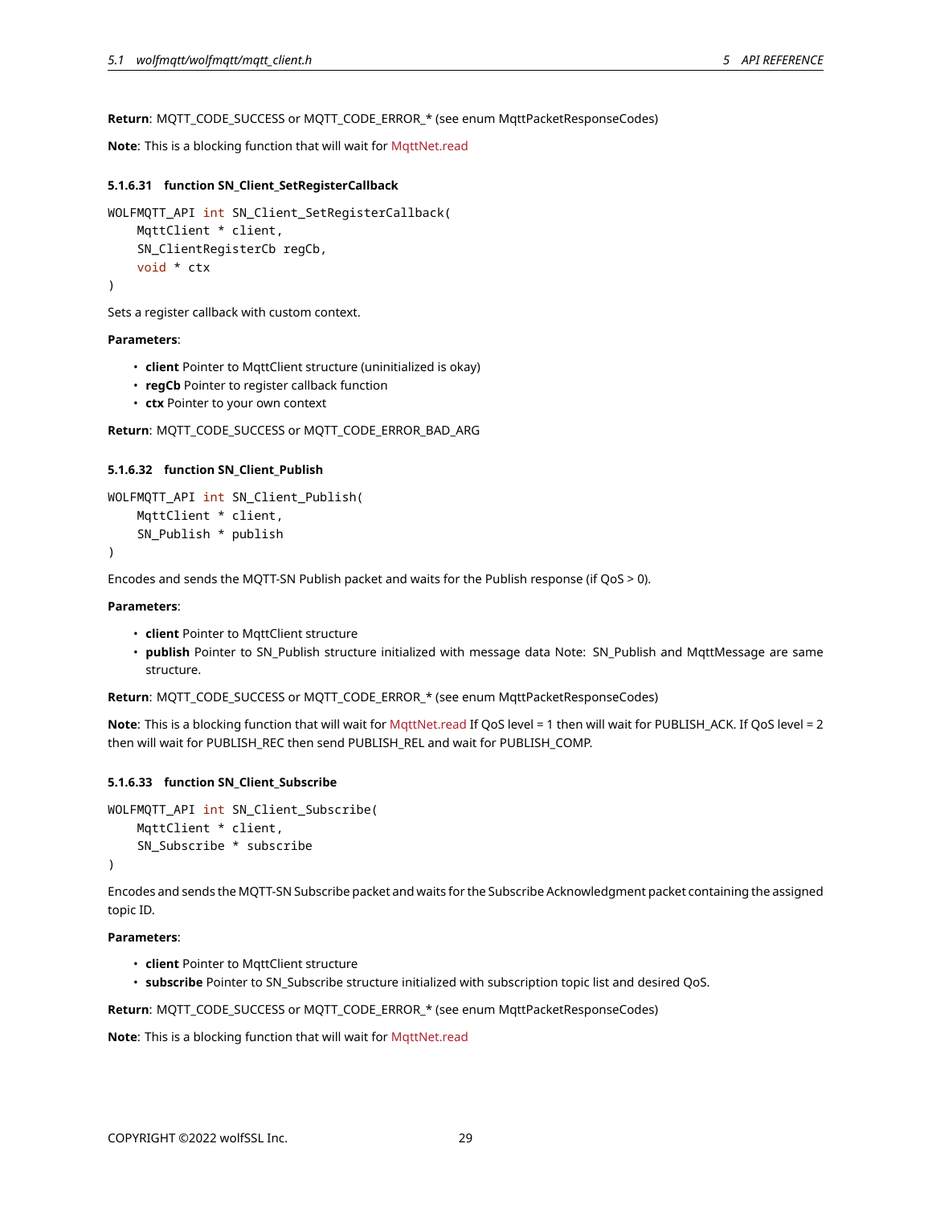**Return**: MQTT_CODE_SUCCESS or MQTT_CODE_ERROR_* (see enum MqttPacketResponseCodes)

**Note**: This is a blocking function that will wait for MqttNet.read

#### 5.1.6.31 function SN_Client_SetRegisterCallback

```
WOLFMQTT_API int SN_Client_SetRegisterCallback(
    MqttClient * client,
    SN_ClientRegisterCb regCb,
    void * ctx
)
```

Sets a register callback with custom context.

**Parameters**:

- **client** Pointer to MqttClient structure (uninitialized is okay)
- **regCb** Pointer to register callback function
- **ctx** Pointer to your own context

**Return**: MQTT_CODE_SUCCESS or MQTT_CODE_ERROR_BAD_ARG

#### 5.1.6.32 function SN_Client_Publish

```
WOLFMQTT_API int SN_Client_Publish(
    MqttClient * client,
    SN_Publish * publish
)
```

Encodes and sends the MQTT-SN Publish packet and waits for the Publish response (if QoS > 0).

**Parameters**:

- **client** Pointer to MqttClient structure
- **publish** Pointer to SN_Publish structure initialized with message data Note: SN_Publish and MqttMessage are same structure.

**Return**: MQTT_CODE_SUCCESS or MQTT_CODE_ERROR_* (see enum MqttPacketResponseCodes)

**Note**: This is a blocking function that will wait for MqttNet.read If QoS level = 1 then will wait for PUBLISH_ACK. If QoS level = 2 then will wait for PUBLISH_REC then send PUBLISH_REL and wait for PUBLISH_COMP.

#### 5.1.6.33 function SN_Client_Subscribe

```
WOLFMQTT_API int SN_Client_Subscribe(
    MqttClient * client,
    SN_Subscribe * subscribe
)
```

Encodes and sends the MQTT-SN Subscribe packet and waits for the Subscribe Acknowledgment packet containing the assigned topic ID.

**Parameters**:

- **client** Pointer to MqttClient structure
- **subscribe** Pointer to SN_Subscribe structure initialized with subscription topic list and desired QoS.

**Return**: MQTT_CODE_SUCCESS or MQTT_CODE_ERROR_* (see enum MqttPacketResponseCodes)

**Note**: This is a blocking function that will wait for MqttNet.read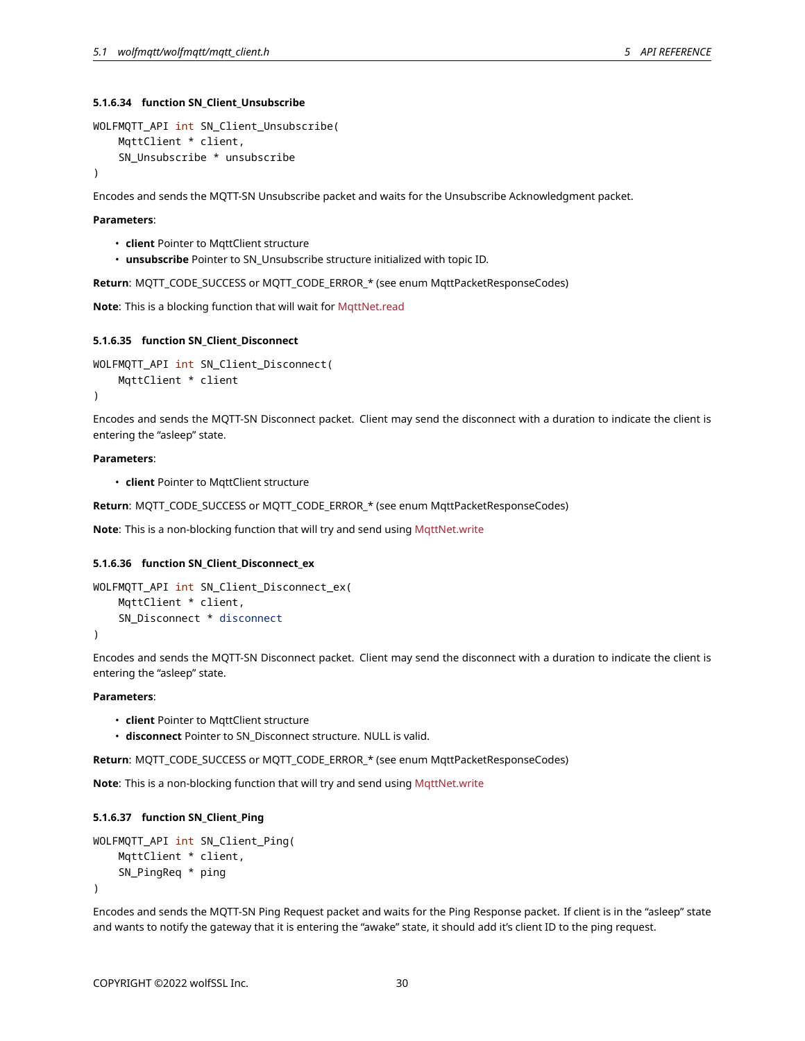#### 5.1.6.34 function SN_Client_Unsubscribe

```
WOLFMQTT_API int SN_Client_Unsubscribe(
    MqttClient * client,
    SN_Unsubscribe * unsubscribe
)
```

Encodes and sends the MQTT-SN Unsubscribe packet and waits for the Unsubscribe Acknowledgment packet.

**Parameters**:

- **client** Pointer to MqttClient structure
- **unsubscribe** Pointer to SN_Unsubscribe structure initialized with topic ID.

**Return**: MQTT_CODE_SUCCESS or MQTT_CODE_ERROR_* (see enum MqttPacketResponseCodes)

**Note**: This is a blocking function that will wait for MqttNet.read

#### 5.1.6.35 function SN_Client_Disconnect

```
WOLFMQTT_API int SN_Client_Disconnect(
    MqttClient * client
)
```

Encodes and sends the MQTT-SN Disconnect packet. Client may send the disconnect with a duration to indicate the client is entering the "asleep" state.

**Parameters**:

- **client** Pointer to MqttClient structure

**Return**: MQTT_CODE_SUCCESS or MQTT_CODE_ERROR_* (see enum MqttPacketResponseCodes)

**Note**: This is a non-blocking function that will try and send using MqttNet.write

#### 5.1.6.36 function SN_Client_Disconnect_ex

```
WOLFMQTT_API int SN_Client_Disconnect_ex(
    MqttClient * client,
    SN_Disconnect * disconnect
)
```

Encodes and sends the MQTT-SN Disconnect packet. Client may send the disconnect with a duration to indicate the client is entering the "asleep" state.

**Parameters**:

- **client** Pointer to MqttClient structure
- **disconnect** Pointer to SN_Disconnect structure. NULL is valid.

**Return**: MQTT_CODE_SUCCESS or MQTT_CODE_ERROR_* (see enum MqttPacketResponseCodes)

**Note**: This is a non-blocking function that will try and send using MqttNet.write

#### 5.1.6.37 function SN_Client_Ping

```
WOLFMQTT_API int SN_Client_Ping(
    MqttClient * client,
    SN_PingReq * ping
)
```

Encodes and sends the MQTT-SN Ping Request packet and waits for the Ping Response packet. If client is in the "asleep" state and wants to notify the gateway that it is entering the "awake" state, it should add it's client ID to the ping request.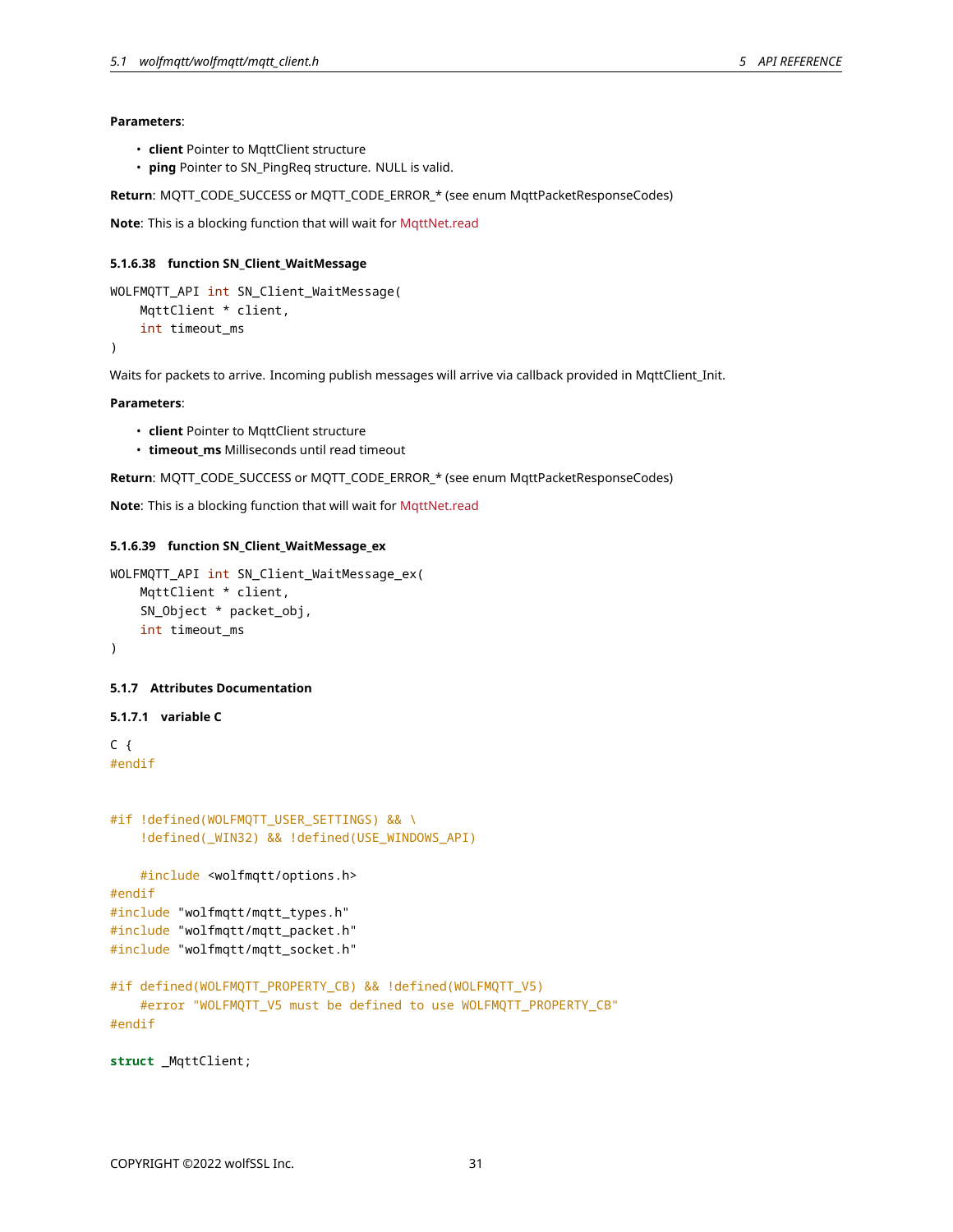**Parameters**:

- **client** Pointer to MqttClient structure
- **ping** Pointer to SN_PingReq structure. NULL is valid.

**Return**: MQTT_CODE_SUCCESS or MQTT_CODE_ERROR_* (see enum MqttPacketResponseCodes)

**Note**: This is a blocking function that will wait for MqttNet.read

#### 5.1.6.38 function SN_Client_WaitMessage

```
WOLFMQTT_API int SN_Client_WaitMessage(
    MqttClient * client,
    int timeout_ms
)
```

Waits for packets to arrive. Incoming publish messages will arrive via callback provided in MqttClient_Init.

**Parameters**:

- **client** Pointer to MqttClient structure
- **timeout_ms** Milliseconds until read timeout

**Return**: MQTT_CODE_SUCCESS or MQTT_CODE_ERROR_* (see enum MqttPacketResponseCodes)

**Note**: This is a blocking function that will wait for MqttNet.read

#### 5.1.6.39 function SN_Client_WaitMessage_ex

```
WOLFMQTT_API int SN_Client_WaitMessage_ex(
    MqttClient * client,
    SN_Object * packet_obj,
    int timeout_ms
)
```

### 5.1.7 Attributes Documentation

#### 5.1.7.1 variable C

```
C {
#endif


#if !defined(WOLFMQTT_USER_SETTINGS) && \
    !defined(_WIN32) && !defined(USE_WINDOWS_API)

    #include <wolfmqtt/options.h>
#endif
#include "wolfmqtt/mqtt_types.h"
#include "wolfmqtt/mqtt_packet.h"
#include "wolfmqtt/mqtt_socket.h"

#if defined(WOLFMQTT_PROPERTY_CB) && !defined(WOLFMQTT_V5)
    #error "WOLFMQTT_V5 must be defined to use WOLFMQTT_PROPERTY_CB"
#endif

struct _MqttClient;
```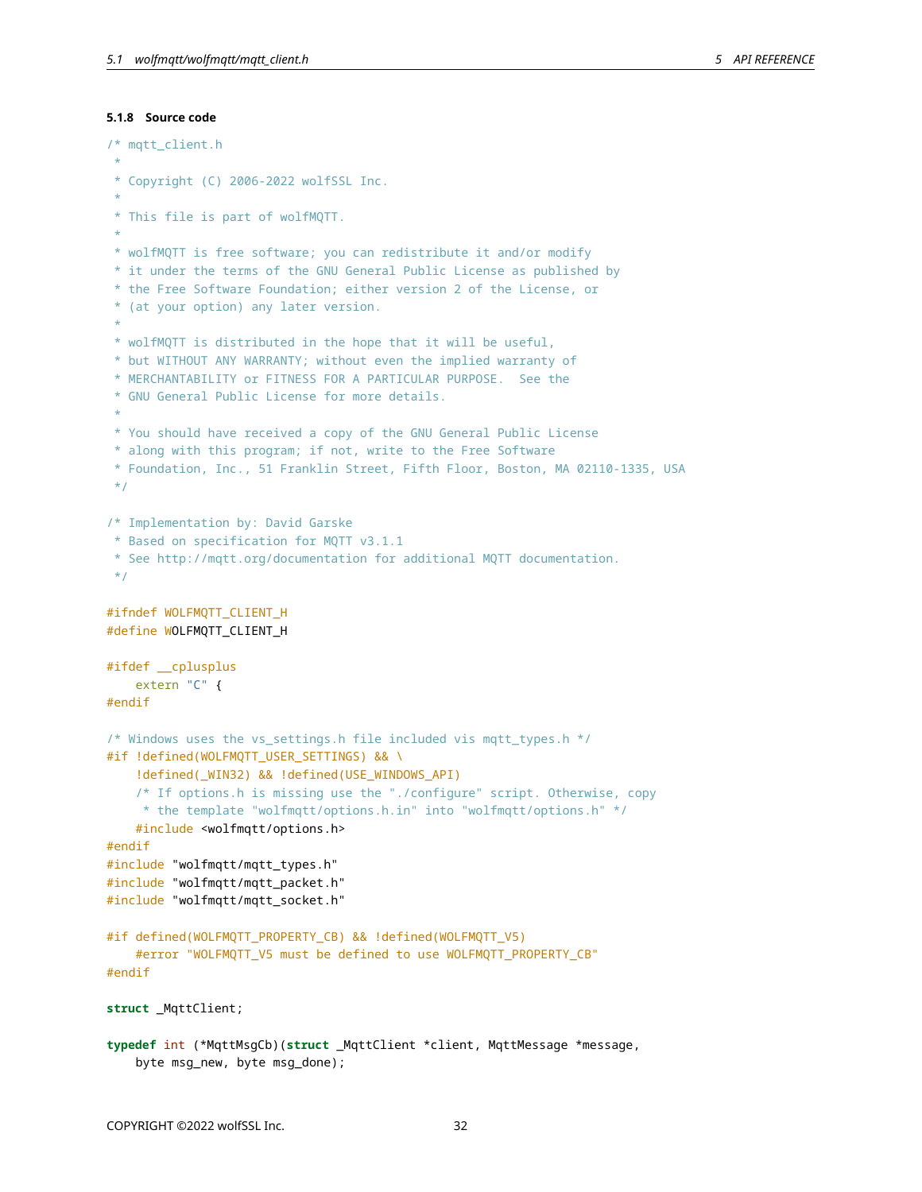#### 5.1.8 Source code

```c
/* mqtt_client.h
 *
 * Copyright (C) 2006-2022 wolfSSL Inc.
 *
 * This file is part of wolfMQTT.
 *
 * wolfMQTT is free software; you can redistribute it and/or modify
 * it under the terms of the GNU General Public License as published by
 * the Free Software Foundation; either version 2 of the License, or
 * (at your option) any later version.
 *
 * wolfMQTT is distributed in the hope that it will be useful,
 * but WITHOUT ANY WARRANTY; without even the implied warranty of
 * MERCHANTABILITY or FITNESS FOR A PARTICULAR PURPOSE.  See the
 * GNU General Public License for more details.
 *
 * You should have received a copy of the GNU General Public License
 * along with this program; if not, write to the Free Software
 * Foundation, Inc., 51 Franklin Street, Fifth Floor, Boston, MA 02110-1335, USA
 */

/* Implementation by: David Garske
 * Based on specification for MQTT v3.1.1
 * See http://mqtt.org/documentation for additional MQTT documentation.
 */

#ifndef WOLFMQTT_CLIENT_H
#define WOLFMQTT_CLIENT_H

#ifdef __cplusplus
    extern "C" {
#endif

/* Windows uses the vs_settings.h file included vis mqtt_types.h */
#if !defined(WOLFMQTT_USER_SETTINGS) && \
    !defined(_WIN32) && !defined(USE_WINDOWS_API)
    /* If options.h is missing use the "./configure" script. Otherwise, copy
     * the template "wolfmqtt/options.h.in" into "wolfmqtt/options.h" */
    #include <wolfmqtt/options.h>
#endif
#include "wolfmqtt/mqtt_types.h"
#include "wolfmqtt/mqtt_packet.h"
#include "wolfmqtt/mqtt_socket.h"

#if defined(WOLFMQTT_PROPERTY_CB) && !defined(WOLFMQTT_V5)
    #error "WOLFMQTT_V5 must be defined to use WOLFMQTT_PROPERTY_CB"
#endif

struct _MqttClient;

typedef int (*MqttMsgCb)(struct _MqttClient *client, MqttMessage *message,
    byte msg_new, byte msg_done);
```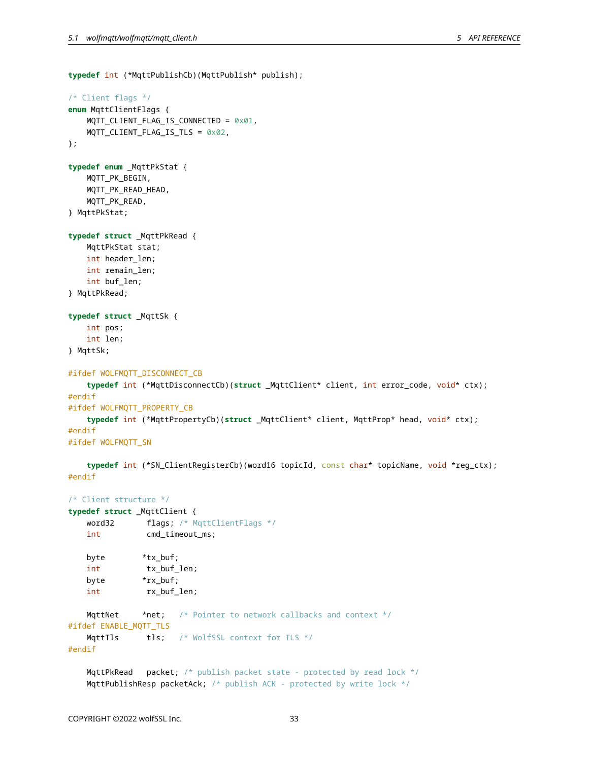```c
typedef int (*MqttPublishCb)(MqttPublish* publish);

/* Client flags */
enum MqttClientFlags {
    MQTT_CLIENT_FLAG_IS_CONNECTED = 0x01,
    MQTT_CLIENT_FLAG_IS_TLS = 0x02,
};

typedef enum _MqttPkStat {
    MQTT_PK_BEGIN,
    MQTT_PK_READ_HEAD,
    MQTT_PK_READ,
} MqttPkStat;

typedef struct _MqttPkRead {
    MqttPkStat stat;
    int header_len;
    int remain_len;
    int buf_len;
} MqttPkRead;

typedef struct _MqttSk {
    int pos;
    int len;
} MqttSk;

#ifdef WOLFMQTT_DISCONNECT_CB
    typedef int (*MqttDisconnectCb)(struct _MqttClient* client, int error_code, void* ctx);
#endif
#ifdef WOLFMQTT_PROPERTY_CB
    typedef int (*MqttPropertyCb)(struct _MqttClient* client, MqttProp* head, void* ctx);
#endif
#ifdef WOLFMQTT_SN

    typedef int (*SN_ClientRegisterCb)(word16 topicId, const char* topicName, void *reg_ctx);
#endif

/* Client structure */
typedef struct _MqttClient {
    word32       flags; /* MqttClientFlags */
    int          cmd_timeout_ms;

    byte        *tx_buf;
    int          tx_buf_len;
    byte        *rx_buf;
    int          rx_buf_len;

    MqttNet     *net;   /* Pointer to network callbacks and context */
#ifdef ENABLE_MQTT_TLS
    MqttTls      tls;   /* WolfSSL context for TLS */
#endif

    MqttPkRead   packet; /* publish packet state - protected by read lock */
    MqttPublishResp packetAck; /* publish ACK - protected by write lock */
```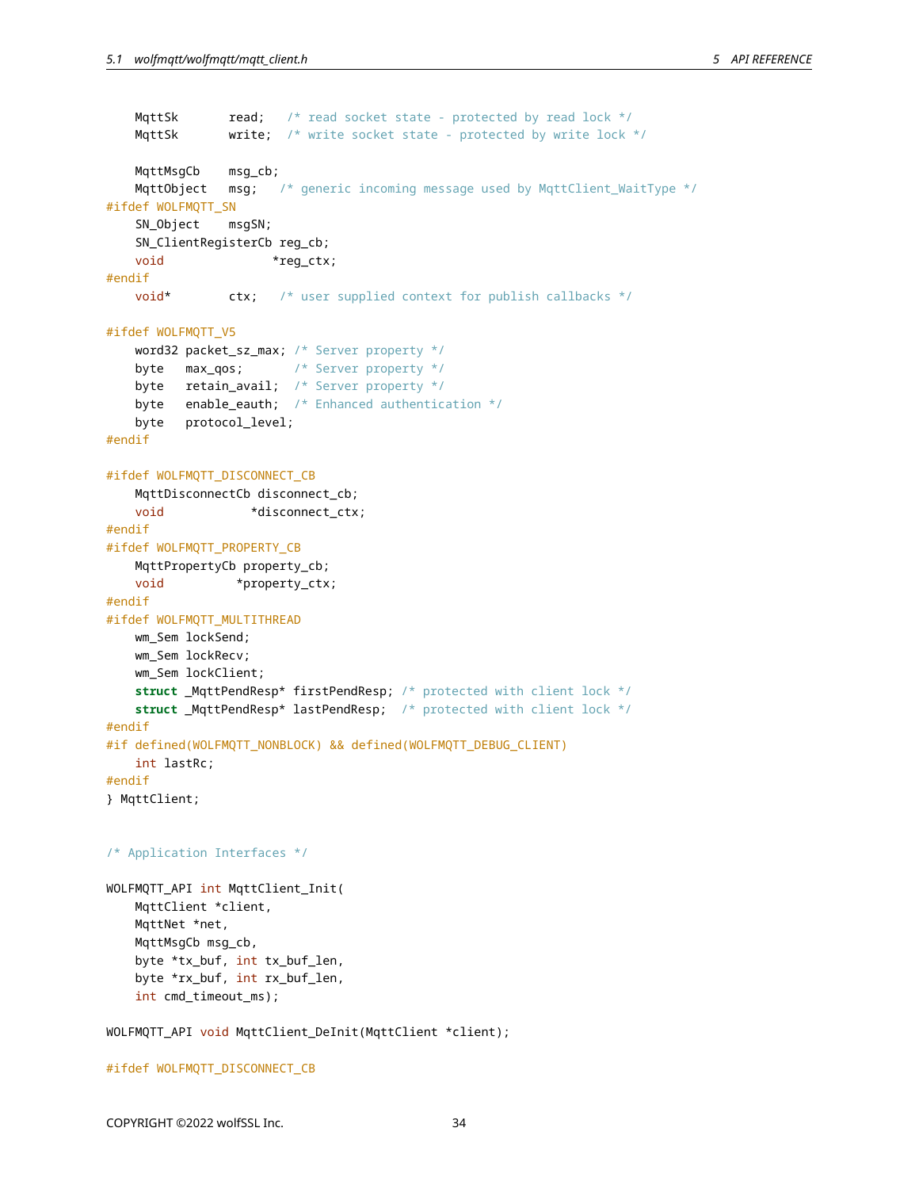```c
    MqttSk       read;   /* read socket state - protected by read lock */
    MqttSk       write;  /* write socket state - protected by write lock */

    MqttMsgCb    msg_cb;
    MqttObject   msg;   /* generic incoming message used by MqttClient_WaitType */
#ifdef WOLFMQTT_SN
    SN_Object    msgSN;
    SN_ClientRegisterCb reg_cb;
    void               *reg_ctx;
#endif
    void*        ctx;   /* user supplied context for publish callbacks */

#ifdef WOLFMQTT_V5
    word32 packet_sz_max; /* Server property */
    byte   max_qos;       /* Server property */
    byte   retain_avail;  /* Server property */
    byte   enable_eauth;  /* Enhanced authentication */
    byte   protocol_level;
#endif

#ifdef WOLFMQTT_DISCONNECT_CB
    MqttDisconnectCb disconnect_cb;
    void            *disconnect_ctx;
#endif
#ifdef WOLFMQTT_PROPERTY_CB
    MqttPropertyCb property_cb;
    void          *property_ctx;
#endif
#ifdef WOLFMQTT_MULTITHREAD
    wm_Sem lockSend;
    wm_Sem lockRecv;
    wm_Sem lockClient;
    struct _MqttPendResp* firstPendResp; /* protected with client lock */
    struct _MqttPendResp* lastPendResp;  /* protected with client lock */
#endif
#if defined(WOLFMQTT_NONBLOCK) && defined(WOLFMQTT_DEBUG_CLIENT)
    int lastRc;
#endif
} MqttClient;


/* Application Interfaces */

WOLFMQTT_API int MqttClient_Init(
    MqttClient *client,
    MqttNet *net,
    MqttMsgCb msg_cb,
    byte *tx_buf, int tx_buf_len,
    byte *rx_buf, int rx_buf_len,
    int cmd_timeout_ms);

WOLFMQTT_API void MqttClient_DeInit(MqttClient *client);

#ifdef WOLFMQTT_DISCONNECT_CB
```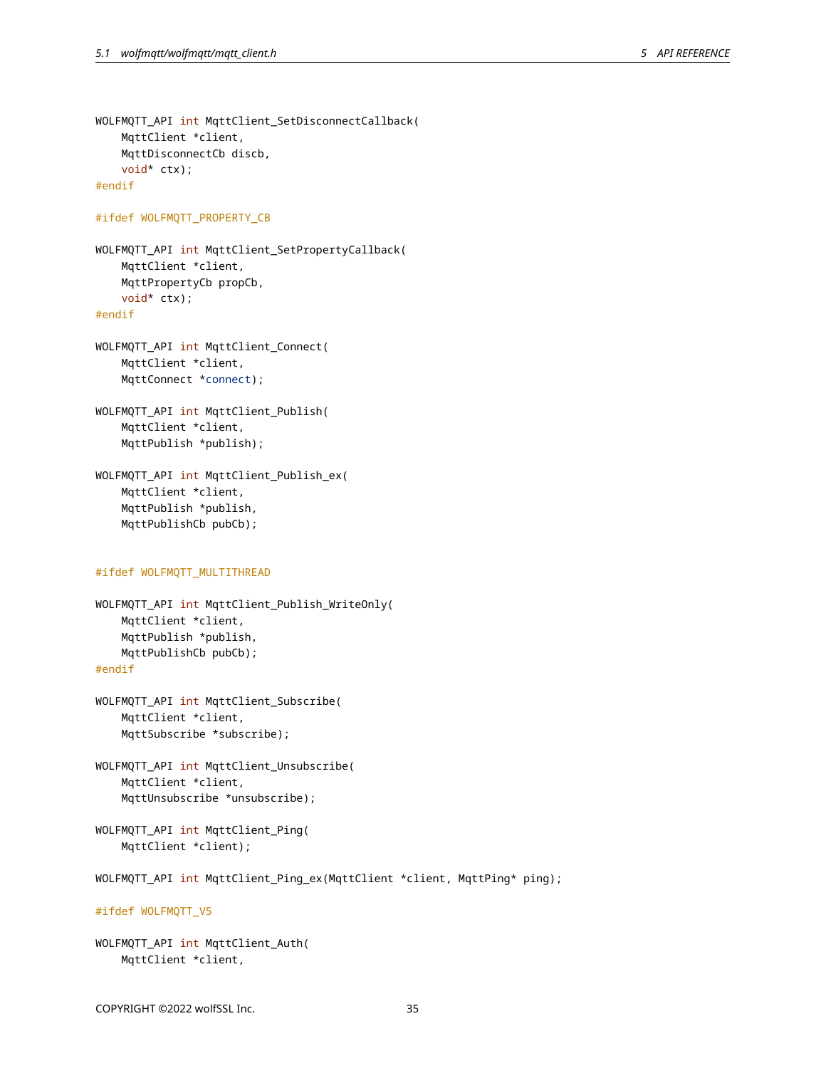```c
WOLFMQTT_API int MqttClient_SetDisconnectCallback(
    MqttClient *client,
    MqttDisconnectCb discb,
    void* ctx);
#endif

#ifdef WOLFMQTT_PROPERTY_CB

WOLFMQTT_API int MqttClient_SetPropertyCallback(
    MqttClient *client,
    MqttPropertyCb propCb,
    void* ctx);
#endif

WOLFMQTT_API int MqttClient_Connect(
    MqttClient *client,
    MqttConnect *connect);

WOLFMQTT_API int MqttClient_Publish(
    MqttClient *client,
    MqttPublish *publish);

WOLFMQTT_API int MqttClient_Publish_ex(
    MqttClient *client,
    MqttPublish *publish,
    MqttPublishCb pubCb);


#ifdef WOLFMQTT_MULTITHREAD

WOLFMQTT_API int MqttClient_Publish_WriteOnly(
    MqttClient *client,
    MqttPublish *publish,
    MqttPublishCb pubCb);
#endif

WOLFMQTT_API int MqttClient_Subscribe(
    MqttClient *client,
    MqttSubscribe *subscribe);

WOLFMQTT_API int MqttClient_Unsubscribe(
    MqttClient *client,
    MqttUnsubscribe *unsubscribe);

WOLFMQTT_API int MqttClient_Ping(
    MqttClient *client);

WOLFMQTT_API int MqttClient_Ping_ex(MqttClient *client, MqttPing* ping);

#ifdef WOLFMQTT_V5

WOLFMQTT_API int MqttClient_Auth(
    MqttClient *client,
```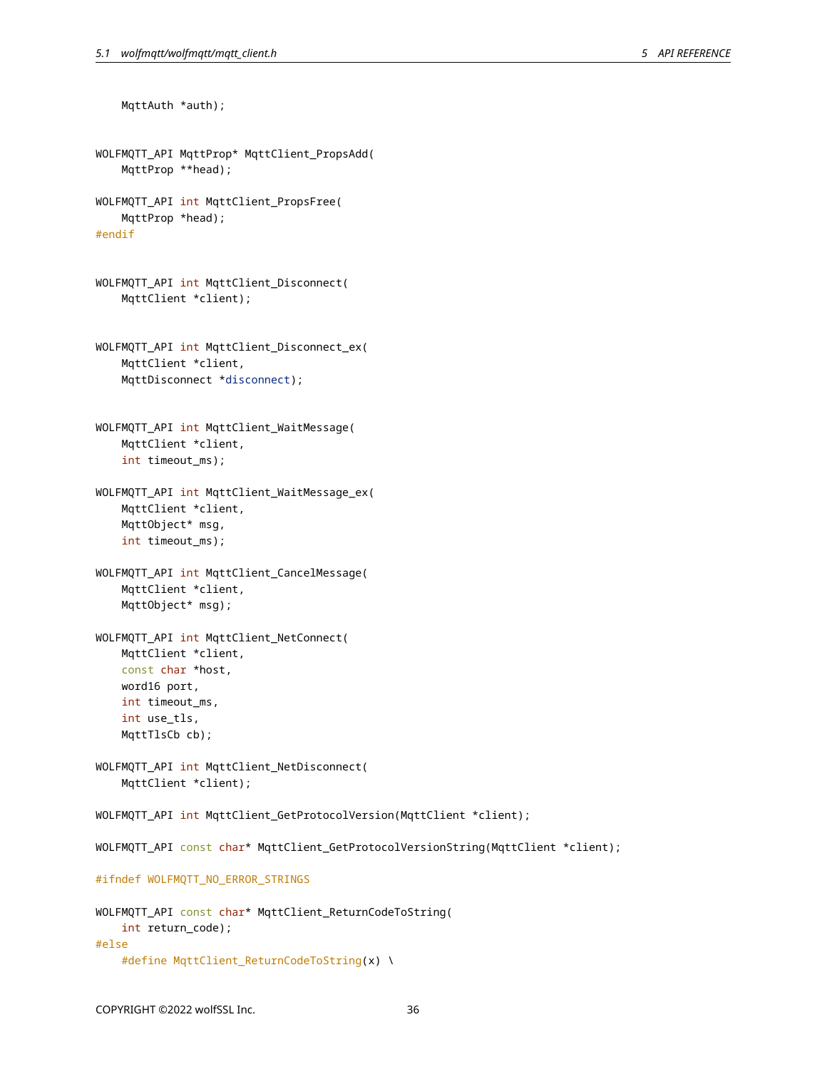```
    MqttAuth *auth);


WOLFMQTT_API MqttProp* MqttClient_PropsAdd(
    MqttProp **head);

WOLFMQTT_API int MqttClient_PropsFree(
    MqttProp *head);
#endif


WOLFMQTT_API int MqttClient_Disconnect(
    MqttClient *client);


WOLFMQTT_API int MqttClient_Disconnect_ex(
    MqttClient *client,
    MqttDisconnect *disconnect);


WOLFMQTT_API int MqttClient_WaitMessage(
    MqttClient *client,
    int timeout_ms);

WOLFMQTT_API int MqttClient_WaitMessage_ex(
    MqttClient *client,
    MqttObject* msg,
    int timeout_ms);

WOLFMQTT_API int MqttClient_CancelMessage(
    MqttClient *client,
    MqttObject* msg);

WOLFMQTT_API int MqttClient_NetConnect(
    MqttClient *client,
    const char *host,
    word16 port,
    int timeout_ms,
    int use_tls,
    MqttTlsCb cb);

WOLFMQTT_API int MqttClient_NetDisconnect(
    MqttClient *client);

WOLFMQTT_API int MqttClient_GetProtocolVersion(MqttClient *client);

WOLFMQTT_API const char* MqttClient_GetProtocolVersionString(MqttClient *client);

#ifndef WOLFMQTT_NO_ERROR_STRINGS

WOLFMQTT_API const char* MqttClient_ReturnCodeToString(
    int return_code);
#else
    #define MqttClient_ReturnCodeToString(x) \
```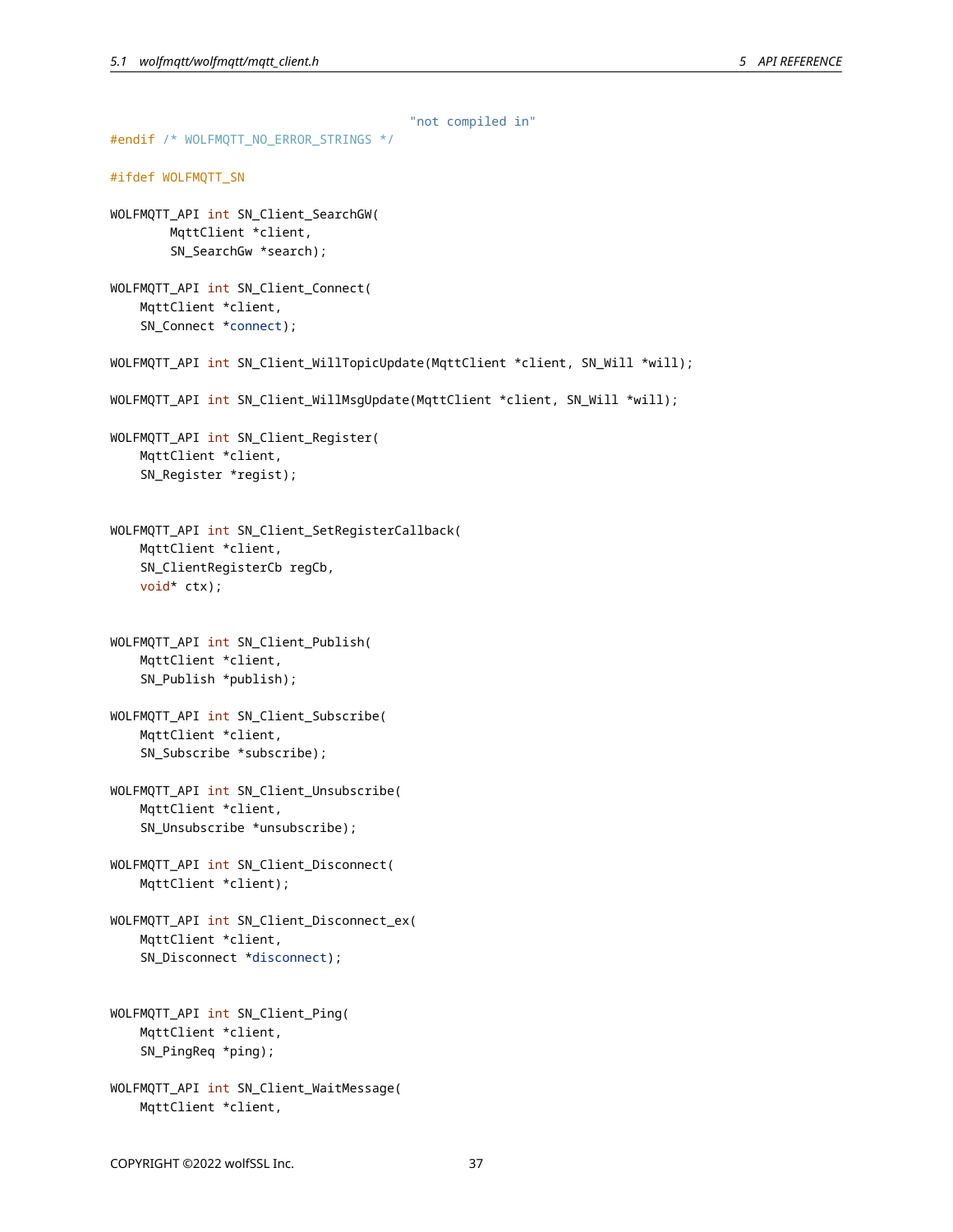```
                                        "not compiled in"
#endif /* WOLFMQTT_NO_ERROR_STRINGS */

#ifdef WOLFMQTT_SN

WOLFMQTT_API int SN_Client_SearchGW(
        MqttClient *client,
        SN_SearchGw *search);

WOLFMQTT_API int SN_Client_Connect(
    MqttClient *client,
    SN_Connect *connect);

WOLFMQTT_API int SN_Client_WillTopicUpdate(MqttClient *client, SN_Will *will);

WOLFMQTT_API int SN_Client_WillMsgUpdate(MqttClient *client, SN_Will *will);

WOLFMQTT_API int SN_Client_Register(
    MqttClient *client,
    SN_Register *regist);


WOLFMQTT_API int SN_Client_SetRegisterCallback(
    MqttClient *client,
    SN_ClientRegisterCb regCb,
    void* ctx);


WOLFMQTT_API int SN_Client_Publish(
    MqttClient *client,
    SN_Publish *publish);

WOLFMQTT_API int SN_Client_Subscribe(
    MqttClient *client,
    SN_Subscribe *subscribe);

WOLFMQTT_API int SN_Client_Unsubscribe(
    MqttClient *client,
    SN_Unsubscribe *unsubscribe);

WOLFMQTT_API int SN_Client_Disconnect(
    MqttClient *client);

WOLFMQTT_API int SN_Client_Disconnect_ex(
    MqttClient *client,
    SN_Disconnect *disconnect);


WOLFMQTT_API int SN_Client_Ping(
    MqttClient *client,
    SN_PingReq *ping);

WOLFMQTT_API int SN_Client_WaitMessage(
    MqttClient *client,
```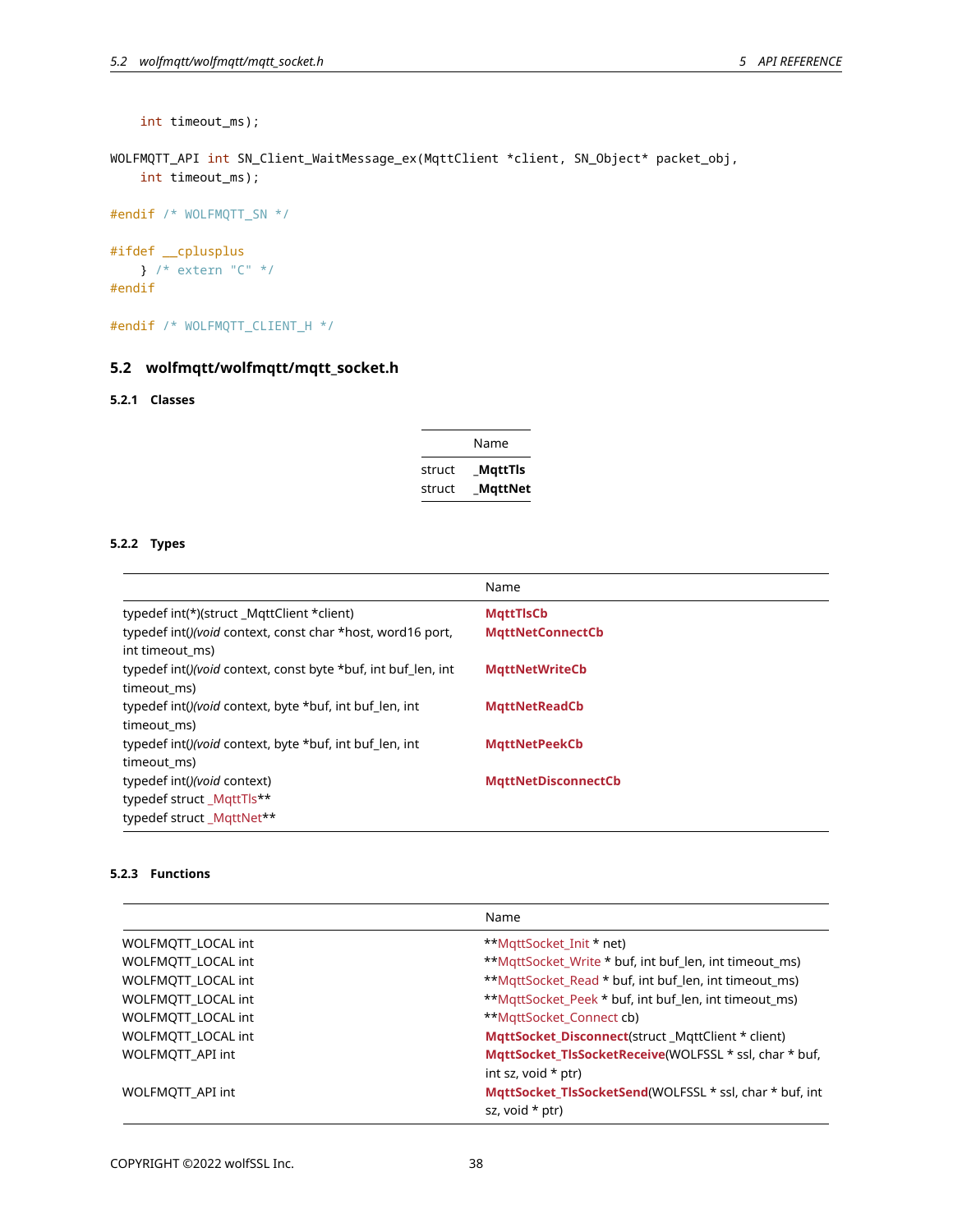```
    int timeout_ms);

WOLFMQTT_API int SN_Client_WaitMessage_ex(MqttClient *client, SN_Object* packet_obj,
    int timeout_ms);

#endif /* WOLFMQTT_SN */

#ifdef __cplusplus
    } /* extern "C" */
#endif

#endif /* WOLFMQTT_CLIENT_H */
```

## 5.2 wolfmqtt/wolfmqtt/mqtt_socket.h

### 5.2.1 Classes

| | Name |
|---|---|
| struct | **_MqttTls** |
| struct | **_MqttNet** |

### 5.2.2 Types

| | Name |
|---|---|
| typedef int(*)(struct _MqttClient *client) | **MqttTlsCb** |
| typedef int()(*void* context, const char *host, word16 port, int timeout_ms) | **MqttNetConnectCb** |
| typedef int()(*void* context, const byte *buf, int buf_len, int timeout_ms) | **MqttNetWriteCb** |
| typedef int()(*void* context, byte *buf, int buf_len, int timeout_ms) | **MqttNetReadCb** |
| typedef int()(*void* context, byte *buf, int buf_len, int timeout_ms) | **MqttNetPeekCb** |
| typedef int()(*void* context) | **MqttNetDisconnectCb** |
| typedef struct _MqttTls** | |
| typedef struct _MqttNet** | |

### 5.2.3 Functions

| | Name |
|---|---|
| WOLFMQTT_LOCAL int | **MqttSocket_Init * net) |
| WOLFMQTT_LOCAL int | **MqttSocket_Write * buf, int buf_len, int timeout_ms) |
| WOLFMQTT_LOCAL int | **MqttSocket_Read * buf, int buf_len, int timeout_ms) |
| WOLFMQTT_LOCAL int | **MqttSocket_Peek * buf, int buf_len, int timeout_ms) |
| WOLFMQTT_LOCAL int | **MqttSocket_Connect cb) |
| WOLFMQTT_LOCAL int | **MqttSocket_Disconnect**(struct _MqttClient * client) |
| WOLFMQTT_API int | **MqttSocket_TlsSocketReceive**(WOLFSSL * ssl, char * buf, int sz, void * ptr) |
| WOLFMQTT_API int | **MqttSocket_TlsSocketSend**(WOLFSSL * ssl, char * buf, int sz, void * ptr) |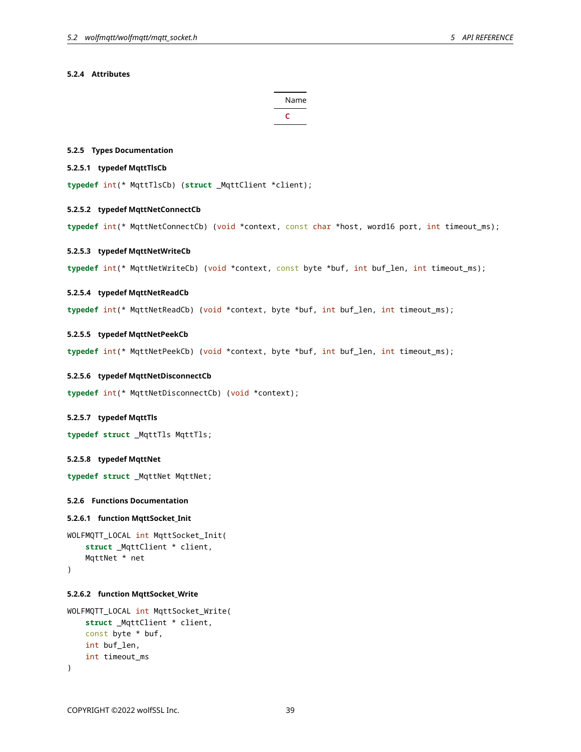#### 5.2.4 Attributes

| Name |
| --- |
| **C** |

#### 5.2.5 Types Documentation

##### 5.2.5.1 typedef MqttTlsCb

```
typedef int(* MqttTlsCb) (struct _MqttClient *client);
```

##### 5.2.5.2 typedef MqttNetConnectCb

```
typedef int(* MqttNetConnectCb) (void *context, const char *host, word16 port, int timeout_ms);
```

##### 5.2.5.3 typedef MqttNetWriteCb

```
typedef int(* MqttNetWriteCb) (void *context, const byte *buf, int buf_len, int timeout_ms);
```

##### 5.2.5.4 typedef MqttNetReadCb

```
typedef int(* MqttNetReadCb) (void *context, byte *buf, int buf_len, int timeout_ms);
```

##### 5.2.5.5 typedef MqttNetPeekCb

```
typedef int(* MqttNetPeekCb) (void *context, byte *buf, int buf_len, int timeout_ms);
```

##### 5.2.5.6 typedef MqttNetDisconnectCb

```
typedef int(* MqttNetDisconnectCb) (void *context);
```

##### 5.2.5.7 typedef MqttTls

```
typedef struct _MqttTls MqttTls;
```

##### 5.2.5.8 typedef MqttNet

```
typedef struct _MqttNet MqttNet;
```

#### 5.2.6 Functions Documentation

##### 5.2.6.1 function MqttSocket_Init

```
WOLFMQTT_LOCAL int MqttSocket_Init(
    struct _MqttClient * client,
    MqttNet * net
)
```

##### 5.2.6.2 function MqttSocket_Write

```
WOLFMQTT_LOCAL int MqttSocket_Write(
    struct _MqttClient * client,
    const byte * buf,
    int buf_len,
    int timeout_ms
)
```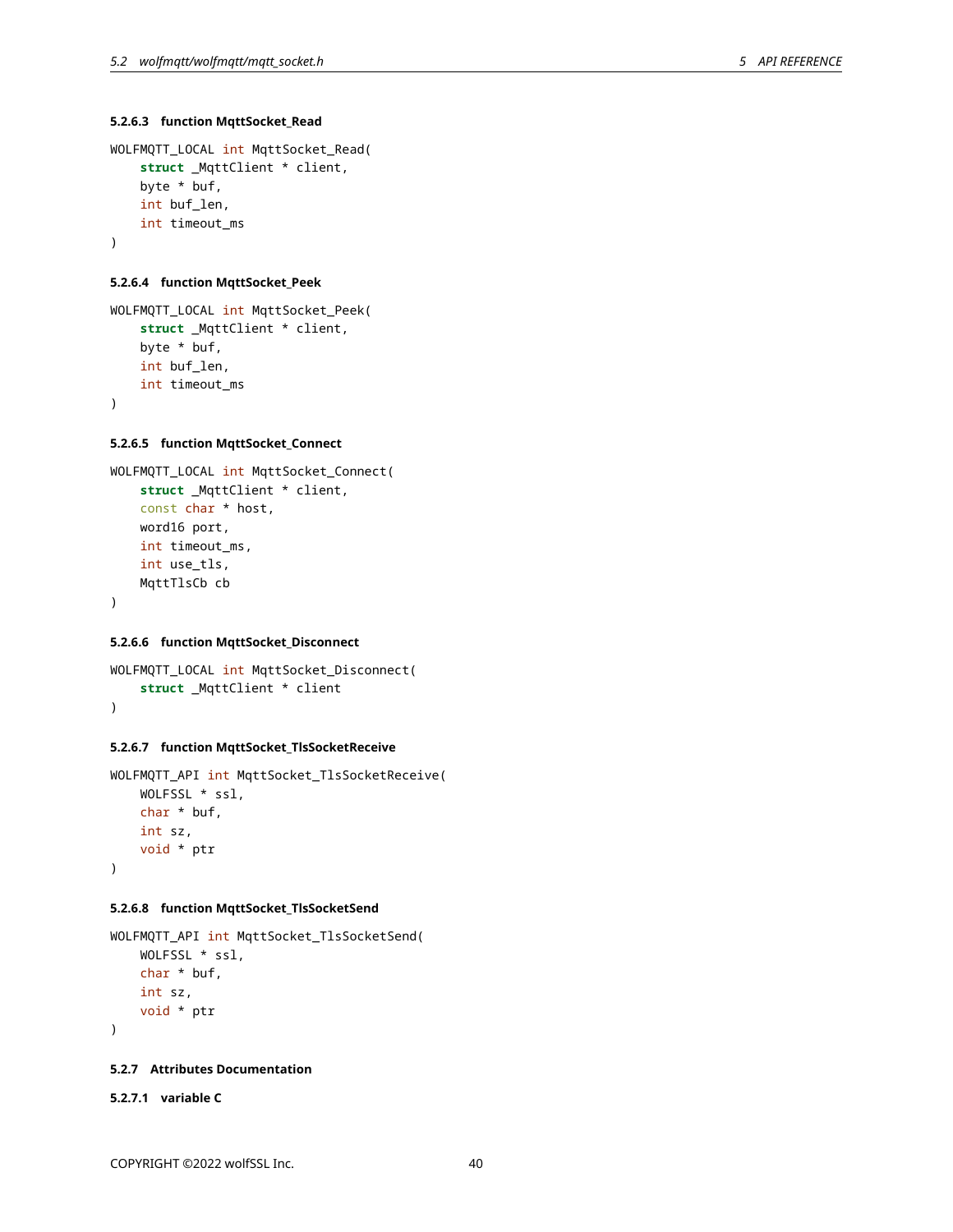#### 5.2.6.3 function MqttSocket_Read

```
WOLFMQTT_LOCAL int MqttSocket_Read(
    struct _MqttClient * client,
    byte * buf,
    int buf_len,
    int timeout_ms
)
```

#### 5.2.6.4 function MqttSocket_Peek

```
WOLFMQTT_LOCAL int MqttSocket_Peek(
    struct _MqttClient * client,
    byte * buf,
    int buf_len,
    int timeout_ms
)
```

#### 5.2.6.5 function MqttSocket_Connect

```
WOLFMQTT_LOCAL int MqttSocket_Connect(
    struct _MqttClient * client,
    const char * host,
    word16 port,
    int timeout_ms,
    int use_tls,
    MqttTlsCb cb
)
```

#### 5.2.6.6 function MqttSocket_Disconnect

```
WOLFMQTT_LOCAL int MqttSocket_Disconnect(
    struct _MqttClient * client
)
```

#### 5.2.6.7 function MqttSocket_TlsSocketReceive

```
WOLFMQTT_API int MqttSocket_TlsSocketReceive(
    WOLFSSL * ssl,
    char * buf,
    int sz,
    void * ptr
)
```

#### 5.2.6.8 function MqttSocket_TlsSocketSend

```
WOLFMQTT_API int MqttSocket_TlsSocketSend(
    WOLFSSL * ssl,
    char * buf,
    int sz,
    void * ptr
)
```

### 5.2.7 Attributes Documentation

#### 5.2.7.1 variable C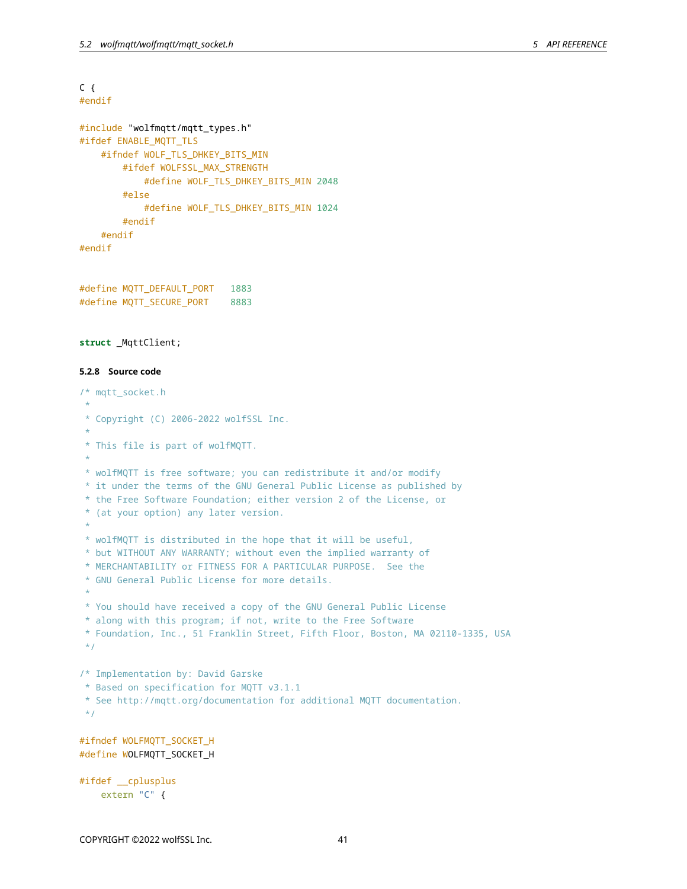```
C {
#endif

#include "wolfmqtt/mqtt_types.h"
#ifdef ENABLE_MQTT_TLS
    #ifndef WOLF_TLS_DHKEY_BITS_MIN
        #ifdef WOLFSSL_MAX_STRENGTH
            #define WOLF_TLS_DHKEY_BITS_MIN 2048
        #else
            #define WOLF_TLS_DHKEY_BITS_MIN 1024
        #endif
    #endif
#endif


#define MQTT_DEFAULT_PORT   1883
#define MQTT_SECURE_PORT    8883


struct _MqttClient;
```

#### 5.2.8 Source code

```
/* mqtt_socket.h
 *
 * Copyright (C) 2006-2022 wolfSSL Inc.
 *
 * This file is part of wolfMQTT.
 *
 * wolfMQTT is free software; you can redistribute it and/or modify
 * it under the terms of the GNU General Public License as published by
 * the Free Software Foundation; either version 2 of the License, or
 * (at your option) any later version.
 *
 * wolfMQTT is distributed in the hope that it will be useful,
 * but WITHOUT ANY WARRANTY; without even the implied warranty of
 * MERCHANTABILITY or FITNESS FOR A PARTICULAR PURPOSE.  See the
 * GNU General Public License for more details.
 *
 * You should have received a copy of the GNU General Public License
 * along with this program; if not, write to the Free Software
 * Foundation, Inc., 51 Franklin Street, Fifth Floor, Boston, MA 02110-1335, USA
 */

/* Implementation by: David Garske
 * Based on specification for MQTT v3.1.1
 * See http://mqtt.org/documentation for additional MQTT documentation.
 */

#ifndef WOLFMQTT_SOCKET_H
#define WOLFMQTT_SOCKET_H

#ifdef __cplusplus
    extern "C" {
```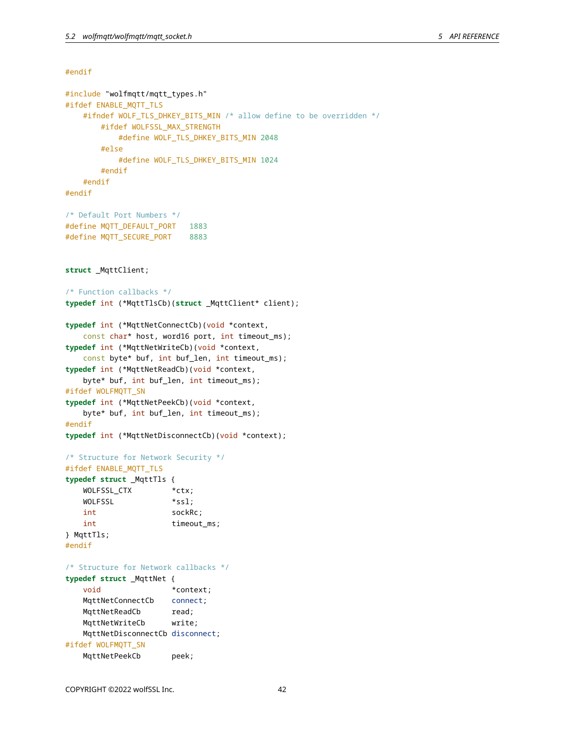```c
#endif

#include "wolfmqtt/mqtt_types.h"
#ifdef ENABLE_MQTT_TLS
    #ifndef WOLF_TLS_DHKEY_BITS_MIN /* allow define to be overridden */
        #ifdef WOLFSSL_MAX_STRENGTH
            #define WOLF_TLS_DHKEY_BITS_MIN 2048
        #else
            #define WOLF_TLS_DHKEY_BITS_MIN 1024
        #endif
    #endif
#endif

/* Default Port Numbers */
#define MQTT_DEFAULT_PORT   1883
#define MQTT_SECURE_PORT    8883


struct _MqttClient;

/* Function callbacks */
typedef int (*MqttTlsCb)(struct _MqttClient* client);

typedef int (*MqttNetConnectCb)(void *context,
    const char* host, word16 port, int timeout_ms);
typedef int (*MqttNetWriteCb)(void *context,
    const byte* buf, int buf_len, int timeout_ms);
typedef int (*MqttNetReadCb)(void *context,
    byte* buf, int buf_len, int timeout_ms);
#ifdef WOLFMQTT_SN
typedef int (*MqttNetPeekCb)(void *context,
    byte* buf, int buf_len, int timeout_ms);
#endif
typedef int (*MqttNetDisconnectCb)(void *context);

/* Structure for Network Security */
#ifdef ENABLE_MQTT_TLS
typedef struct _MqttTls {
    WOLFSSL_CTX         *ctx;
    WOLFSSL             *ssl;
    int                 sockRc;
    int                 timeout_ms;
} MqttTls;
#endif

/* Structure for Network callbacks */
typedef struct _MqttNet {
    void                *context;
    MqttNetConnectCb    connect;
    MqttNetReadCb       read;
    MqttNetWriteCb      write;
    MqttNetDisconnectCb disconnect;
#ifdef WOLFMQTT_SN
    MqttNetPeekCb       peek;
```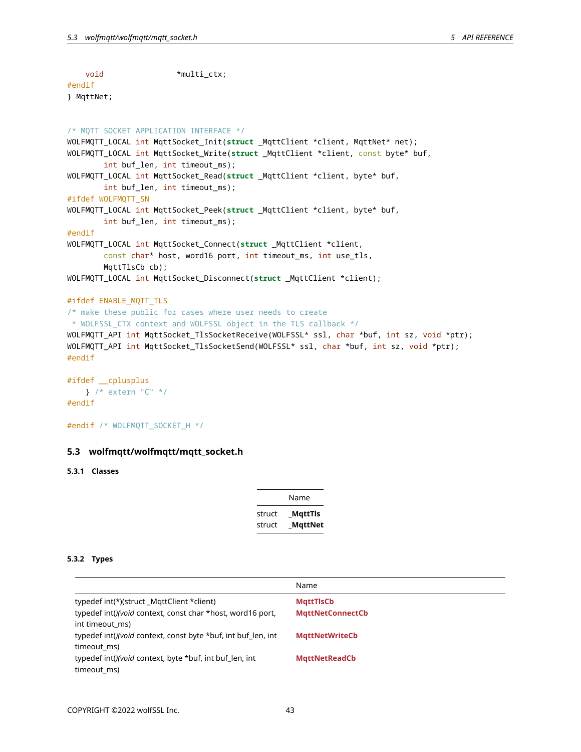```
    void                *multi_ctx;
#endif
} MqttNet;


/* MQTT SOCKET APPLICATION INTERFACE */
WOLFMQTT_LOCAL int MqttSocket_Init(struct _MqttClient *client, MqttNet* net);
WOLFMQTT_LOCAL int MqttSocket_Write(struct _MqttClient *client, const byte* buf,
        int buf_len, int timeout_ms);
WOLFMQTT_LOCAL int MqttSocket_Read(struct _MqttClient *client, byte* buf,
        int buf_len, int timeout_ms);
#ifdef WOLFMQTT_SN
WOLFMQTT_LOCAL int MqttSocket_Peek(struct _MqttClient *client, byte* buf,
        int buf_len, int timeout_ms);
#endif
WOLFMQTT_LOCAL int MqttSocket_Connect(struct _MqttClient *client,
        const char* host, word16 port, int timeout_ms, int use_tls,
        MqttTlsCb cb);
WOLFMQTT_LOCAL int MqttSocket_Disconnect(struct _MqttClient *client);

#ifdef ENABLE_MQTT_TLS
/* make these public for cases where user needs to create
 * WOLFSSL_CTX context and WOLFSSL object in the TLS callback */
WOLFMQTT_API int MqttSocket_TlsSocketReceive(WOLFSSL* ssl, char *buf, int sz, void *ptr);
WOLFMQTT_API int MqttSocket_TlsSocketSend(WOLFSSL* ssl, char *buf, int sz, void *ptr);
#endif

#ifdef __cplusplus
    } /* extern "C" */
#endif

#endif /* WOLFMQTT_SOCKET_H */
```

## 5.3 wolfmqtt/wolfmqtt/mqtt_socket.h

### 5.3.1 Classes

| | Name |
|---|---|
| struct | **_MqttTls** |
| struct | **_MqttNet** |

### 5.3.2 Types

| | Name |
|---|---|
| typedef int(*)(struct _MqttClient *client) | **MqttTlsCb** |
| typedef int()(void context, const char *host, word16 port, int timeout_ms) | **MqttNetConnectCb** |
| typedef int()(void context, const byte *buf, int buf_len, int timeout_ms) | **MqttNetWriteCb** |
| typedef int()(void context, byte *buf, int buf_len, int timeout_ms) | **MqttNetReadCb** |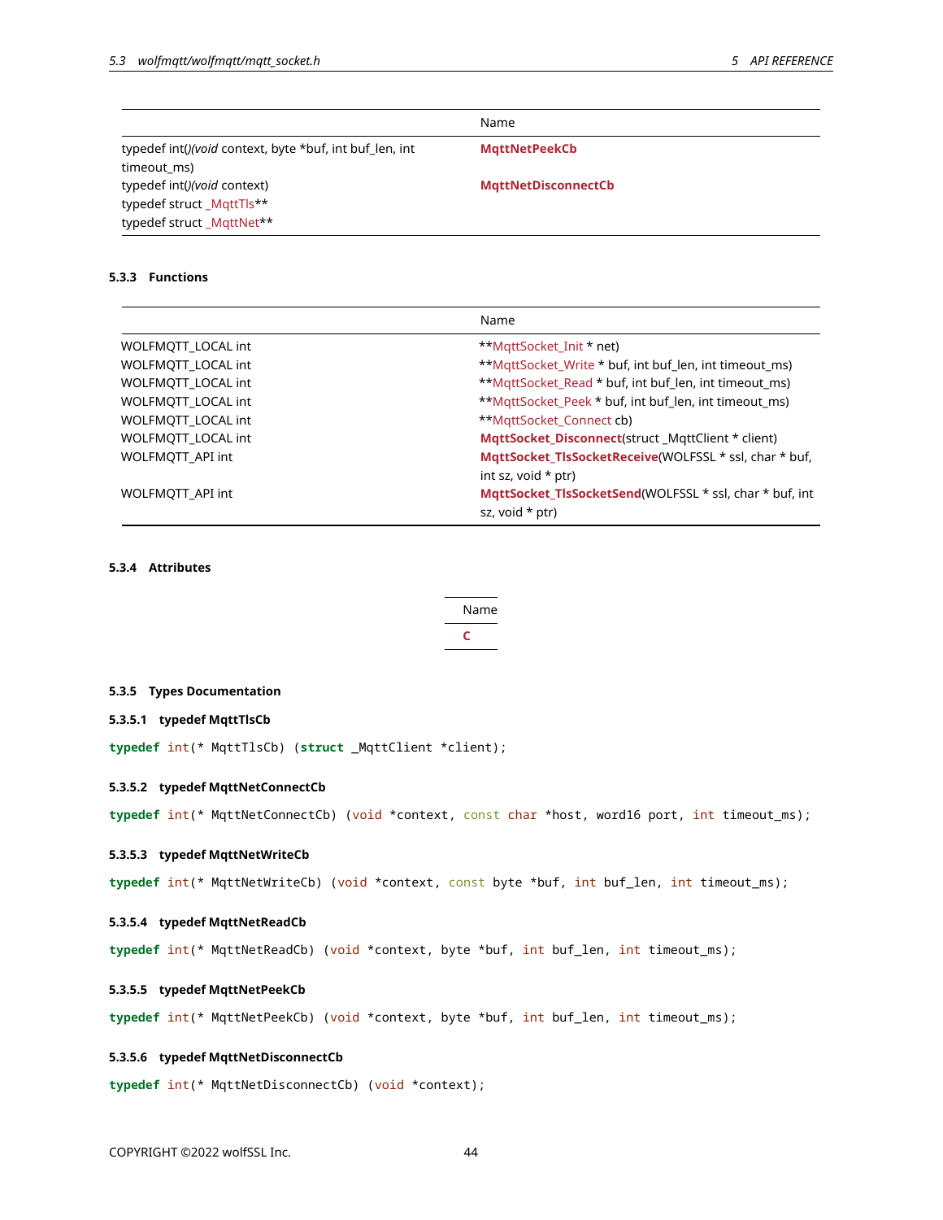| | Name |
|---|---|
| typedef int()(*void* context, byte *buf, int buf_len, int timeout_ms) | **MqttNetPeekCb** |
| typedef int()(*void* context) | **MqttNetDisconnectCb** |
| typedef struct _MqttTls** | |
| typedef struct _MqttNet** | |

### 5.3.3 Functions

| | Name |
|---|---|
| WOLFMQTT_LOCAL int | **MqttSocket_Init * net) |
| WOLFMQTT_LOCAL int | **MqttSocket_Write * buf, int buf_len, int timeout_ms) |
| WOLFMQTT_LOCAL int | **MqttSocket_Read * buf, int buf_len, int timeout_ms) |
| WOLFMQTT_LOCAL int | **MqttSocket_Peek * buf, int buf_len, int timeout_ms) |
| WOLFMQTT_LOCAL int | **MqttSocket_Connect cb) |
| WOLFMQTT_LOCAL int | **MqttSocket_Disconnect**(struct _MqttClient * client) |
| WOLFMQTT_API int | **MqttSocket_TlsSocketReceive**(WOLFSSL * ssl, char * buf, int sz, void * ptr) |
| WOLFMQTT_API int | **MqttSocket_TlsSocketSend**(WOLFSSL * ssl, char * buf, int sz, void * ptr) |

### 5.3.4 Attributes

| Name |
|---|
| **C** |

### 5.3.5 Types Documentation

#### 5.3.5.1 typedef MqttTlsCb

```
typedef int(* MqttTlsCb) (struct _MqttClient *client);
```

#### 5.3.5.2 typedef MqttNetConnectCb

```
typedef int(* MqttNetConnectCb) (void *context, const char *host, word16 port, int timeout_ms);
```

#### 5.3.5.3 typedef MqttNetWriteCb

```
typedef int(* MqttNetWriteCb) (void *context, const byte *buf, int buf_len, int timeout_ms);
```

#### 5.3.5.4 typedef MqttNetReadCb

```
typedef int(* MqttNetReadCb) (void *context, byte *buf, int buf_len, int timeout_ms);
```

#### 5.3.5.5 typedef MqttNetPeekCb

```
typedef int(* MqttNetPeekCb) (void *context, byte *buf, int buf_len, int timeout_ms);
```

#### 5.3.5.6 typedef MqttNetDisconnectCb

```
typedef int(* MqttNetDisconnectCb) (void *context);
```

COPYRIGHT ©2022 wolfSSL Inc.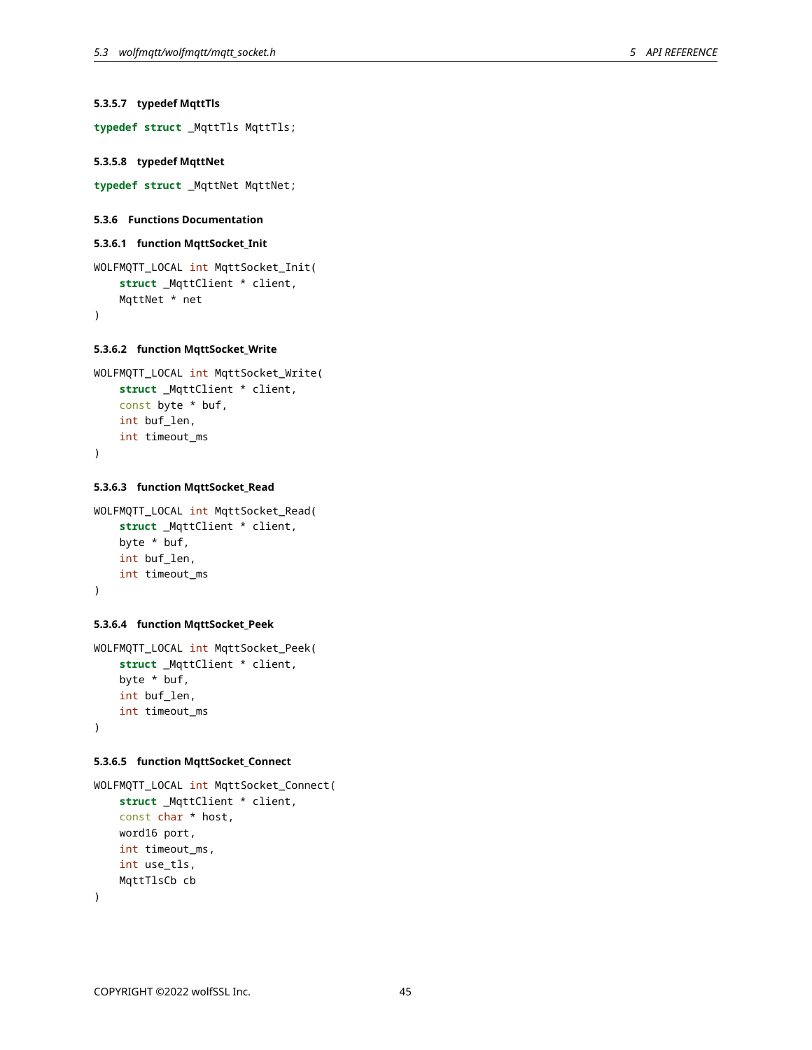#### 5.3.5.7 typedef MqttTls

```
typedef struct _MqttTls MqttTls;
```

#### 5.3.5.8 typedef MqttNet

```
typedef struct _MqttNet MqttNet;
```

### 5.3.6 Functions Documentation

#### 5.3.6.1 function MqttSocket_Init

```
WOLFMQTT_LOCAL int MqttSocket_Init(
    struct _MqttClient * client,
    MqttNet * net
)
```

#### 5.3.6.2 function MqttSocket_Write

```
WOLFMQTT_LOCAL int MqttSocket_Write(
    struct _MqttClient * client,
    const byte * buf,
    int buf_len,
    int timeout_ms
)
```

#### 5.3.6.3 function MqttSocket_Read

```
WOLFMQTT_LOCAL int MqttSocket_Read(
    struct _MqttClient * client,
    byte * buf,
    int buf_len,
    int timeout_ms
)
```

#### 5.3.6.4 function MqttSocket_Peek

```
WOLFMQTT_LOCAL int MqttSocket_Peek(
    struct _MqttClient * client,
    byte * buf,
    int buf_len,
    int timeout_ms
)
```

#### 5.3.6.5 function MqttSocket_Connect

```
WOLFMQTT_LOCAL int MqttSocket_Connect(
    struct _MqttClient * client,
    const char * host,
    word16 port,
    int timeout_ms,
    int use_tls,
    MqttTlsCb cb
)
```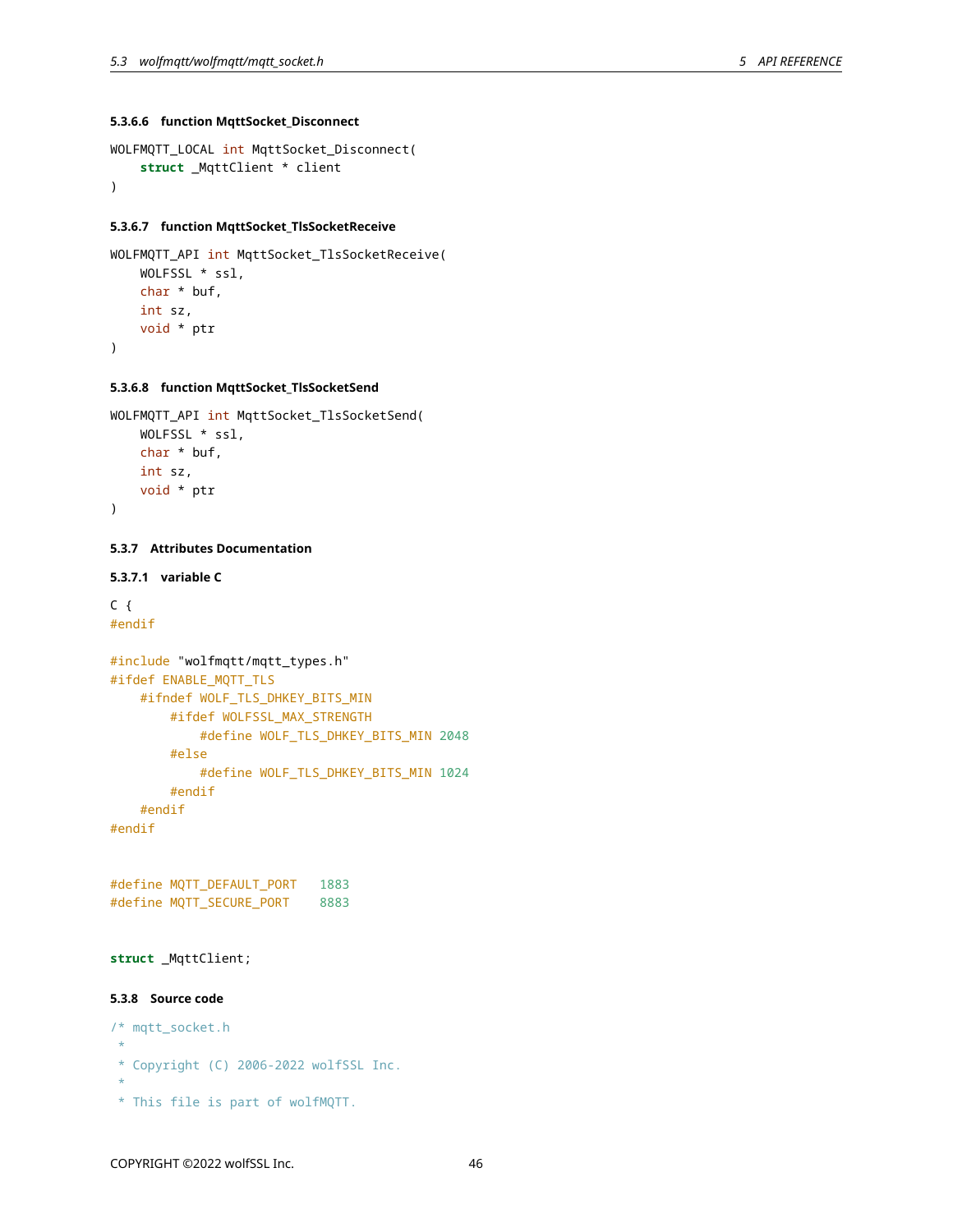#### 5.3.6.6 function MqttSocket_Disconnect

```
WOLFMQTT_LOCAL int MqttSocket_Disconnect(
    struct _MqttClient * client
)
```

#### 5.3.6.7 function MqttSocket_TlsSocketReceive

```
WOLFMQTT_API int MqttSocket_TlsSocketReceive(
    WOLFSSL * ssl,
    char * buf,
    int sz,
    void * ptr
)
```

#### 5.3.6.8 function MqttSocket_TlsSocketSend

```
WOLFMQTT_API int MqttSocket_TlsSocketSend(
    WOLFSSL * ssl,
    char * buf,
    int sz,
    void * ptr
)
```

### 5.3.7 Attributes Documentation

#### 5.3.7.1 variable C

```
C {
#endif

#include "wolfmqtt/mqtt_types.h"
#ifdef ENABLE_MQTT_TLS
    #ifndef WOLF_TLS_DHKEY_BITS_MIN
        #ifdef WOLFSSL_MAX_STRENGTH
            #define WOLF_TLS_DHKEY_BITS_MIN 2048
        #else
            #define WOLF_TLS_DHKEY_BITS_MIN 1024
        #endif
    #endif
#endif


#define MQTT_DEFAULT_PORT   1883
#define MQTT_SECURE_PORT    8883


struct _MqttClient;
```

### 5.3.8 Source code

```
/* mqtt_socket.h
 *
 * Copyright (C) 2006-2022 wolfSSL Inc.
 *
 * This file is part of wolfMQTT.
```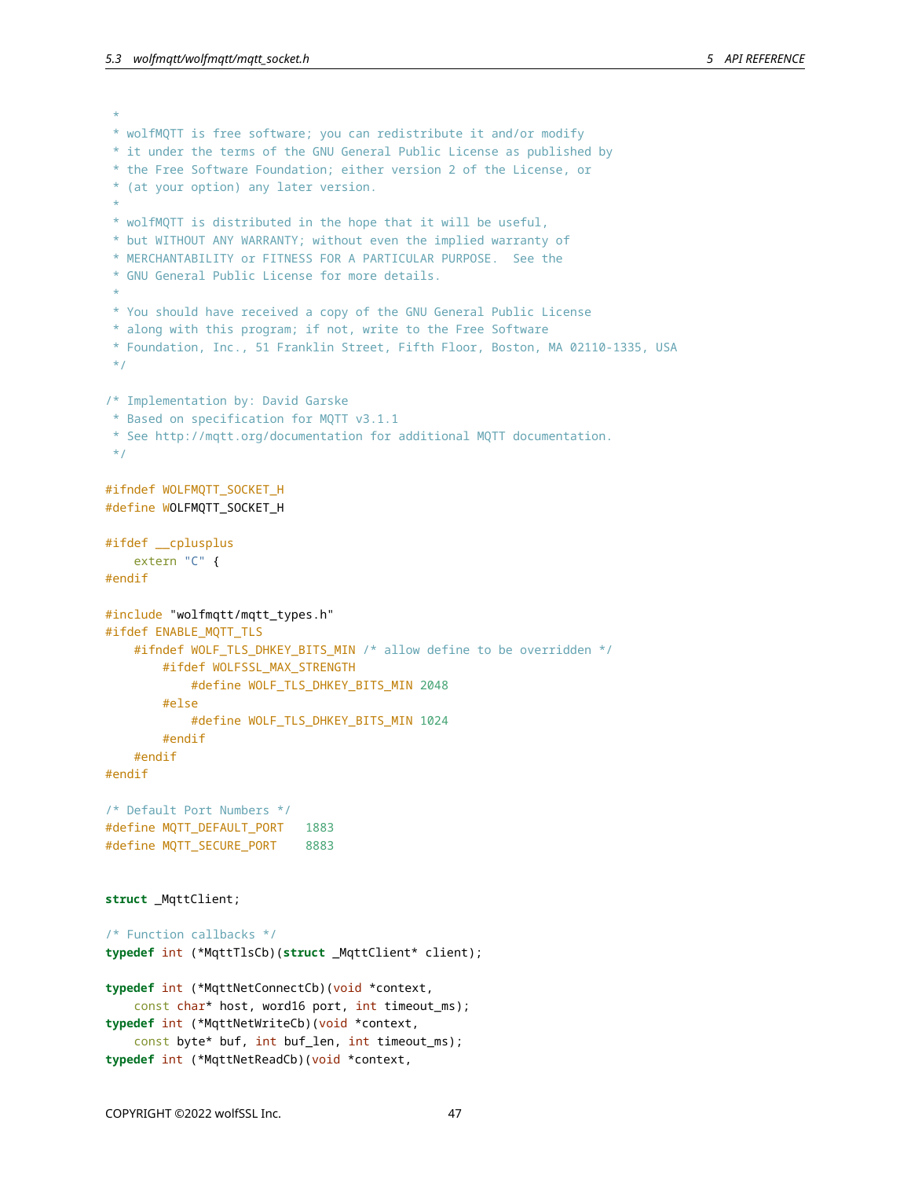```c
 *
 * wolfMQTT is free software; you can redistribute it and/or modify
 * it under the terms of the GNU General Public License as published by
 * the Free Software Foundation; either version 2 of the License, or
 * (at your option) any later version.
 *
 * wolfMQTT is distributed in the hope that it will be useful,
 * but WITHOUT ANY WARRANTY; without even the implied warranty of
 * MERCHANTABILITY or FITNESS FOR A PARTICULAR PURPOSE.  See the
 * GNU General Public License for more details.
 *
 * You should have received a copy of the GNU General Public License
 * along with this program; if not, write to the Free Software
 * Foundation, Inc., 51 Franklin Street, Fifth Floor, Boston, MA 02110-1335, USA
 */

/* Implementation by: David Garske
 * Based on specification for MQTT v3.1.1
 * See http://mqtt.org/documentation for additional MQTT documentation.
 */

#ifndef WOLFMQTT_SOCKET_H
#define WOLFMQTT_SOCKET_H

#ifdef __cplusplus
    extern "C" {
#endif

#include "wolfmqtt/mqtt_types.h"
#ifdef ENABLE_MQTT_TLS
    #ifndef WOLF_TLS_DHKEY_BITS_MIN /* allow define to be overridden */
        #ifdef WOLFSSL_MAX_STRENGTH
            #define WOLF_TLS_DHKEY_BITS_MIN 2048
        #else
            #define WOLF_TLS_DHKEY_BITS_MIN 1024
        #endif
    #endif
#endif

/* Default Port Numbers */
#define MQTT_DEFAULT_PORT   1883
#define MQTT_SECURE_PORT    8883


struct _MqttClient;

/* Function callbacks */
typedef int (*MqttTlsCb)(struct _MqttClient* client);

typedef int (*MqttNetConnectCb)(void *context,
    const char* host, word16 port, int timeout_ms);
typedef int (*MqttNetWriteCb)(void *context,
    const byte* buf, int buf_len, int timeout_ms);
typedef int (*MqttNetReadCb)(void *context,
```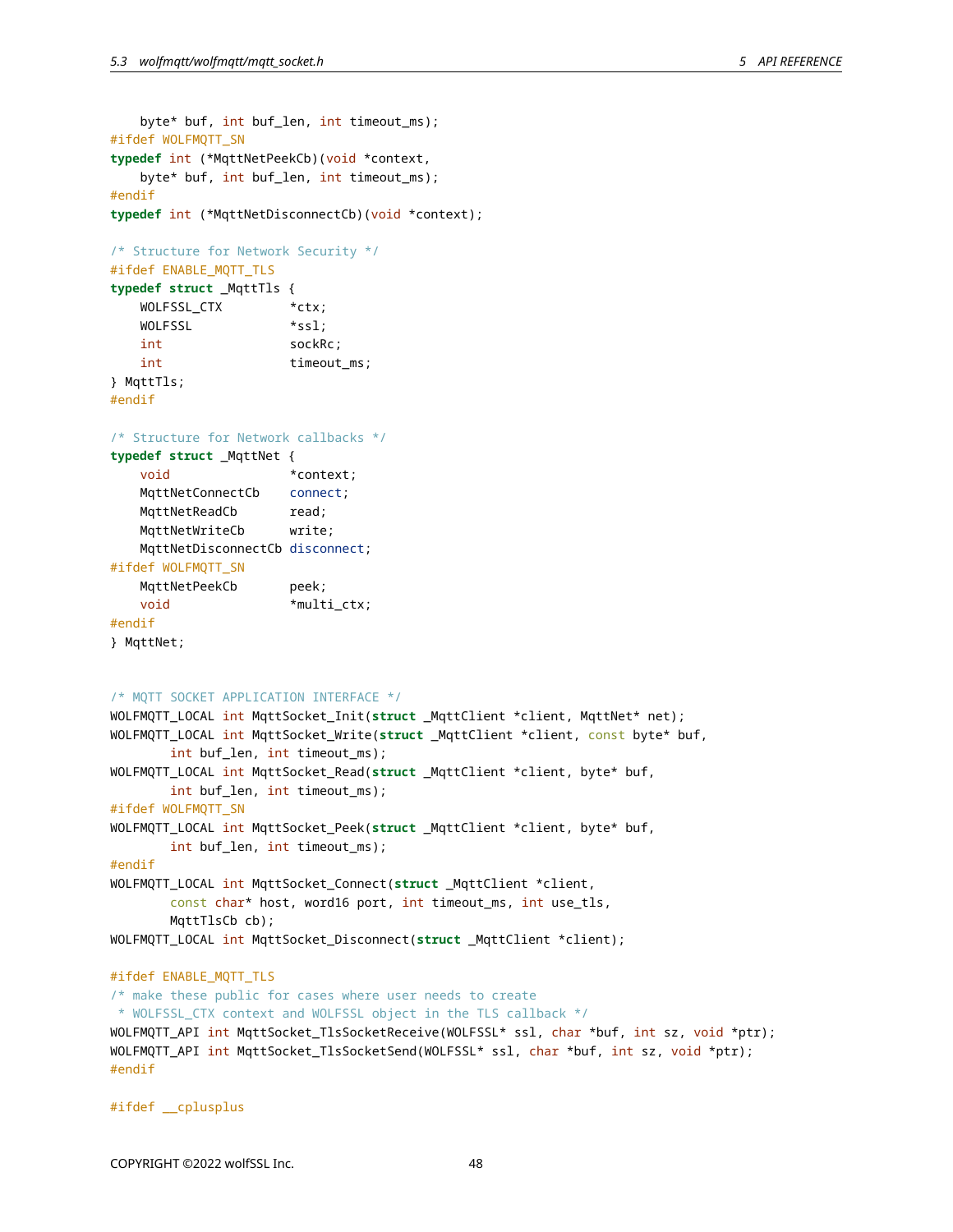```c
    byte* buf, int buf_len, int timeout_ms);
#ifdef WOLFMQTT_SN
typedef int (*MqttNetPeekCb)(void *context,
    byte* buf, int buf_len, int timeout_ms);
#endif
typedef int (*MqttNetDisconnectCb)(void *context);

/* Structure for Network Security */
#ifdef ENABLE_MQTT_TLS
typedef struct _MqttTls {
    WOLFSSL_CTX         *ctx;
    WOLFSSL             *ssl;
    int                 sockRc;
    int                 timeout_ms;
} MqttTls;
#endif

/* Structure for Network callbacks */
typedef struct _MqttNet {
    void                *context;
    MqttNetConnectCb    connect;
    MqttNetReadCb       read;
    MqttNetWriteCb      write;
    MqttNetDisconnectCb disconnect;
#ifdef WOLFMQTT_SN
    MqttNetPeekCb       peek;
    void                *multi_ctx;
#endif
} MqttNet;


/* MQTT SOCKET APPLICATION INTERFACE */
WOLFMQTT_LOCAL int MqttSocket_Init(struct _MqttClient *client, MqttNet* net);
WOLFMQTT_LOCAL int MqttSocket_Write(struct _MqttClient *client, const byte* buf,
        int buf_len, int timeout_ms);
WOLFMQTT_LOCAL int MqttSocket_Read(struct _MqttClient *client, byte* buf,
        int buf_len, int timeout_ms);
#ifdef WOLFMQTT_SN
WOLFMQTT_LOCAL int MqttSocket_Peek(struct _MqttClient *client, byte* buf,
        int buf_len, int timeout_ms);
#endif
WOLFMQTT_LOCAL int MqttSocket_Connect(struct _MqttClient *client,
        const char* host, word16 port, int timeout_ms, int use_tls,
        MqttTlsCb cb);
WOLFMQTT_LOCAL int MqttSocket_Disconnect(struct _MqttClient *client);

#ifdef ENABLE_MQTT_TLS
/* make these public for cases where user needs to create
 * WOLFSSL_CTX context and WOLFSSL object in the TLS callback */
WOLFMQTT_API int MqttSocket_TlsSocketReceive(WOLFSSL* ssl, char *buf, int sz, void *ptr);
WOLFMQTT_API int MqttSocket_TlsSocketSend(WOLFSSL* ssl, char *buf, int sz, void *ptr);
#endif

#ifdef __cplusplus
```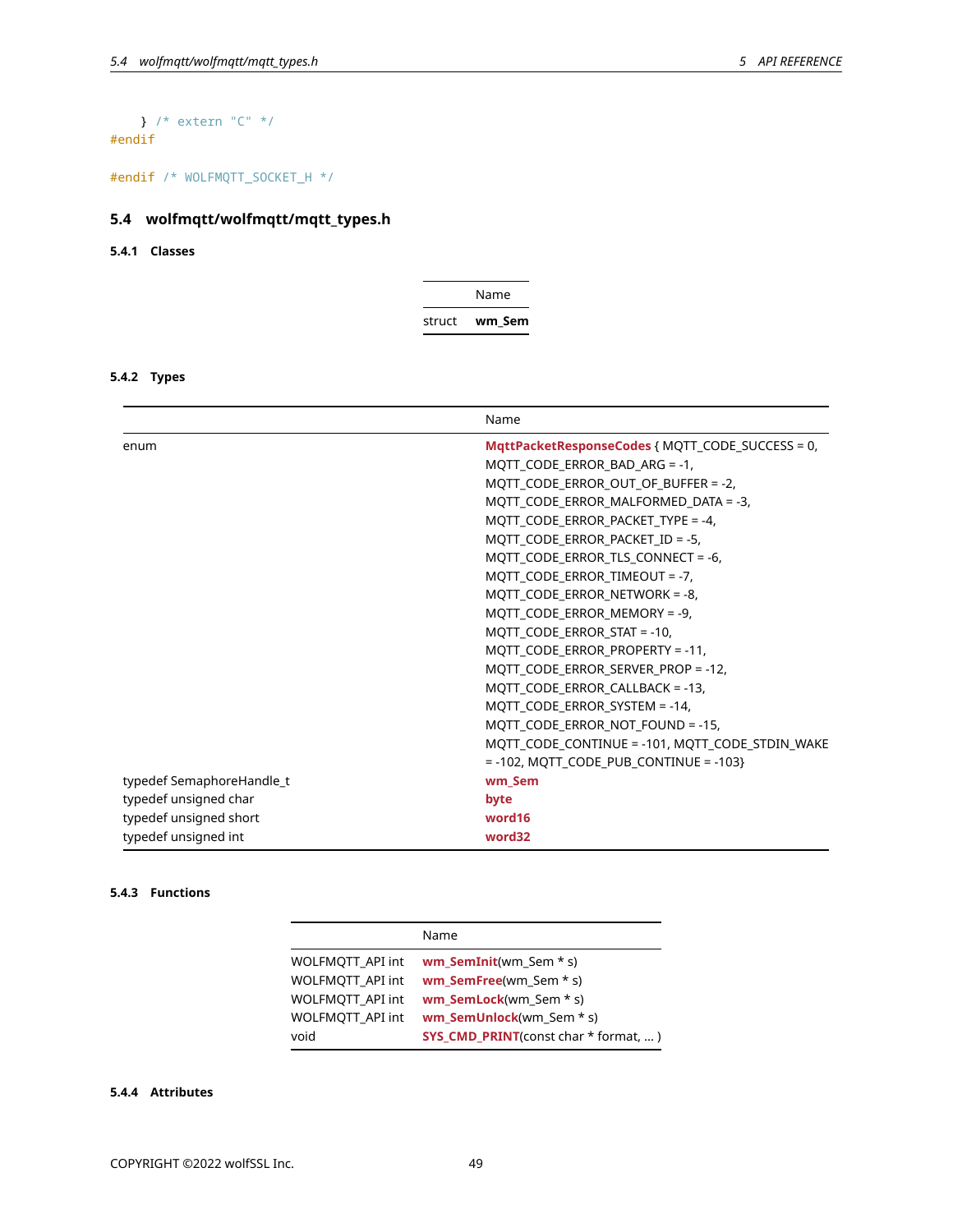```
    } /* extern "C" */
#endif

#endif /* WOLFMQTT_SOCKET_H */
```

## 5.4 wolfmqtt/wolfmqtt/mqtt_types.h

### 5.4.1 Classes

| | Name |
|---|---|
| struct | **wm_Sem** |

### 5.4.2 Types

| | Name |
|---|---|
| enum | **MqttPacketResponseCodes** { MQTT_CODE_SUCCESS = 0, MQTT_CODE_ERROR_BAD_ARG = -1, MQTT_CODE_ERROR_OUT_OF_BUFFER = -2, MQTT_CODE_ERROR_MALFORMED_DATA = -3, MQTT_CODE_ERROR_PACKET_TYPE = -4, MQTT_CODE_ERROR_PACKET_ID = -5, MQTT_CODE_ERROR_TLS_CONNECT = -6, MQTT_CODE_ERROR_TIMEOUT = -7, MQTT_CODE_ERROR_NETWORK = -8, MQTT_CODE_ERROR_MEMORY = -9, MQTT_CODE_ERROR_STAT = -10, MQTT_CODE_ERROR_PROPERTY = -11, MQTT_CODE_ERROR_SERVER_PROP = -12, MQTT_CODE_ERROR_CALLBACK = -13, MQTT_CODE_ERROR_SYSTEM = -14, MQTT_CODE_ERROR_NOT_FOUND = -15, MQTT_CODE_CONTINUE = -101, MQTT_CODE_STDIN_WAKE = -102, MQTT_CODE_PUB_CONTINUE = -103} |
| typedef SemaphoreHandle_t | **wm_Sem** |
| typedef unsigned char | **byte** |
| typedef unsigned short | **word16** |
| typedef unsigned int | **word32** |

### 5.4.3 Functions

| | Name |
|---|---|
| WOLFMQTT_API int | **wm_SemInit**(wm_Sem * s) |
| WOLFMQTT_API int | **wm_SemFree**(wm_Sem * s) |
| WOLFMQTT_API int | **wm_SemLock**(wm_Sem * s) |
| WOLFMQTT_API int | **wm_SemUnlock**(wm_Sem * s) |
| void | **SYS_CMD_PRINT**(const char * format, ... ) |

### 5.4.4 Attributes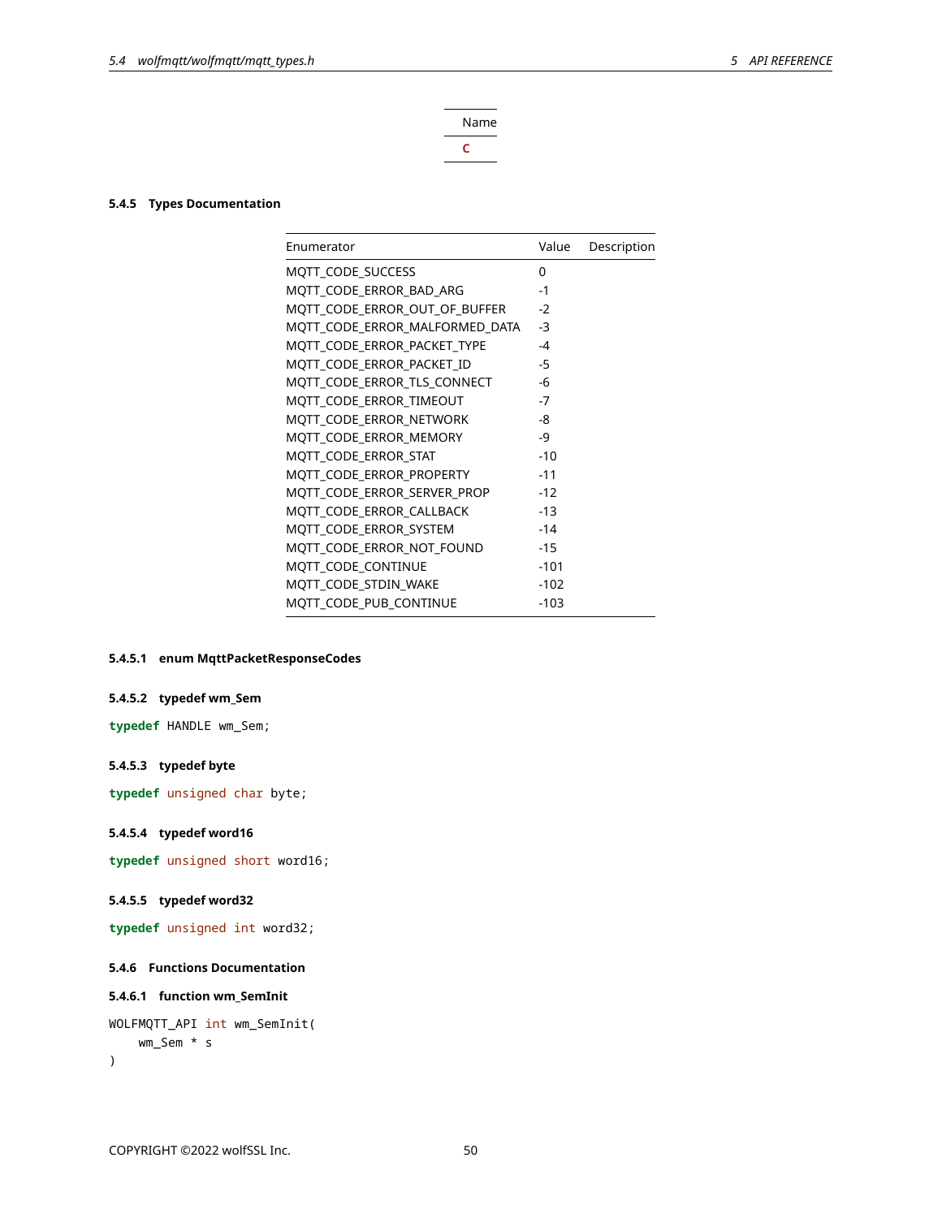| Name |
| --- |
| **C** |

### 5.4.5 Types Documentation

| Enumerator | Value | Description |
| --- | --- | --- |
| MQTT_CODE_SUCCESS | 0 | |
| MQTT_CODE_ERROR_BAD_ARG | -1 | |
| MQTT_CODE_ERROR_OUT_OF_BUFFER | -2 | |
| MQTT_CODE_ERROR_MALFORMED_DATA | -3 | |
| MQTT_CODE_ERROR_PACKET_TYPE | -4 | |
| MQTT_CODE_ERROR_PACKET_ID | -5 | |
| MQTT_CODE_ERROR_TLS_CONNECT | -6 | |
| MQTT_CODE_ERROR_TIMEOUT | -7 | |
| MQTT_CODE_ERROR_NETWORK | -8 | |
| MQTT_CODE_ERROR_MEMORY | -9 | |
| MQTT_CODE_ERROR_STAT | -10 | |
| MQTT_CODE_ERROR_PROPERTY | -11 | |
| MQTT_CODE_ERROR_SERVER_PROP | -12 | |
| MQTT_CODE_ERROR_CALLBACK | -13 | |
| MQTT_CODE_ERROR_SYSTEM | -14 | |
| MQTT_CODE_ERROR_NOT_FOUND | -15 | |
| MQTT_CODE_CONTINUE | -101 | |
| MQTT_CODE_STDIN_WAKE | -102 | |
| MQTT_CODE_PUB_CONTINUE | -103 | |

#### 5.4.5.1 enum MqttPacketResponseCodes

#### 5.4.5.2 typedef wm_Sem

```
typedef HANDLE wm_Sem;
```

#### 5.4.5.3 typedef byte

```
typedef unsigned char byte;
```

#### 5.4.5.4 typedef word16

```
typedef unsigned short word16;
```

#### 5.4.5.5 typedef word32

```
typedef unsigned int word32;
```

### 5.4.6 Functions Documentation

#### 5.4.6.1 function wm_SemInit

```
WOLFMQTT_API int wm_SemInit(
    wm_Sem * s
)
```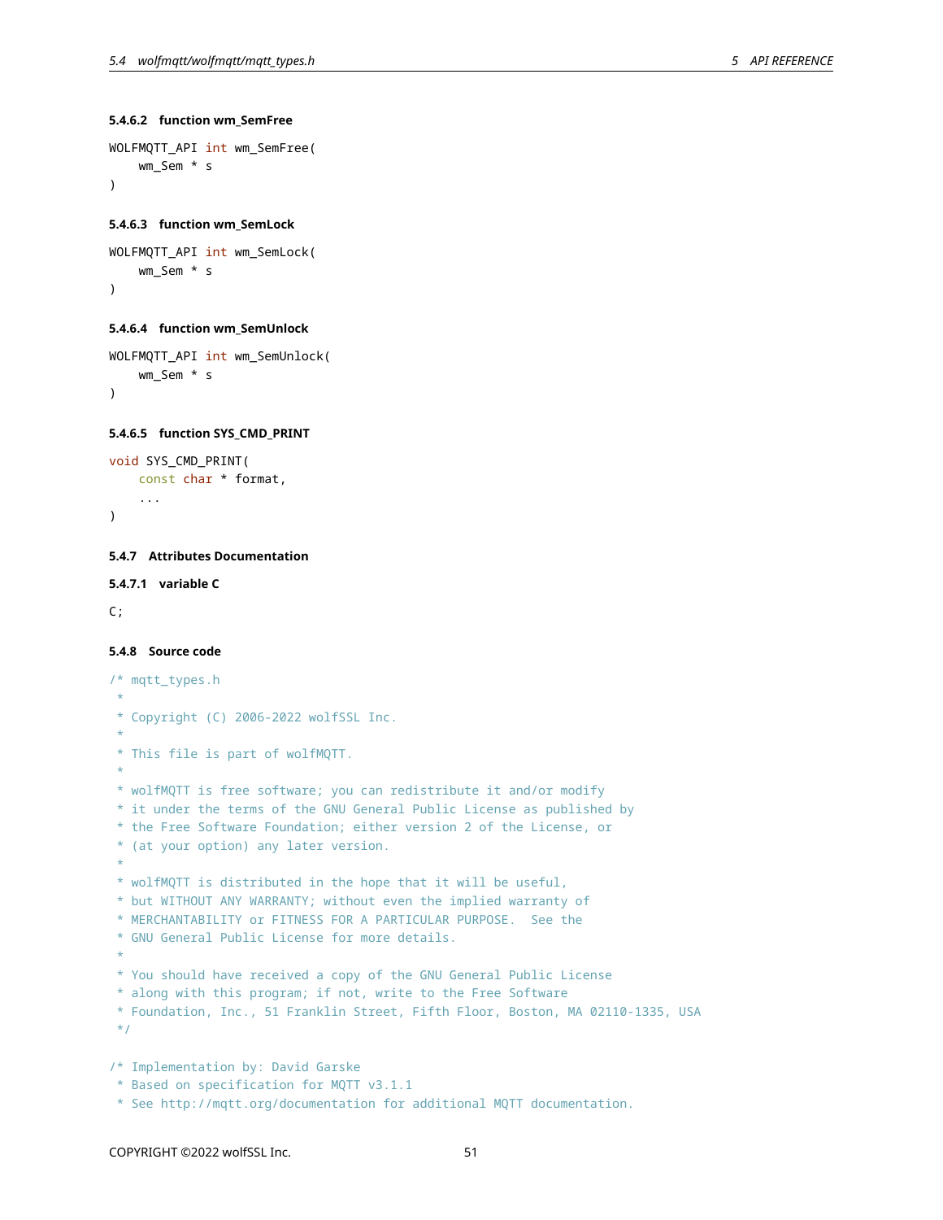#### 5.4.6.2 function wm_SemFree

```
WOLFMQTT_API int wm_SemFree(
    wm_Sem * s
)
```

#### 5.4.6.3 function wm_SemLock

```
WOLFMQTT_API int wm_SemLock(
    wm_Sem * s
)
```

#### 5.4.6.4 function wm_SemUnlock

```
WOLFMQTT_API int wm_SemUnlock(
    wm_Sem * s
)
```

#### 5.4.6.5 function SYS_CMD_PRINT

```
void SYS_CMD_PRINT(
    const char * format,
    ...
)
```

### 5.4.7 Attributes Documentation

#### 5.4.7.1 variable C

```
C;
```

### 5.4.8 Source code

```
/* mqtt_types.h
 *
 * Copyright (C) 2006-2022 wolfSSL Inc.
 *
 * This file is part of wolfMQTT.
 *
 * wolfMQTT is free software; you can redistribute it and/or modify
 * it under the terms of the GNU General Public License as published by
 * the Free Software Foundation; either version 2 of the License, or
 * (at your option) any later version.
 *
 * wolfMQTT is distributed in the hope that it will be useful,
 * but WITHOUT ANY WARRANTY; without even the implied warranty of
 * MERCHANTABILITY or FITNESS FOR A PARTICULAR PURPOSE.  See the
 * GNU General Public License for more details.
 *
 * You should have received a copy of the GNU General Public License
 * along with this program; if not, write to the Free Software
 * Foundation, Inc., 51 Franklin Street, Fifth Floor, Boston, MA 02110-1335, USA
 */

/* Implementation by: David Garske
 * Based on specification for MQTT v3.1.1
 * See http://mqtt.org/documentation for additional MQTT documentation.
```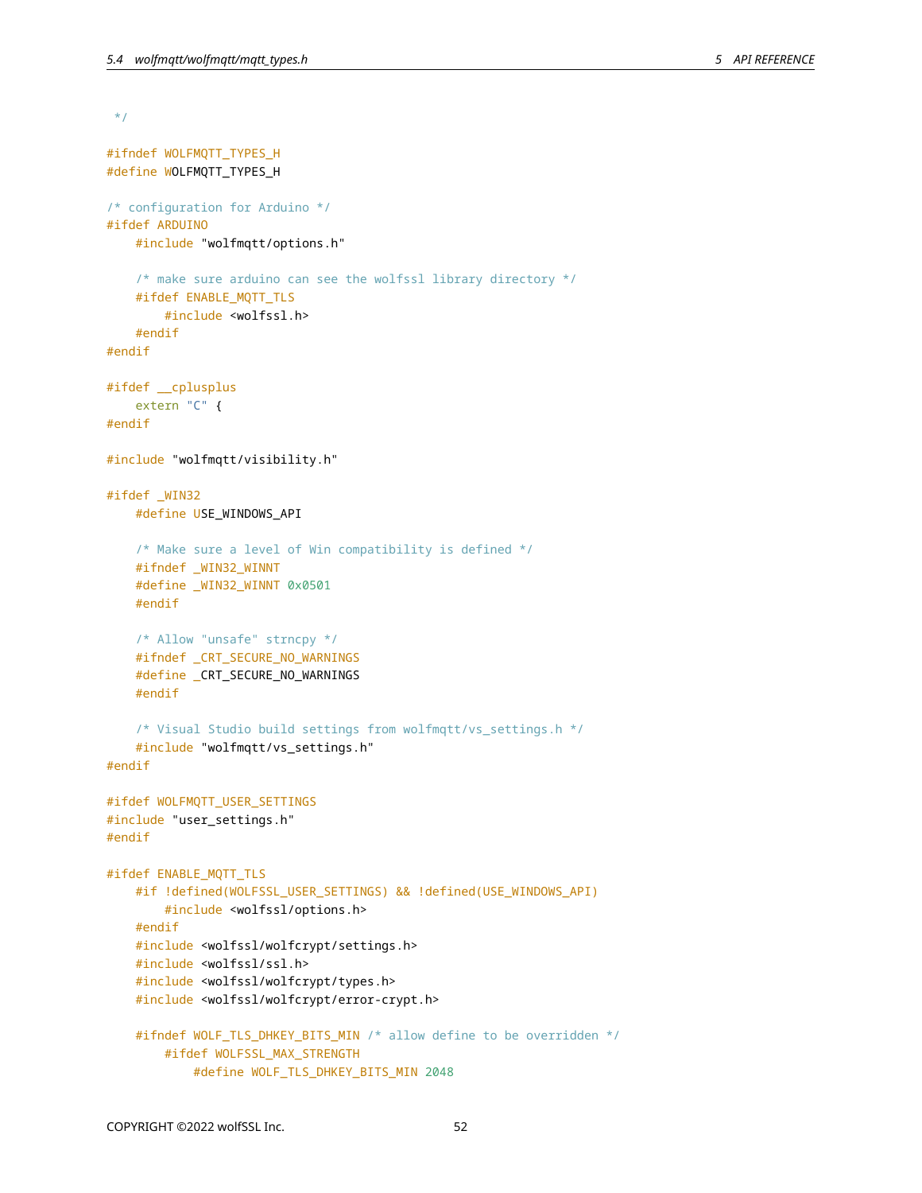```
 */

#ifndef WOLFMQTT_TYPES_H
#define WOLFMQTT_TYPES_H

/* configuration for Arduino */
#ifdef ARDUINO
    #include "wolfmqtt/options.h"

    /* make sure arduino can see the wolfssl library directory */
    #ifdef ENABLE_MQTT_TLS
        #include <wolfssl.h>
    #endif
#endif

#ifdef __cplusplus
    extern "C" {
#endif

#include "wolfmqtt/visibility.h"

#ifdef _WIN32
    #define USE_WINDOWS_API

    /* Make sure a level of Win compatibility is defined */
    #ifndef _WIN32_WINNT
    #define _WIN32_WINNT 0x0501
    #endif

    /* Allow "unsafe" strncpy */
    #ifndef _CRT_SECURE_NO_WARNINGS
    #define _CRT_SECURE_NO_WARNINGS
    #endif

    /* Visual Studio build settings from wolfmqtt/vs_settings.h */
    #include "wolfmqtt/vs_settings.h"
#endif

#ifdef WOLFMQTT_USER_SETTINGS
#include "user_settings.h"
#endif

#ifdef ENABLE_MQTT_TLS
    #if !defined(WOLFSSL_USER_SETTINGS) && !defined(USE_WINDOWS_API)
        #include <wolfssl/options.h>
    #endif
    #include <wolfssl/wolfcrypt/settings.h>
    #include <wolfssl/ssl.h>
    #include <wolfssl/wolfcrypt/types.h>
    #include <wolfssl/wolfcrypt/error-crypt.h>

    #ifndef WOLF_TLS_DHKEY_BITS_MIN /* allow define to be overridden */
        #ifdef WOLFSSL_MAX_STRENGTH
            #define WOLF_TLS_DHKEY_BITS_MIN 2048
```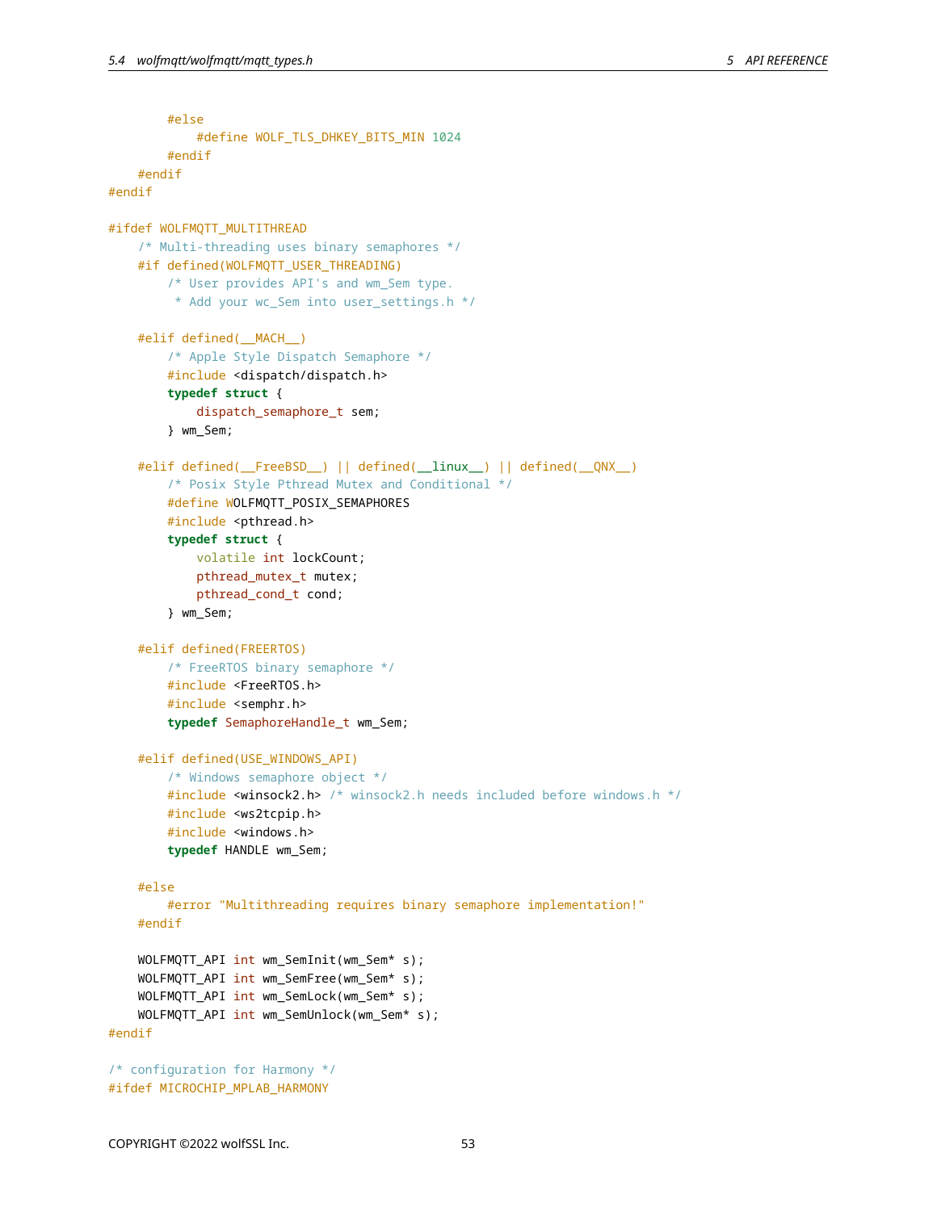```
        #else
            #define WOLF_TLS_DHKEY_BITS_MIN 1024
        #endif
    #endif
#endif

#ifdef WOLFMQTT_MULTITHREAD
    /* Multi-threading uses binary semaphores */
    #if defined(WOLFMQTT_USER_THREADING)
        /* User provides API's and wm_Sem type.
         * Add your wc_Sem into user_settings.h */

    #elif defined(__MACH__)
        /* Apple Style Dispatch Semaphore */
        #include <dispatch/dispatch.h>
        typedef struct {
            dispatch_semaphore_t sem;
        } wm_Sem;

    #elif defined(__FreeBSD__) || defined(__linux__) || defined(__QNX__)
        /* Posix Style Pthread Mutex and Conditional */
        #define WOLFMQTT_POSIX_SEMAPHORES
        #include <pthread.h>
        typedef struct {
            volatile int lockCount;
            pthread_mutex_t mutex;
            pthread_cond_t cond;
        } wm_Sem;

    #elif defined(FREERTOS)
        /* FreeRTOS binary semaphore */
        #include <FreeRTOS.h>
        #include <semphr.h>
        typedef SemaphoreHandle_t wm_Sem;

    #elif defined(USE_WINDOWS_API)
        /* Windows semaphore object */
        #include <winsock2.h> /* winsock2.h needs included before windows.h */
        #include <ws2tcpip.h>
        #include <windows.h>
        typedef HANDLE wm_Sem;

    #else
        #error "Multithreading requires binary semaphore implementation!"
    #endif

    WOLFMQTT_API int wm_SemInit(wm_Sem* s);
    WOLFMQTT_API int wm_SemFree(wm_Sem* s);
    WOLFMQTT_API int wm_SemLock(wm_Sem* s);
    WOLFMQTT_API int wm_SemUnlock(wm_Sem* s);
#endif

/* configuration for Harmony */
#ifdef MICROCHIP_MPLAB_HARMONY
```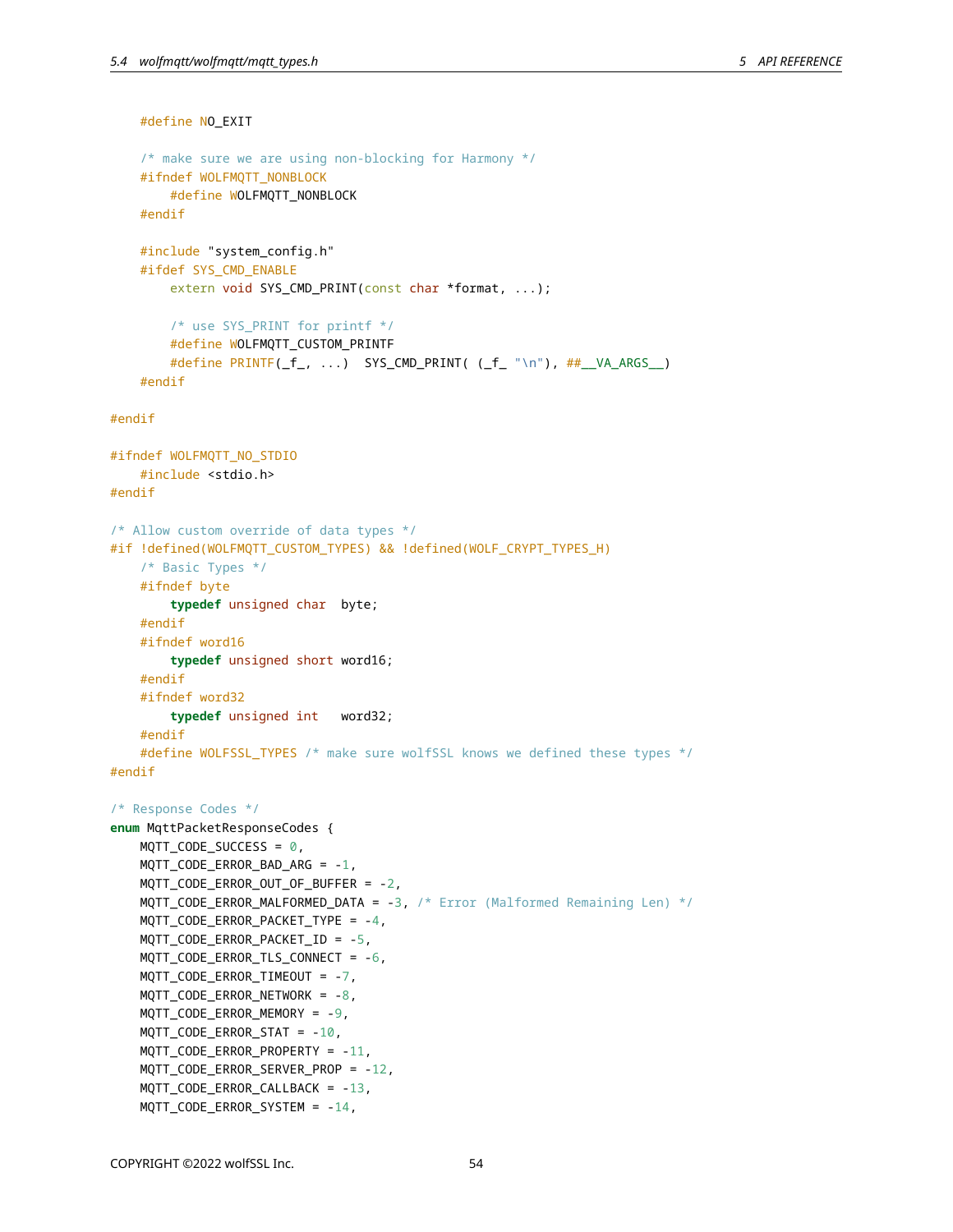```
    #define NO_EXIT

    /* make sure we are using non-blocking for Harmony */
    #ifndef WOLFMQTT_NONBLOCK
        #define WOLFMQTT_NONBLOCK
    #endif

    #include "system_config.h"
    #ifdef SYS_CMD_ENABLE
        extern void SYS_CMD_PRINT(const char *format, ...);

        /* use SYS_PRINT for printf */
        #define WOLFMQTT_CUSTOM_PRINTF
        #define PRINTF(_f_, ...)  SYS_CMD_PRINT( (_f_ "\n"), ##__VA_ARGS__)
    #endif

#endif

#ifndef WOLFMQTT_NO_STDIO
    #include <stdio.h>
#endif

/* Allow custom override of data types */
#if !defined(WOLFMQTT_CUSTOM_TYPES) && !defined(WOLF_CRYPT_TYPES_H)
    /* Basic Types */
    #ifndef byte
        typedef unsigned char  byte;
    #endif
    #ifndef word16
        typedef unsigned short word16;
    #endif
    #ifndef word32
        typedef unsigned int   word32;
    #endif
    #define WOLFSSL_TYPES /* make sure wolfSSL knows we defined these types */
#endif

/* Response Codes */
enum MqttPacketResponseCodes {
    MQTT_CODE_SUCCESS = 0,
    MQTT_CODE_ERROR_BAD_ARG = -1,
    MQTT_CODE_ERROR_OUT_OF_BUFFER = -2,
    MQTT_CODE_ERROR_MALFORMED_DATA = -3, /* Error (Malformed Remaining Len) */
    MQTT_CODE_ERROR_PACKET_TYPE = -4,
    MQTT_CODE_ERROR_PACKET_ID = -5,
    MQTT_CODE_ERROR_TLS_CONNECT = -6,
    MQTT_CODE_ERROR_TIMEOUT = -7,
    MQTT_CODE_ERROR_NETWORK = -8,
    MQTT_CODE_ERROR_MEMORY = -9,
    MQTT_CODE_ERROR_STAT = -10,
    MQTT_CODE_ERROR_PROPERTY = -11,
    MQTT_CODE_ERROR_SERVER_PROP = -12,
    MQTT_CODE_ERROR_CALLBACK = -13,
    MQTT_CODE_ERROR_SYSTEM = -14,
```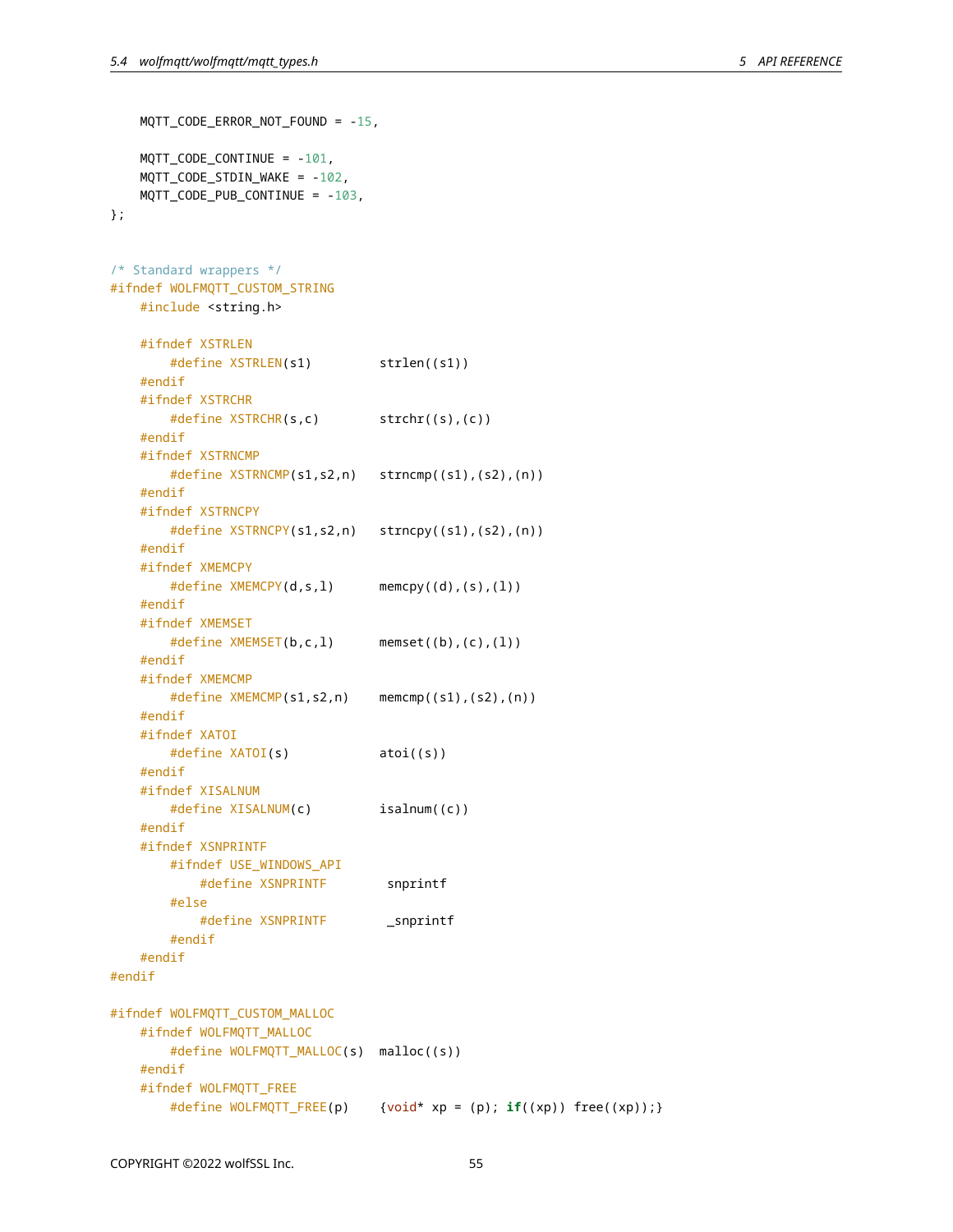```
    MQTT_CODE_ERROR_NOT_FOUND = -15,

    MQTT_CODE_CONTINUE = -101,
    MQTT_CODE_STDIN_WAKE = -102,
    MQTT_CODE_PUB_CONTINUE = -103,
};


/* Standard wrappers */
#ifndef WOLFMQTT_CUSTOM_STRING
    #include <string.h>

    #ifndef XSTRLEN
        #define XSTRLEN(s1)         strlen((s1))
    #endif
    #ifndef XSTRCHR
        #define XSTRCHR(s,c)        strchr((s),(c))
    #endif
    #ifndef XSTRNCMP
        #define XSTRNCMP(s1,s2,n)   strncmp((s1),(s2),(n))
    #endif
    #ifndef XSTRNCPY
        #define XSTRNCPY(s1,s2,n)   strncpy((s1),(s2),(n))
    #endif
    #ifndef XMEMCPY
        #define XMEMCPY(d,s,l)      memcpy((d),(s),(l))
    #endif
    #ifndef XMEMSET
        #define XMEMSET(b,c,l)      memset((b),(c),(l))
    #endif
    #ifndef XMEMCMP
        #define XMEMCMP(s1,s2,n)    memcmp((s1),(s2),(n))
    #endif
    #ifndef XATOI
        #define XATOI(s)            atoi((s))
    #endif
    #ifndef XISALNUM
        #define XISALNUM(c)         isalnum((c))
    #endif
    #ifndef XSNPRINTF
        #ifndef USE_WINDOWS_API
            #define XSNPRINTF        snprintf
        #else
            #define XSNPRINTF        _snprintf
        #endif
    #endif
#endif

#ifndef WOLFMQTT_CUSTOM_MALLOC
    #ifndef WOLFMQTT_MALLOC
        #define WOLFMQTT_MALLOC(s)  malloc((s))
    #endif
    #ifndef WOLFMQTT_FREE
        #define WOLFMQTT_FREE(p)    {void* xp = (p); if((xp)) free((xp));}
```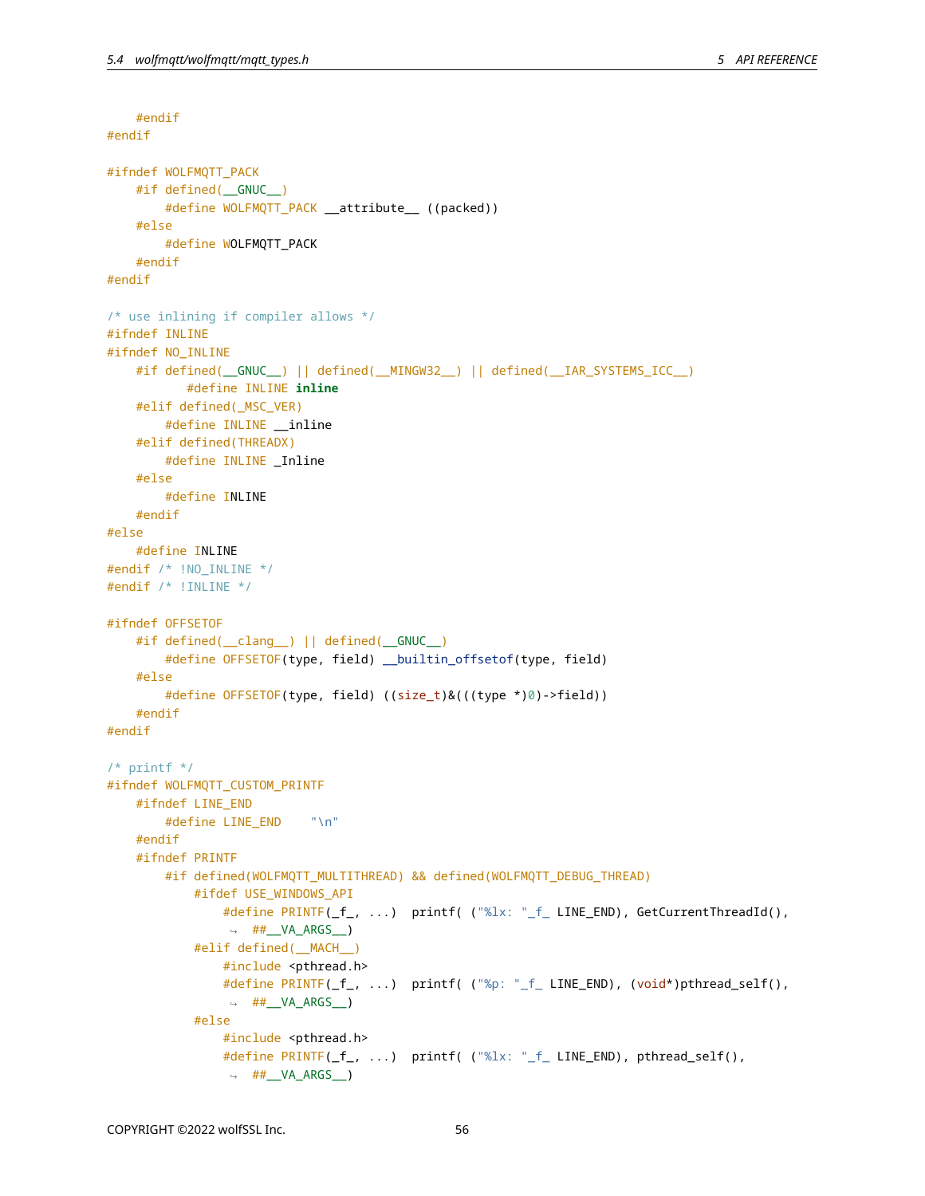```
    #endif
#endif

#ifndef WOLFMQTT_PACK
    #if defined(__GNUC__)
        #define WOLFMQTT_PACK __attribute__ ((packed))
    #else
        #define WOLFMQTT_PACK
    #endif
#endif

/* use inlining if compiler allows */
#ifndef INLINE
#ifndef NO_INLINE
    #if defined(__GNUC__) || defined(__MINGW32__) || defined(__IAR_SYSTEMS_ICC__)
           #define INLINE inline
    #elif defined(_MSC_VER)
        #define INLINE __inline
    #elif defined(THREADX)
        #define INLINE _Inline
    #else
        #define INLINE
    #endif
#else
    #define INLINE
#endif /* !NO_INLINE */
#endif /* !INLINE */

#ifndef OFFSETOF
    #if defined(__clang__) || defined(__GNUC__)
        #define OFFSETOF(type, field) __builtin_offsetof(type, field)
    #else
        #define OFFSETOF(type, field) ((size_t)&(((type *)0)->field))
    #endif
#endif

/* printf */
#ifndef WOLFMQTT_CUSTOM_PRINTF
    #ifndef LINE_END
        #define LINE_END    "\n"
    #endif
    #ifndef PRINTF
        #if defined(WOLFMQTT_MULTITHREAD) && defined(WOLFMQTT_DEBUG_THREAD)
            #ifdef USE_WINDOWS_API
                #define PRINTF(_f_, ...)  printf( ("%lx: "_f_ LINE_END), GetCurrentThreadId(),
                 ↪  ##__VA_ARGS__)
            #elif defined(__MACH__)
                #include <pthread.h>
                #define PRINTF(_f_, ...)  printf( ("%p: "_f_ LINE_END), (void*)pthread_self(),
                 ↪  ##__VA_ARGS__)
            #else
                #include <pthread.h>
                #define PRINTF(_f_, ...)  printf( ("%lx: "_f_ LINE_END), pthread_self(),
                 ↪  ##__VA_ARGS__)
```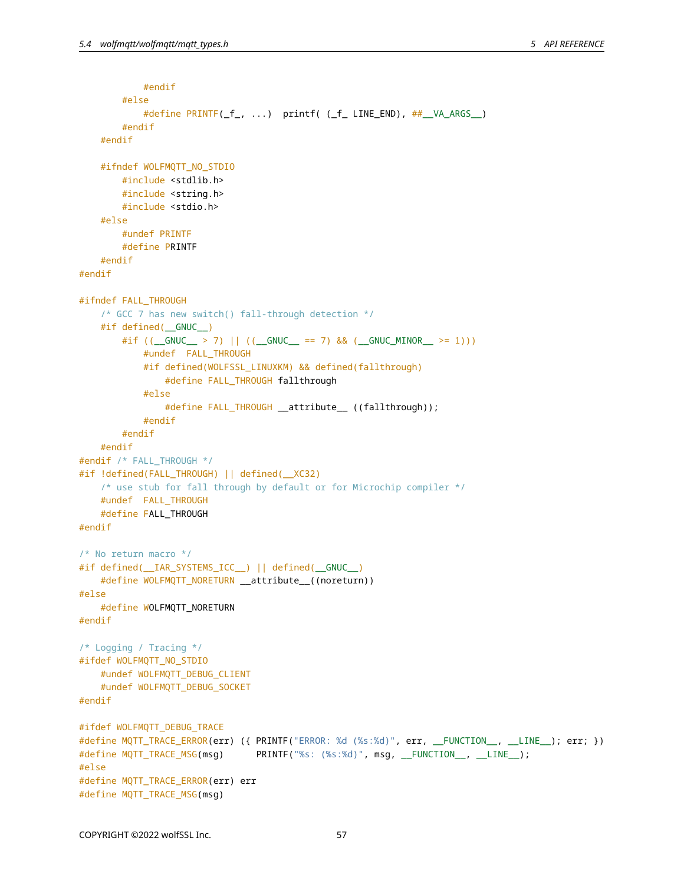```
            #endif
        #else
            #define PRINTF(_f_, ...)  printf( (_f_ LINE_END), ##__VA_ARGS__)
        #endif
    #endif

    #ifndef WOLFMQTT_NO_STDIO
        #include <stdlib.h>
        #include <string.h>
        #include <stdio.h>
    #else
        #undef PRINTF
        #define PRINTF
    #endif
#endif

#ifndef FALL_THROUGH
    /* GCC 7 has new switch() fall-through detection */
    #if defined(__GNUC__)
        #if ((__GNUC__ > 7) || ((__GNUC__ == 7) && (__GNUC_MINOR__ >= 1)))
            #undef  FALL_THROUGH
            #if defined(WOLFSSL_LINUXKM) && defined(fallthrough)
                #define FALL_THROUGH fallthrough
            #else
                #define FALL_THROUGH __attribute__ ((fallthrough));
            #endif
        #endif
    #endif
#endif /* FALL_THROUGH */
#if !defined(FALL_THROUGH) || defined(__XC32)
    /* use stub for fall through by default or for Microchip compiler */
    #undef  FALL_THROUGH
    #define FALL_THROUGH
#endif

/* No return macro */
#if defined(__IAR_SYSTEMS_ICC__) || defined(__GNUC__)
    #define WOLFMQTT_NORETURN __attribute__((noreturn))
#else
    #define WOLFMQTT_NORETURN
#endif

/* Logging / Tracing */
#ifdef WOLFMQTT_NO_STDIO
    #undef WOLFMQTT_DEBUG_CLIENT
    #undef WOLFMQTT_DEBUG_SOCKET
#endif

#ifdef WOLFMQTT_DEBUG_TRACE
#define MQTT_TRACE_ERROR(err) ({ PRINTF("ERROR: %d (%s:%d)", err, __FUNCTION__, __LINE__); err; })
#define MQTT_TRACE_MSG(msg)      PRINTF("%s: (%s:%d)", msg, __FUNCTION__, __LINE__);
#else
#define MQTT_TRACE_ERROR(err) err
#define MQTT_TRACE_MSG(msg)
```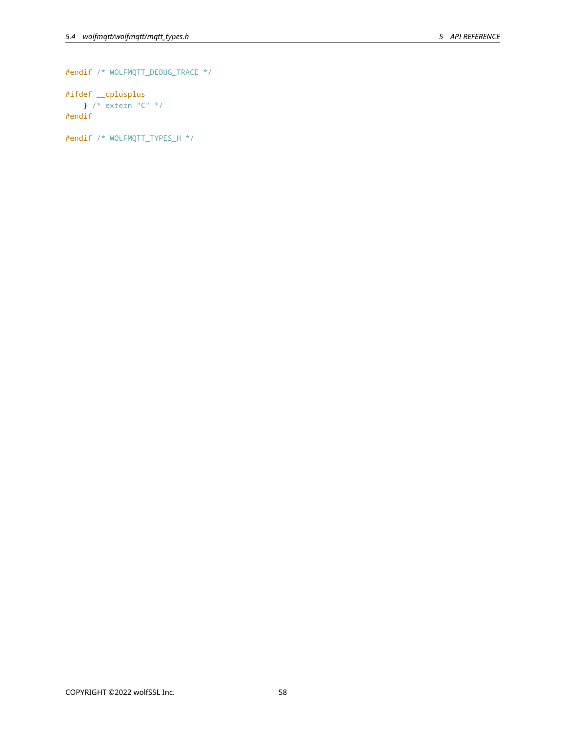```
#endif /* WOLFMQTT_DEBUG_TRACE */

#ifdef __cplusplus
    } /* extern "C" */
#endif

#endif /* WOLFMQTT_TYPES_H */
```